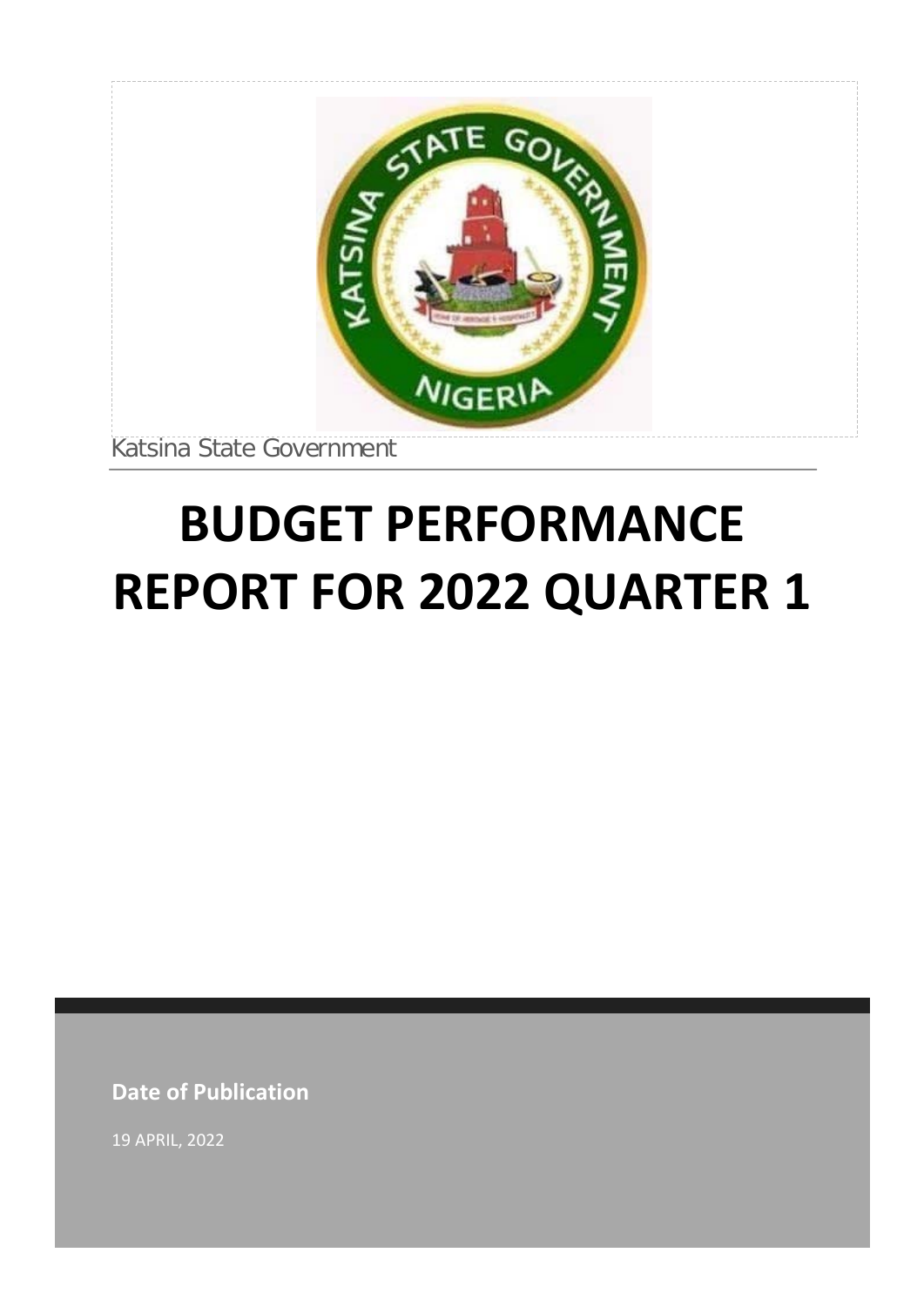Katsina State Government

# BUDGET PERFORMANCE REPORT FOR 2022 QUARTER 1

**Date of Publication**

19 APRIL, 2022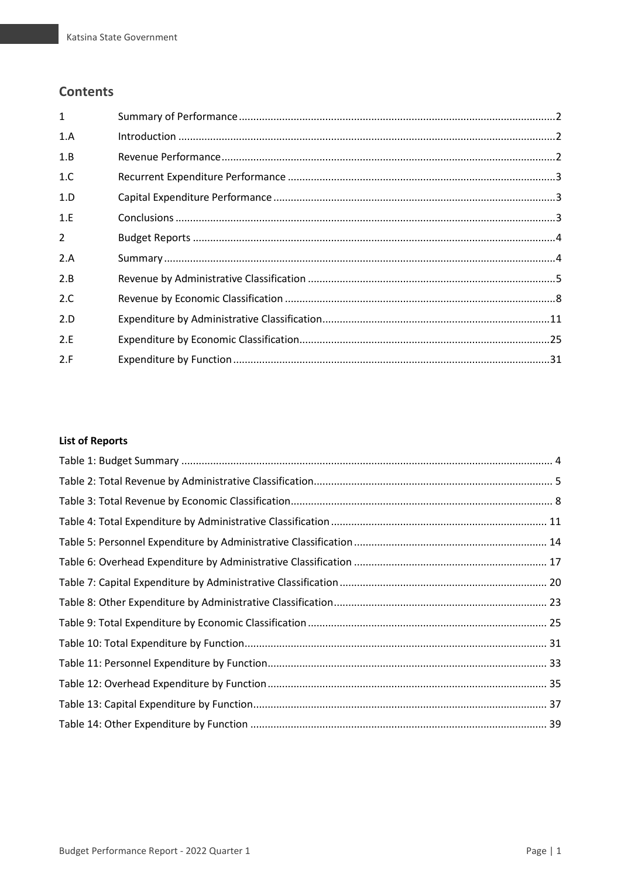## Contents

| | | |
|---|---|---|
| 1 | Summary of Performance | 2 |
| 1.A | Introduction | 2 |
| 1.B | Revenue Performance | 2 |
| 1.C | Recurrent Expenditure Performance | 3 |
| 1.D | Capital Expenditure Performance | 3 |
| 1.E | Conclusions | 3 |
| 2 | Budget Reports | 4 |
| 2.A | Summary | 4 |
| 2.B | Revenue by Administrative Classification | 5 |
| 2.C | Revenue by Economic Classification | 8 |
| 2.D | Expenditure by Administrative Classification | 11 |
| 2.E | Expenditure by Economic Classification | 25 |
| 2.F | Expenditure by Function | 31 |

**List of Reports**

| | |
|---|---|
| Table 1: Budget Summary | 4 |
| Table 2: Total Revenue by Administrative Classification | 5 |
| Table 3: Total Revenue by Economic Classification | 8 |
| Table 4: Total Expenditure by Administrative Classification | 11 |
| Table 5: Personnel Expenditure by Administrative Classification | 14 |
| Table 6: Overhead Expenditure by Administrative Classification | 17 |
| Table 7: Capital Expenditure by Administrative Classification | 20 |
| Table 8: Other Expenditure by Administrative Classification | 23 |
| Table 9: Total Expenditure by Economic Classification | 25 |
| Table 10: Total Expenditure by Function | 31 |
| Table 11: Personnel Expenditure by Function | 33 |
| Table 12: Overhead Expenditure by Function | 35 |
| Table 13: Capital Expenditure by Function | 37 |
| Table 14: Other Expenditure by Function | 39 |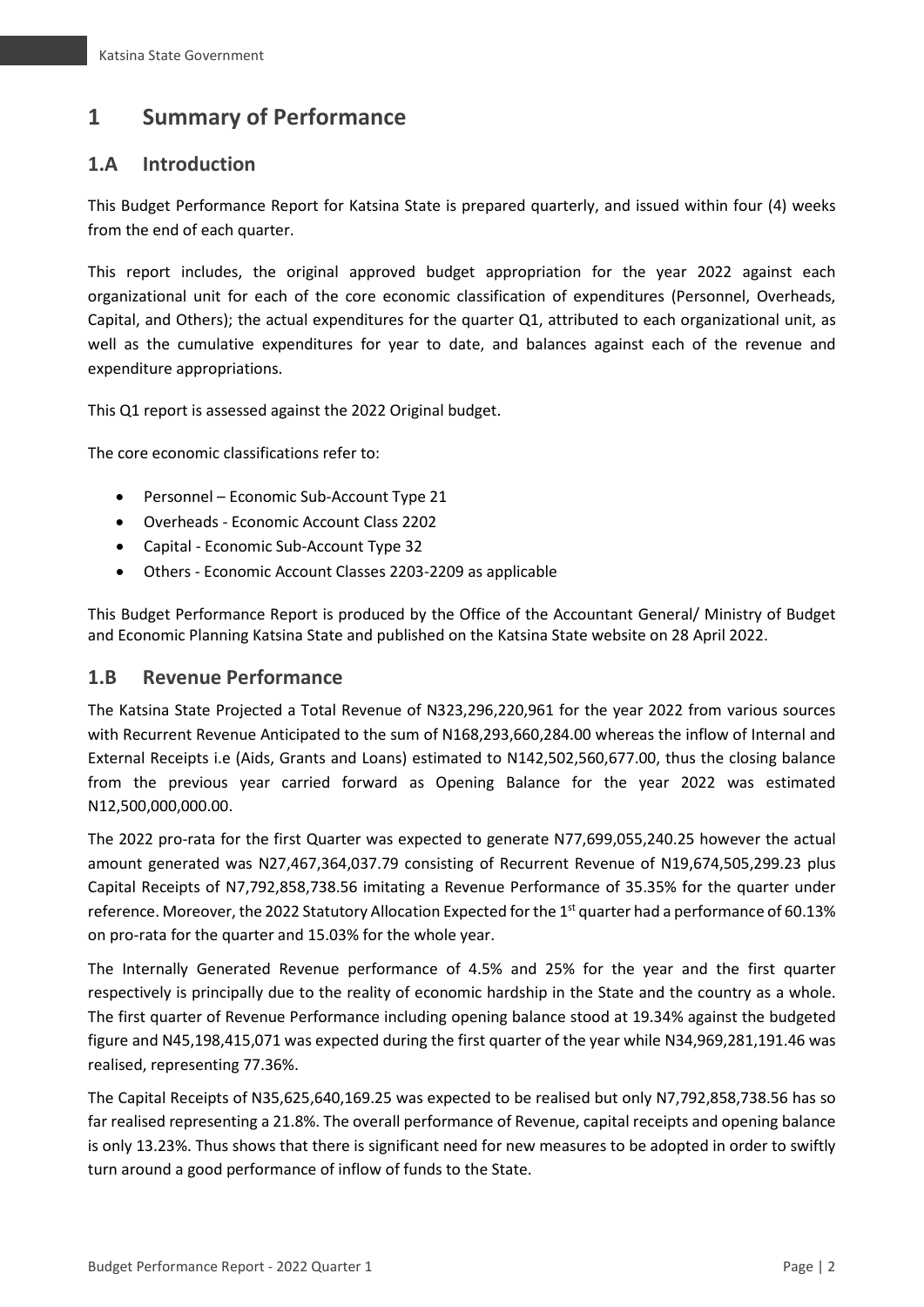# 1 Summary of Performance

## 1.A Introduction

This Budget Performance Report for Katsina State is prepared quarterly, and issued within four (4) weeks from the end of each quarter.

This report includes, the original approved budget appropriation for the year 2022 against each organizational unit for each of the core economic classification of expenditures (Personnel, Overheads, Capital, and Others); the actual expenditures for the quarter Q1, attributed to each organizational unit, as well as the cumulative expenditures for year to date, and balances against each of the revenue and expenditure appropriations.

This Q1 report is assessed against the 2022 Original budget.

The core economic classifications refer to:

- Personnel – Economic Sub-Account Type 21
- Overheads - Economic Account Class 2202
- Capital - Economic Sub-Account Type 32
- Others - Economic Account Classes 2203-2209 as applicable

This Budget Performance Report is produced by the Office of the Accountant General/ Ministry of Budget and Economic Planning Katsina State and published on the Katsina State website on 28 April 2022.

## 1.B Revenue Performance

The Katsina State Projected a Total Revenue of N323,296,220,961 for the year 2022 from various sources with Recurrent Revenue Anticipated to the sum of N168,293,660,284.00 whereas the inflow of Internal and External Receipts i.e (Aids, Grants and Loans) estimated to N142,502,560,677.00, thus the closing balance from the previous year carried forward as Opening Balance for the year 2022 was estimated N12,500,000,000.00.

The 2022 pro-rata for the first Quarter was expected to generate N77,699,055,240.25 however the actual amount generated was N27,467,364,037.79 consisting of Recurrent Revenue of N19,674,505,299.23 plus Capital Receipts of N7,792,858,738.56 imitating a Revenue Performance of 35.35% for the quarter under reference. Moreover, the 2022 Statutory Allocation Expected for the 1st quarter had a performance of 60.13% on pro-rata for the quarter and 15.03% for the whole year.

The Internally Generated Revenue performance of 4.5% and 25% for the year and the first quarter respectively is principally due to the reality of economic hardship in the State and the country as a whole. The first quarter of Revenue Performance including opening balance stood at 19.34% against the budgeted figure and N45,198,415,071 was expected during the first quarter of the year while N34,969,281,191.46 was realised, representing 77.36%.

The Capital Receipts of N35,625,640,169.25 was expected to be realised but only N7,792,858,738.56 has so far realised representing a 21.8%. The overall performance of Revenue, capital receipts and opening balance is only 13.23%. Thus shows that there is significant need for new measures to be adopted in order to swiftly turn around a good performance of inflow of funds to the State.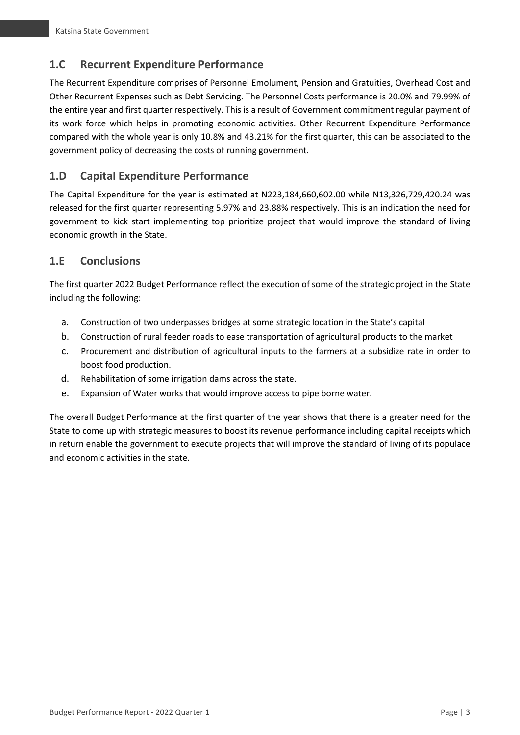## 1.C Recurrent Expenditure Performance

The Recurrent Expenditure comprises of Personnel Emolument, Pension and Gratuities, Overhead Cost and Other Recurrent Expenses such as Debt Servicing. The Personnel Costs performance is 20.0% and 79.99% of the entire year and first quarter respectively. This is a result of Government commitment regular payment of its work force which helps in promoting economic activities. Other Recurrent Expenditure Performance compared with the whole year is only 10.8% and 43.21% for the first quarter, this can be associated to the government policy of decreasing the costs of running government.

## 1.D Capital Expenditure Performance

The Capital Expenditure for the year is estimated at N223,184,660,602.00 while N13,326,729,420.24 was released for the first quarter representing 5.97% and 23.88% respectively. This is an indication the need for government to kick start implementing top prioritize project that would improve the standard of living economic growth in the State.

## 1.E Conclusions

The first quarter 2022 Budget Performance reflect the execution of some of the strategic project in the State including the following:

a. Construction of two underpasses bridges at some strategic location in the State's capital
b. Construction of rural feeder roads to ease transportation of agricultural products to the market
c. Procurement and distribution of agricultural inputs to the farmers at a subsidize rate in order to boost food production.
d. Rehabilitation of some irrigation dams across the state.
e. Expansion of Water works that would improve access to pipe borne water.

The overall Budget Performance at the first quarter of the year shows that there is a greater need for the State to come up with strategic measures to boost its revenue performance including capital receipts which in return enable the government to execute projects that will improve the standard of living of its populace and economic activities in the state.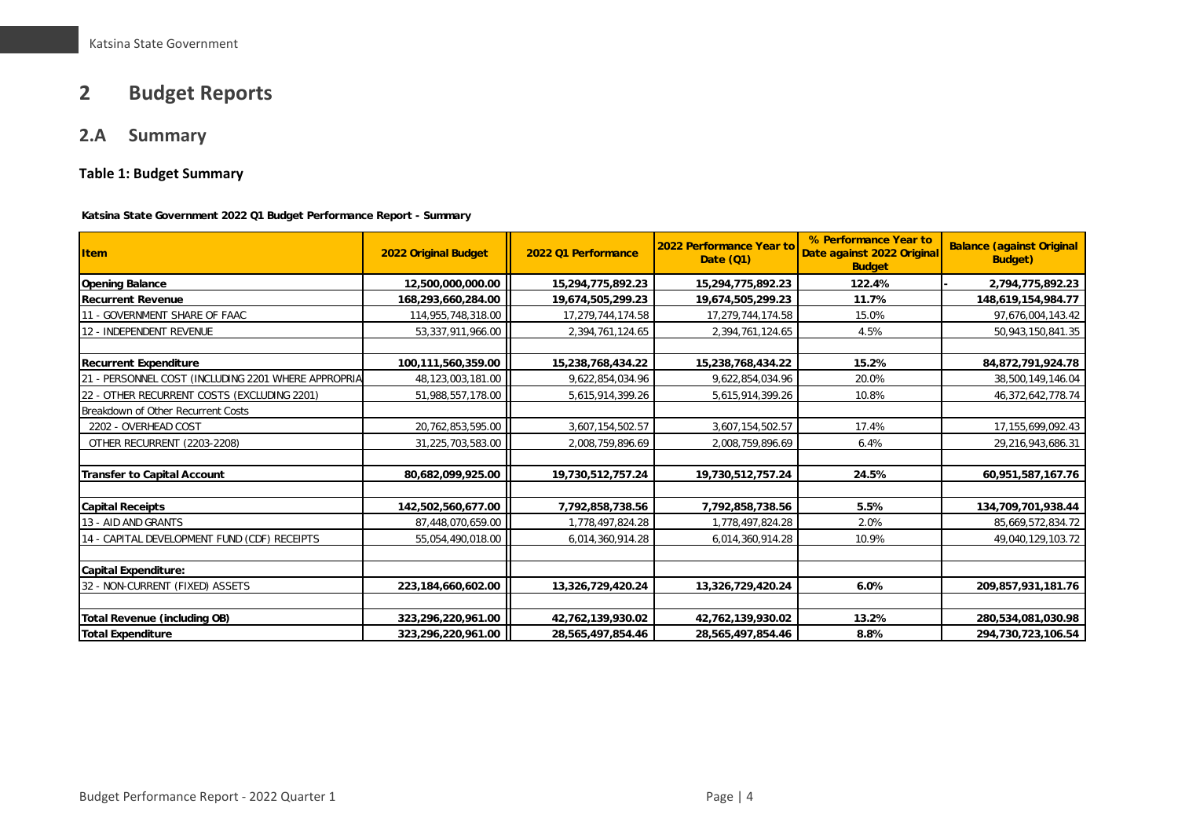# 2 Budget Reports

## 2.A Summary

### Table 1: Budget Summary

**Katsina State Government 2022 Q1 Budget Performance Report - Summary**

| Item | 2022 Original Budget | 2022 Q1 Performance | 2022 Performance Year to Date (Q1) | % Performance Year to Date against 2022 Original Budget | Balance (against Original Budget) |
|---|---|---|---|---|---|
| **Opening Balance** | **12,500,000,000.00** | **15,294,775,892.23** | **15,294,775,892.23** | **122.4%** | **- 2,794,775,892.23** |
| **Recurrent Revenue** | **168,293,660,284.00** | **19,674,505,299.23** | **19,674,505,299.23** | **11.7%** | **148,619,154,984.77** |
| 11 - GOVERNMENT SHARE OF FAAC | 114,955,748,318.00 | 17,279,744,174.58 | 17,279,744,174.58 | 15.0% | 97,676,004,143.42 |
| 12 - INDEPENDENT REVENUE | 53,337,911,966.00 | 2,394,761,124.65 | 2,394,761,124.65 | 4.5% | 50,943,150,841.35 |
| | | | | | |
| **Recurrent Expenditure** | **100,111,560,359.00** | **15,238,768,434.22** | **15,238,768,434.22** | **15.2%** | **84,872,791,924.78** |
| 21 - PERSONNEL COST (INCLUDING 2201 WHERE APPROPRIA | 48,123,003,181.00 | 9,622,854,034.96 | 9,622,854,034.96 | 20.0% | 38,500,149,146.04 |
| 22 - OTHER RECURRENT COSTS (EXCLUDING 2201) | 51,988,557,178.00 | 5,615,914,399.26 | 5,615,914,399.26 | 10.8% | 46,372,642,778.74 |
| Breakdown of Other Recurrent Costs | | | | | |
| 2202 - OVERHEAD COST | 20,762,853,595.00 | 3,607,154,502.57 | 3,607,154,502.57 | 17.4% | 17,155,699,092.43 |
| OTHER RECURRENT (2203-2208) | 31,225,703,583.00 | 2,008,759,896.69 | 2,008,759,896.69 | 6.4% | 29,216,943,686.31 |
| | | | | | |
| **Transfer to Capital Account** | **80,682,099,925.00** | **19,730,512,757.24** | **19,730,512,757.24** | **24.5%** | **60,951,587,167.76** |
| | | | | | |
| **Capital Receipts** | **142,502,560,677.00** | **7,792,858,738.56** | **7,792,858,738.56** | **5.5%** | **134,709,701,938.44** |
| 13 - AID AND GRANTS | 87,448,070,659.00 | 1,778,497,824.28 | 1,778,497,824.28 | 2.0% | 85,669,572,834.72 |
| 14 - CAPITAL DEVELOPMENT FUND (CDF) RECEIPTS | 55,054,490,018.00 | 6,014,360,914.28 | 6,014,360,914.28 | 10.9% | 49,040,129,103.72 |
| | | | | | |
| **Capital Expenditure:** | | | | | |
| 32 - NON-CURRENT (FIXED) ASSETS | **223,184,660,602.00** | **13,326,729,420.24** | **13,326,729,420.24** | **6.0%** | **209,857,931,181.76** |
| | | | | | |
| **Total Revenue (including OB)** | **323,296,220,961.00** | **42,762,139,930.02** | **42,762,139,930.02** | **13.2%** | **280,534,081,030.98** |
| **Total Expenditure** | **323,296,220,961.00** | **28,565,497,854.46** | **28,565,497,854.46** | **8.8%** | **294,730,723,106.54** |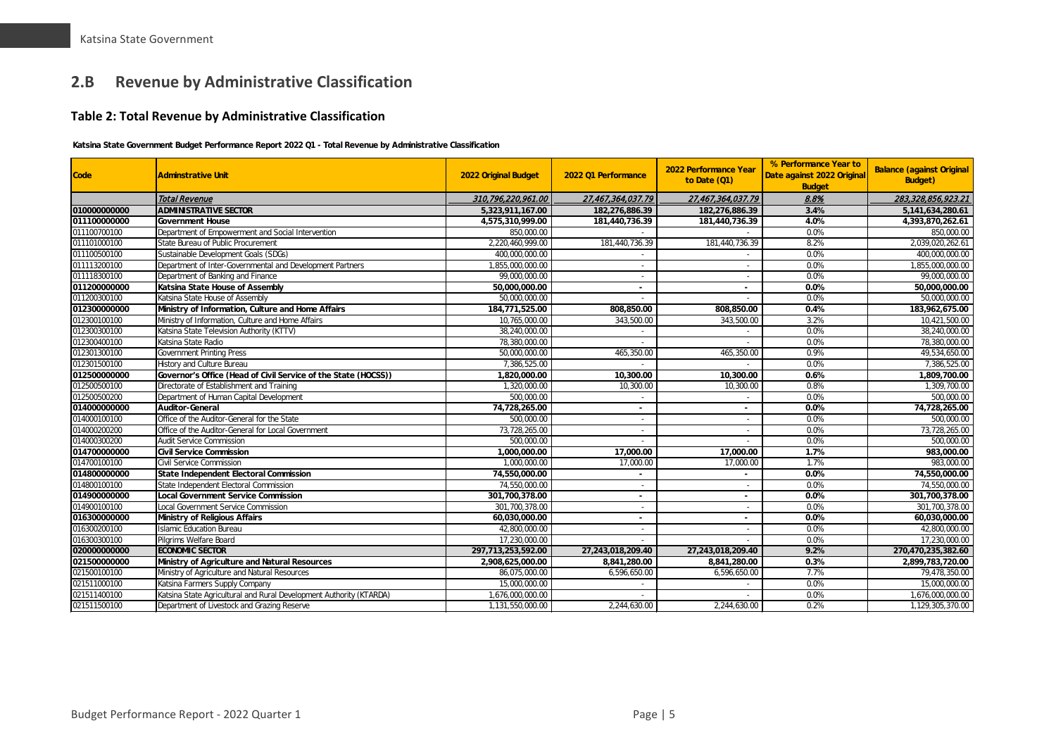## 2.B Revenue by Administrative Classification

### Table 2: Total Revenue by Administrative Classification

**Katsina State Government Budget Performance Report 2022 Q1 - Total Revenue by Administrative Classification**

| Code | Adminstrative Unit | 2022 Original Budget | 2022 Q1 Performance | 2022 Performance Year to Date (Q1) | % Performance Year to Date against 2022 Original Budget | Balance (against Original Budget) |
|---|---|---|---|---|---|---|
| | *Total Revenue* | *310,796,220,961.00* | *27,467,364,037.79* | *27,467,364,037.79* | *8.8%* | *283,328,856,923.21* |
| **010000000000** | **ADMINISTRATIVE SECTOR** | **5,323,911,167.00** | **182,276,886.39** | **182,276,886.39** | **3.4%** | **5,141,634,280.61** |
| **011100000000** | **Government House** | **4,575,310,999.00** | **181,440,736.39** | **181,440,736.39** | **4.0%** | **4,393,870,262.61** |
| 011100700100 | Department of Empowerment and Social Intervention | 850,000.00 | - | - | 0.0% | 850,000.00 |
| 011101000100 | State Bureau of Public Procurement | 2,220,460,999.00 | 181,440,736.39 | 181,440,736.39 | 8.2% | 2,039,020,262.61 |
| 011100500100 | Sustainable Development Goals (SDGs) | 400,000,000.00 | - | - | 0.0% | 400,000,000.00 |
| 011113200100 | Department of Inter-Governmental and Development Partners | 1,855,000,000.00 | - | - | 0.0% | 1,855,000,000.00 |
| 011118300100 | Department of Banking and Finance | 99,000,000.00 | - | - | 0.0% | 99,000,000.00 |
| **011200000000** | **Katsina State House of Assembly** | **50,000,000.00** | **-** | **-** | **0.0%** | **50,000,000.00** |
| 011200300100 | Katsina State House of Assembly | 50,000,000.00 | - | - | 0.0% | 50,000,000.00 |
| **012300000000** | **Ministry of Information, Culture and Home Affairs** | **184,771,525.00** | **808,850.00** | **808,850.00** | **0.4%** | **183,962,675.00** |
| 012300100100 | Ministry of Information, Culture and Home Affairs | 10,765,000.00 | 343,500.00 | 343,500.00 | 3.2% | 10,421,500.00 |
| 012300300100 | Katsina State Television Authority (KTTV) | 38,240,000.00 | - | - | 0.0% | 38,240,000.00 |
| 012300400100 | Katsina State Radio | 78,380,000.00 | - | - | 0.0% | 78,380,000.00 |
| 012301300100 | Government Printing Press | 50,000,000.00 | 465,350.00 | 465,350.00 | 0.9% | 49,534,650.00 |
| 012301500100 | History and Culture Bureau | 7,386,525.00 | - | - | 0.0% | 7,386,525.00 |
| **012500000000** | **Governor's Office (Head of Civil Service of the State (HOCSS))** | **1,820,000.00** | **10,300.00** | **10,300.00** | **0.6%** | **1,809,700.00** |
| 012500500100 | Directorate of Establishment and Training | 1,320,000.00 | 10,300.00 | 10,300.00 | 0.8% | 1,309,700.00 |
| 012500500200 | Department of Human Capital Development | 500,000.00 | - | - | 0.0% | 500,000.00 |
| **014000000000** | **Auditor-General** | **74,728,265.00** | **-** | **-** | **0.0%** | **74,728,265.00** |
| 014000100100 | Office of the Auditor-General for the State | 500,000.00 | - | - | 0.0% | 500,000.00 |
| 014000200200 | Office of the Auditor-General for Local Government | 73,728,265.00 | - | - | 0.0% | 73,728,265.00 |
| 014000300200 | Audit Service Commission | 500,000.00 | - | - | 0.0% | 500,000.00 |
| **014700000000** | **Civil Service Commission** | **1,000,000.00** | **17,000.00** | **17,000.00** | **1.7%** | **983,000.00** |
| 014700100100 | Civil Service Commission | 1,000,000.00 | 17,000.00 | 17,000.00 | 1.7% | 983,000.00 |
| **014800000000** | **State Independent Electoral Commission** | **74,550,000.00** | **-** | **-** | **0.0%** | **74,550,000.00** |
| 014800100100 | State Independent Electoral Commission | 74,550,000.00 | - | - | 0.0% | 74,550,000.00 |
| **014900000000** | **Local Government Service Commission** | **301,700,378.00** | **-** | **-** | **0.0%** | **301,700,378.00** |
| 014900100100 | Local Government Service Commission | 301,700,378.00 | - | - | 0.0% | 301,700,378.00 |
| **016300000000** | **Ministry of Religious Affairs** | **60,030,000.00** | **-** | **-** | **0.0%** | **60,030,000.00** |
| 016300200100 | Islamic Education Bureau | 42,800,000.00 | - | - | 0.0% | 42,800,000.00 |
| 016300300100 | Pilgrims Welfare Board | 17,230,000.00 | - | - | 0.0% | 17,230,000.00 |
| **020000000000** | **ECONOMIC SECTOR** | **297,713,253,592.00** | **27,243,018,209.40** | **27,243,018,209.40** | **9.2%** | **270,470,235,382.60** |
| **021500000000** | **Ministry of Agriculture and Natural Resources** | **2,908,625,000.00** | **8,841,280.00** | **8,841,280.00** | **0.3%** | **2,899,783,720.00** |
| 021500100100 | Ministry of Agriculture and Natural Resources | 86,075,000.00 | 6,596,650.00 | 6,596,650.00 | 7.7% | 79,478,350.00 |
| 021511000100 | Katsina Farmers Supply Company | 15,000,000.00 | - | - | 0.0% | 15,000,000.00 |
| 021511400100 | Katsina State Agricultural and Rural Development Authority (KTARDA) | 1,676,000,000.00 | - | - | 0.0% | 1,676,000,000.00 |
| 021511500100 | Department of Livestock and Grazing Reserve | 1,131,550,000.00 | 2,244,630.00 | 2,244,630.00 | 0.2% | 1,129,305,370.00 |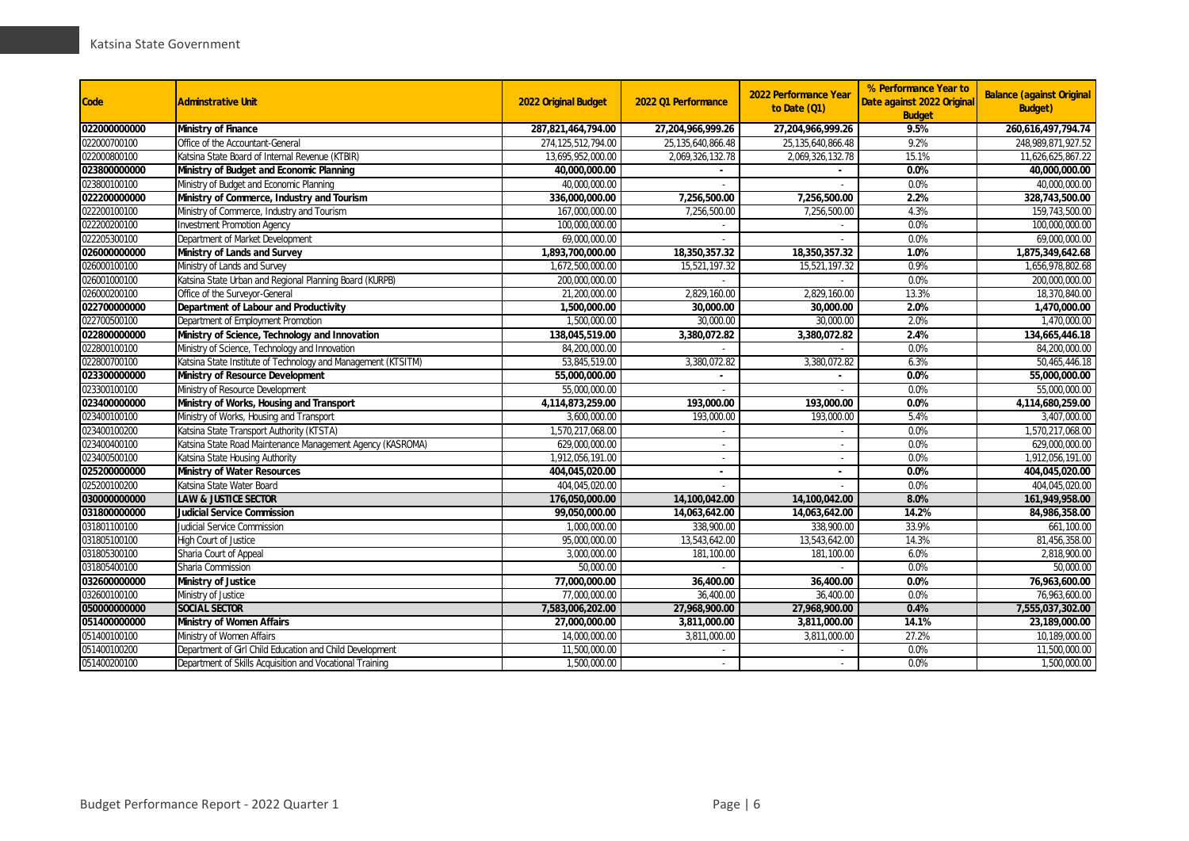| Code | Adminstrative Unit | 2022 Original Budget | 2022 Q1 Performance | 2022 Performance Year to Date (Q1) | % Performance Year to Date against 2022 Original Budget | Balance (against Original Budget) |
|---|---|---|---|---|---|---|
| **022000000000** | **Ministry of Finance** | **287,821,464,794.00** | **27,204,966,999.26** | **27,204,966,999.26** | **9.5%** | **260,616,497,794.74** |
| 022000700100 | Office of the Accountant-General | 274,125,512,794.00 | 25,135,640,866.48 | 25,135,640,866.48 | 9.2% | 248,989,871,927.52 |
| 022000800100 | Katsina State Board of Internal Revenue (KTBIR) | 13,695,952,000.00 | 2,069,326,132.78 | 2,069,326,132.78 | 15.1% | 11,626,625,867.22 |
| **023800000000** | **Ministry of Budget and Economic Planning** | **40,000,000.00** | **-** | **-** | **0.0%** | **40,000,000.00** |
| 023800100100 | Ministry of Budget and Economic Planning | 40,000,000.00 | - | - | 0.0% | 40,000,000.00 |
| **022200000000** | **Ministry of Commerce, Industry and Tourism** | **336,000,000.00** | **7,256,500.00** | **7,256,500.00** | **2.2%** | **328,743,500.00** |
| 022200100100 | Ministry of Commerce, Industry and Tourism | 167,000,000.00 | 7,256,500.00 | 7,256,500.00 | 4.3% | 159,743,500.00 |
| 022200200100 | Investment Promotion Agency | 100,000,000.00 | - | - | 0.0% | 100,000,000.00 |
| 022205300100 | Department of Market Development | 69,000,000.00 | - | - | 0.0% | 69,000,000.00 |
| **026000000000** | **Ministry of Lands and Survey** | **1,893,700,000.00** | **18,350,357.32** | **18,350,357.32** | **1.0%** | **1,875,349,642.68** |
| 026000100100 | Ministry of Lands and Survey | 1,672,500,000.00 | 15,521,197.32 | 15,521,197.32 | 0.9% | 1,656,978,802.68 |
| 026001000100 | Katsina State Urban and Regional Planning Board (KURPB) | 200,000,000.00 | - | - | 0.0% | 200,000,000.00 |
| 026000200100 | Office of the Surveyor-General | 21,200,000.00 | 2,829,160.00 | 2,829,160.00 | 13.3% | 18,370,840.00 |
| **022700000000** | **Department of Labour and Productivity** | **1,500,000.00** | **30,000.00** | **30,000.00** | **2.0%** | **1,470,000.00** |
| 022700500100 | Department of Employment Promotion | 1,500,000.00 | 30,000.00 | 30,000.00 | 2.0% | 1,470,000.00 |
| **022800000000** | **Ministry of Science, Technology and Innovation** | **138,045,519.00** | **3,380,072.82** | **3,380,072.82** | **2.4%** | **134,665,446.18** |
| 022800100100 | Ministry of Science, Technology and Innovation | 84,200,000.00 | - | - | 0.0% | 84,200,000.00 |
| 022800700100 | Katsina State Institute of Technology and Management (KTSITM) | 53,845,519.00 | 3,380,072.82 | 3,380,072.82 | 6.3% | 50,465,446.18 |
| **023300000000** | **Ministry of Resource Development** | **55,000,000.00** | **-** | **-** | **0.0%** | **55,000,000.00** |
| 023300100100 | Ministry of Resource Development | 55,000,000.00 | - | - | 0.0% | 55,000,000.00 |
| **023400000000** | **Ministry of Works, Housing and Transport** | **4,114,873,259.00** | **193,000.00** | **193,000.00** | **0.0%** | **4,114,680,259.00** |
| 023400100100 | Ministry of Works, Housing and Transport | 3,600,000.00 | 193,000.00 | 193,000.00 | 5.4% | 3,407,000.00 |
| 023400100200 | Katsina State Transport Authority (KTSTA) | 1,570,217,068.00 | - | - | 0.0% | 1,570,217,068.00 |
| 023400400100 | Katsina State Road Maintenance Management Agency (KASROMA) | 629,000,000.00 | - | - | 0.0% | 629,000,000.00 |
| 023400500100 | Katsina State Housing Authority | 1,912,056,191.00 | - | - | 0.0% | 1,912,056,191.00 |
| **025200000000** | **Ministry of Water Resources** | **404,045,020.00** | **-** | **-** | **0.0%** | **404,045,020.00** |
| 025200100200 | Katsina State Water Board | 404,045,020.00 | - | - | 0.0% | 404,045,020.00 |
| **030000000000** | **LAW & JUSTICE SECTOR** | **176,050,000.00** | **14,100,042.00** | **14,100,042.00** | **8.0%** | **161,949,958.00** |
| **031800000000** | **Judicial Service Commission** | **99,050,000.00** | **14,063,642.00** | **14,063,642.00** | **14.2%** | **84,986,358.00** |
| 031801100100 | Judicial Service Commission | 1,000,000.00 | 338,900.00 | 338,900.00 | 33.9% | 661,100.00 |
| 031805100100 | High Court of Justice | 95,000,000.00 | 13,543,642.00 | 13,543,642.00 | 14.3% | 81,456,358.00 |
| 031805300100 | Sharia Court of Appeal | 3,000,000.00 | 181,100.00 | 181,100.00 | 6.0% | 2,818,900.00 |
| 031805400100 | Sharia Commission | 50,000.00 | - | - | 0.0% | 50,000.00 |
| **032600000000** | **Ministry of Justice** | **77,000,000.00** | **36,400.00** | **36,400.00** | **0.0%** | **76,963,600.00** |
| 032600100100 | Ministry of Justice | 77,000,000.00 | 36,400.00 | 36,400.00 | 0.0% | 76,963,600.00 |
| **050000000000** | **SOCIAL SECTOR** | **7,583,006,202.00** | **27,968,900.00** | **27,968,900.00** | **0.4%** | **7,555,037,302.00** |
| **051400000000** | **Ministry of Women Affairs** | **27,000,000.00** | **3,811,000.00** | **3,811,000.00** | **14.1%** | **23,189,000.00** |
| 051400100100 | Ministry of Women Affairs | 14,000,000.00 | 3,811,000.00 | 3,811,000.00 | 27.2% | 10,189,000.00 |
| 051400100200 | Department of Girl Child Education and Child Development | 11,500,000.00 | - | - | 0.0% | 11,500,000.00 |
| 051400200100 | Department of Skills Acquisition and Vocational Training | 1,500,000.00 | - | - | 0.0% | 1,500,000.00 |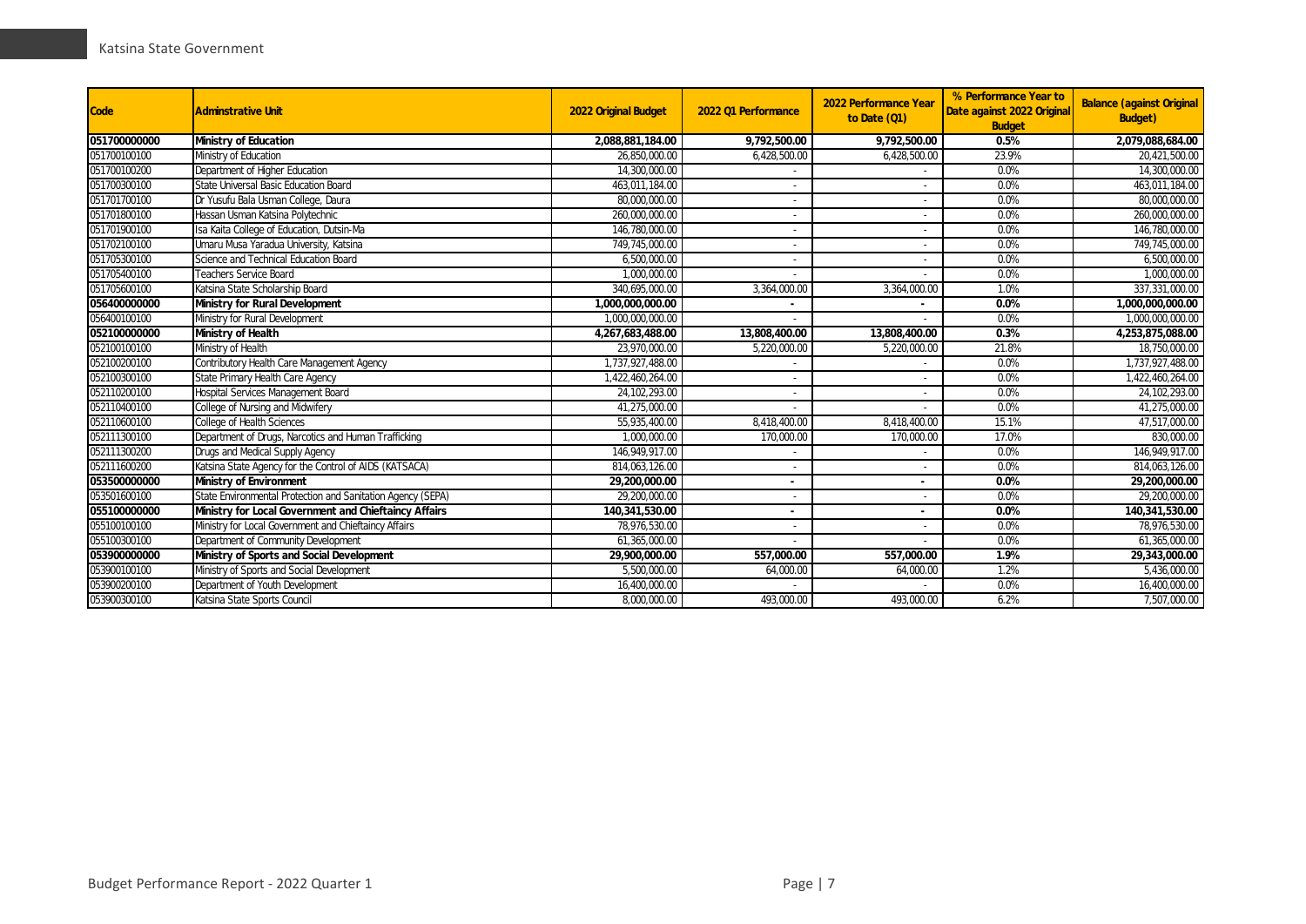| Code | Adminstrative Unit | 2022 Original Budget | 2022 Q1 Performance | 2022 Performance Year to Date (Q1) | % Performance Year to Date against 2022 Original Budget | Balance (against Original Budget) |
|---|---|---|---|---|---|---|
| **051700000000** | **Ministry of Education** | **2,088,881,184.00** | **9,792,500.00** | **9,792,500.00** | **0.5%** | **2,079,088,684.00** |
| 051700100100 | Ministry of Education | 26,850,000.00 | 6,428,500.00 | 6,428,500.00 | 23.9% | 20,421,500.00 |
| 051700100200 | Department of Higher Education | 14,300,000.00 | - | - | 0.0% | 14,300,000.00 |
| 051700300100 | State Universal Basic Education Board | 463,011,184.00 | - | - | 0.0% | 463,011,184.00 |
| 051701700100 | Dr Yusufu Bala Usman College, Daura | 80,000,000.00 | - | - | 0.0% | 80,000,000.00 |
| 051701800100 | Hassan Usman Katsina Polytechnic | 260,000,000.00 | - | - | 0.0% | 260,000,000.00 |
| 051701900100 | Isa Kaita College of Education, Dutsin-Ma | 146,780,000.00 | - | - | 0.0% | 146,780,000.00 |
| 051702100100 | Umaru Musa Yaradua University, Katsina | 749,745,000.00 | - | - | 0.0% | 749,745,000.00 |
| 051705300100 | Science and Technical Education Board | 6,500,000.00 | - | - | 0.0% | 6,500,000.00 |
| 051705400100 | Teachers Service Board | 1,000,000.00 | - | - | 0.0% | 1,000,000.00 |
| 051705600100 | Katsina State Scholarship Board | 340,695,000.00 | 3,364,000.00 | 3,364,000.00 | 1.0% | 337,331,000.00 |
| **056400000000** | **Ministry for Rural Development** | **1,000,000,000.00** | **-** | **-** | **0.0%** | **1,000,000,000.00** |
| 056400100100 | Ministry for Rural Development | 1,000,000,000.00 | - | - | 0.0% | 1,000,000,000.00 |
| **052100000000** | **Ministry of Health** | **4,267,683,488.00** | **13,808,400.00** | **13,808,400.00** | **0.3%** | **4,253,875,088.00** |
| 052100100100 | Ministry of Health | 23,970,000.00 | 5,220,000.00 | 5,220,000.00 | 21.8% | 18,750,000.00 |
| 052100200100 | Contributory Health Care Management Agency | 1,737,927,488.00 | - | - | 0.0% | 1,737,927,488.00 |
| 052100300100 | State Primary Health Care Agency | 1,422,460,264.00 | - | - | 0.0% | 1,422,460,264.00 |
| 052110200100 | Hospital Services Management Board | 24,102,293.00 | - | - | 0.0% | 24,102,293.00 |
| 052110400100 | College of Nursing and Midwifery | 41,275,000.00 | - | - | 0.0% | 41,275,000.00 |
| 052110600100 | College of Health Sciences | 55,935,400.00 | 8,418,400.00 | 8,418,400.00 | 15.1% | 47,517,000.00 |
| 052111300100 | Department of Drugs, Narcotics and Human Trafficking | 1,000,000.00 | 170,000.00 | 170,000.00 | 17.0% | 830,000.00 |
| 052111300200 | Drugs and Medical Supply Agency | 146,949,917.00 | - | - | 0.0% | 146,949,917.00 |
| 052111600200 | Katsina State Agency for the Control of AIDS (KATSACA) | 814,063,126.00 | - | - | 0.0% | 814,063,126.00 |
| **053500000000** | **Ministry of Environment** | **29,200,000.00** | **-** | **-** | **0.0%** | **29,200,000.00** |
| 053501600100 | State Environmental Protection and Sanitation Agency (SEPA) | 29,200,000.00 | - | - | 0.0% | 29,200,000.00 |
| **055100000000** | **Ministry for Local Government and Chieftaincy Affairs** | **140,341,530.00** | **-** | **-** | **0.0%** | **140,341,530.00** |
| 055100100100 | Ministry for Local Government and Chieftaincy Affairs | 78,976,530.00 | - | - | 0.0% | 78,976,530.00 |
| 055100300100 | Department of Community Development | 61,365,000.00 | - | - | 0.0% | 61,365,000.00 |
| **053900000000** | **Ministry of Sports and Social Development** | **29,900,000.00** | **557,000.00** | **557,000.00** | **1.9%** | **29,343,000.00** |
| 053900100100 | Ministry of Sports and Social Development | 5,500,000.00 | 64,000.00 | 64,000.00 | 1.2% | 5,436,000.00 |
| 053900200100 | Department of Youth Development | 16,400,000.00 | - | - | 0.0% | 16,400,000.00 |
| 053900300100 | Katsina State Sports Council | 8,000,000.00 | 493,000.00 | 493,000.00 | 6.2% | 7,507,000.00 |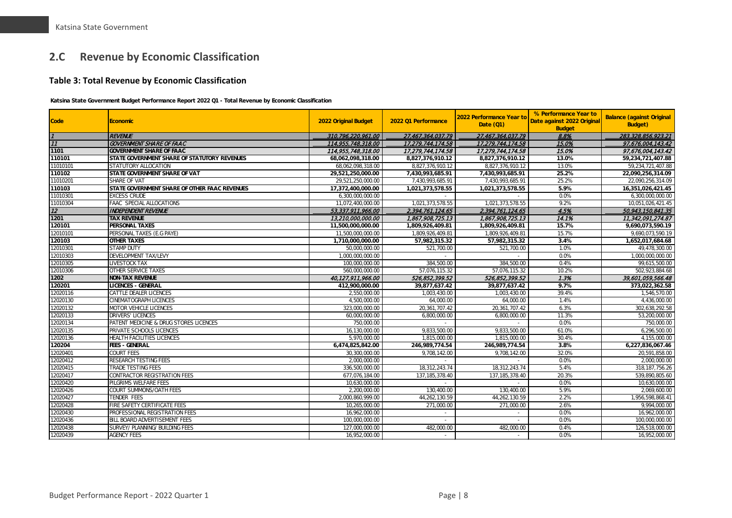## 2.C Revenue by Economic Classification

### Table 3: Total Revenue by Economic Classification

**Katsina State Government Budget Performance Report 2022 Q1 - Total Revenue by Economic Classification**

| Code | Economic | 2022 Original Budget | 2022 Q1 Performance | 2022 Performance Year to Date (Q1) | % Performance Year to Date against 2022 Original Budget | Balance (against Original Budget) |
|---|---|---|---|---|---|---|
| *1* | *REVENUE* | *310,796,220,961.00* | *27,467,364,037.79* | *27,467,364,037.79* | *8.8%* | *283,328,856,923.21* |
| *11* | *GOVERNMENT SHARE OF FAAC* | *114,955,748,318.00* | *17,279,744,174.58* | *17,279,744,174.58* | *15.0%* | *97,676,004,143.42* |
| **1101** | **GOVERNMENT SHARE OF FAAC** | *114,955,748,318.00* | *17,279,744,174.58* | *17,279,744,174.58* | *15.0%* | *97,676,004,143.42* |
| **110101** | **STATE GOVERNMENT SHARE OF STATUTORY REVENUES** | **68,062,098,318.00** | **8,827,376,910.12** | **8,827,376,910.12** | **13.0%** | **59,234,721,407.88** |
| 11010101 | STATUTORY ALLOCATION | 68,062,098,318.00 | 8,827,376,910.12 | 8,827,376,910.12 | 13.0% | 59,234,721,407.88 |
| **110102** | **STATE GOVERNMENT SHARE OF VAT** | **29,521,250,000.00** | **7,430,993,685.91** | **7,430,993,685.91** | **25.2%** | **22,090,256,314.09** |
| 11010201 | SHARE OF VAT | 29,521,250,000.00 | 7,430,993,685.91 | 7,430,993,685.91 | 25.2% | 22,090,256,314.09 |
| **110103** | **STATE GOVERNMENT SHARE OF OTHER FAAC REVENUES** | **17,372,400,000.00** | **1,021,373,578.55** | **1,021,373,578.55** | **5.9%** | **16,351,026,421.45** |
| 11010301 | EXCESS CRUDE | 6,300,000,000.00 | - | - | 0.0% | 6,300,000,000.00 |
| 11010304 | FAAC SPECIAL ALLOCATIONS | 11,072,400,000.00 | 1,021,373,578.55 | 1,021,373,578.55 | 9.2% | 10,051,026,421.45 |
| *12* | *INDEPENDENT REVENUE* | *53,337,911,966.00* | *2,394,761,124.65* | *2,394,761,124.65* | *4.5%* | *50,943,150,841.35* |
| **1201** | **TAX REVENUE** | *13,210,000,000.00* | *1,867,908,725.13* | *1,867,908,725.13* | *14.1%* | *11,342,091,274.87* |
| **120101** | **PERSONAL TAXES** | **11,500,000,000.00** | **1,809,926,409.81** | **1,809,926,409.81** | **15.7%** | **9,690,073,590.19** |
| 12010101 | PERSONAL TAXES (E.G PAYE) | 11,500,000,000.00 | 1,809,926,409.81 | 1,809,926,409.81 | 15.7% | 9,690,073,590.19 |
| **120103** | **OTHER TAXES** | **1,710,000,000.00** | **57,982,315.32** | **57,982,315.32** | **3.4%** | **1,652,017,684.68** |
| 12010301 | STAMP DUTY | 50,000,000.00 | 521,700.00 | 521,700.00 | 1.0% | 49,478,300.00 |
| 12010303 | DEVELOPMENT TAX/LEVY | 1,000,000,000.00 | - | - | 0.0% | 1,000,000,000.00 |
| 12010305 | LIVESTOCK TAX | 100,000,000.00 | 384,500.00 | 384,500.00 | 0.4% | 99,615,500.00 |
| 12010306 | OTHER SERVICE TAXES | 560,000,000.00 | 57,076,115.32 | 57,076,115.32 | 10.2% | 502,923,884.68 |
| **1202** | **NON-TAX REVENUE** | *40,127,911,966.00* | *526,852,399.52* | *526,852,399.52* | *1.3%* | *39,601,059,566.48* |
| **120201** | **LICENCES - GENERAL** | **412,900,000.00** | **39,877,637.42** | **39,877,637.42** | **9.7%** | **373,022,362.58** |
| 12020116 | CATTLE DEALER LICENCES | 2,550,000.00 | 1,003,430.00 | 1,003,430.00 | 39.4% | 1,546,570.00 |
| 12020130 | CINEMATOGRAPH LICENCES | 4,500,000.00 | 64,000.00 | 64,000.00 | 1.4% | 4,436,000.00 |
| 12020132 | MOTOR VEHICLE LICENCES | 323,000,000.00 | 20,361,707.42 | 20,361,707.42 | 6.3% | 302,638,292.58 |
| 12020133 | DRIVERS' LICENCES | 60,000,000.00 | 6,800,000.00 | 6,800,000.00 | 11.3% | 53,200,000.00 |
| 12020134 | PATENT MEDICINE & DRUG STORES LICENCES | 750,000.00 | - | - | 0.0% | 750,000.00 |
| 12020135 | PRIVATE SCHOOLS LICENCES | 16,130,000.00 | 9,833,500.00 | 9,833,500.00 | 61.0% | 6,296,500.00 |
| 12020136 | HEALTH FACILITIES LICENCES | 5,970,000.00 | 1,815,000.00 | 1,815,000.00 | 30.4% | 4,155,000.00 |
| **120204** | **FEES - GENERAL** | **6,474,825,842.00** | **246,989,774.54** | **246,989,774.54** | **3.8%** | **6,227,836,067.46** |
| 12020401 | COURT FEES | 30,300,000.00 | 9,708,142.00 | 9,708,142.00 | 32.0% | 20,591,858.00 |
| 12020412 | RESEARCH TESTING FEES | 2,000,000.00 | - | - | 0.0% | 2,000,000.00 |
| 12020415 | TRADE TESTING FEES | 336,500,000.00 | 18,312,243.74 | 18,312,243.74 | 5.4% | 318,187,756.26 |
| 12020417 | CONTRACTOR REGISTRATION FEES | 677,076,184.00 | 137,185,378.40 | 137,185,378.40 | 20.3% | 539,890,805.60 |
| 12020420 | PILGRIMS WELFARE FEES | 10,630,000.00 | - | - | 0.0% | 10,630,000.00 |
| 12020426 | COURT SUMMONS/OATH FEES | 2,200,000.00 | 130,400.00 | 130,400.00 | 5.9% | 2,069,600.00 |
| 12020427 | TENDER FEES | 2,000,860,999.00 | 44,262,130.59 | 44,262,130.59 | 2.2% | 1,956,598,868.41 |
| 12020428 | FIRE SAFETY CERTIFICATE FEES | 10,265,000.00 | 271,000.00 | 271,000.00 | 2.6% | 9,994,000.00 |
| 12020430 | PROFESSIONAL REGISTRATION FEES | 16,962,000.00 | - | - | 0.0% | 16,962,000.00 |
| 12020436 | BILL BOARD ADVERTISEMENT FEES | 100,000,000.00 | - | - | 0.0% | 100,000,000.00 |
| 12020438 | SURVEY/ PLANNING/ BUILDING FEES | 127,000,000.00 | 482,000.00 | 482,000.00 | 0.4% | 126,518,000.00 |
| 12020439 | AGENCY FEES | 16,952,000.00 | - | - | 0.0% | 16,952,000.00 |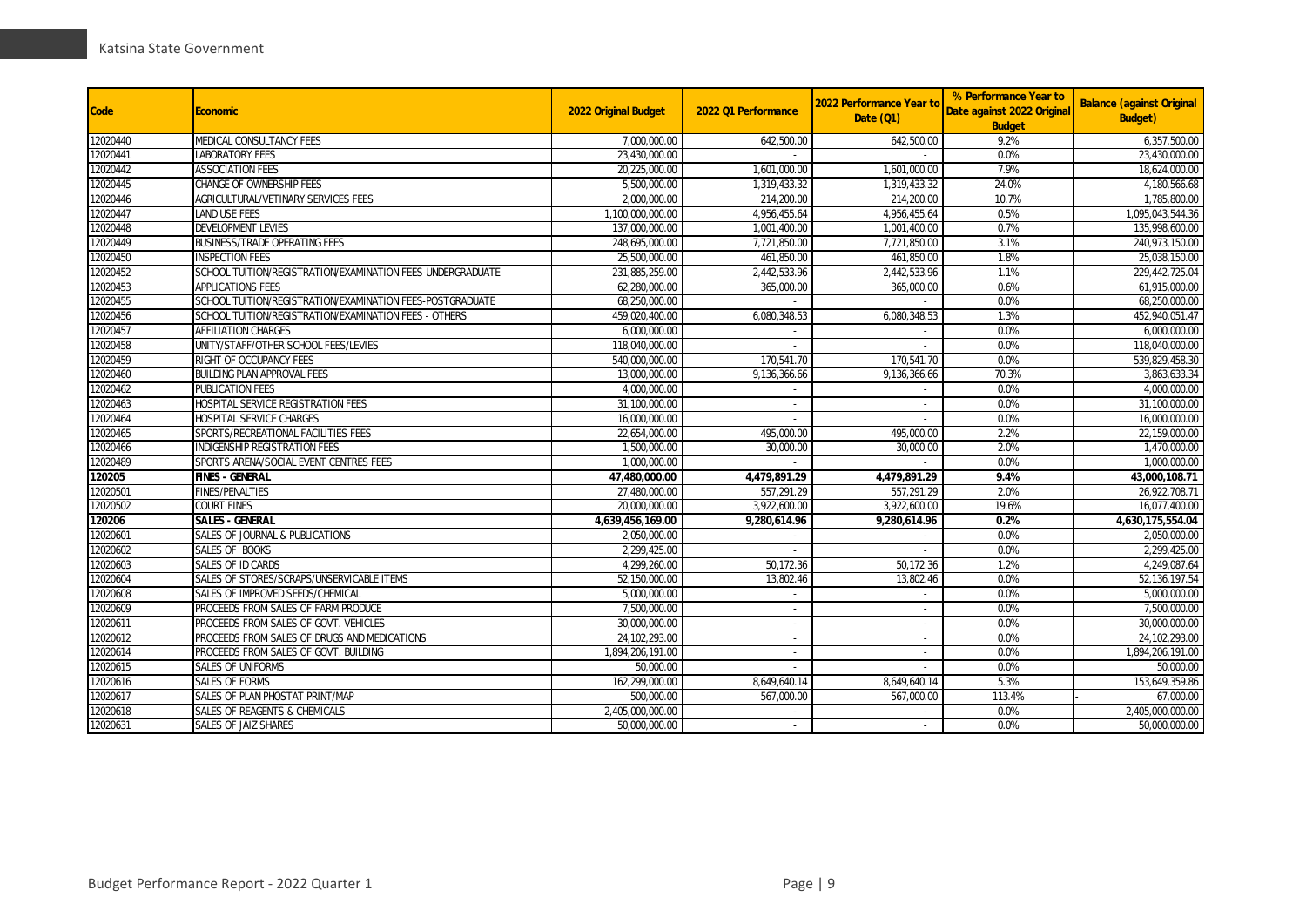| Code | Economic | 2022 Original Budget | 2022 Q1 Performance | 2022 Performance Year to Date (Q1) | % Performance Year to Date against 2022 Original Budget | Balance (against Original Budget) |
|---|---|---|---|---|---|---|
| 12020440 | MEDICAL CONSULTANCY FEES | 7,000,000.00 | 642,500.00 | 642,500.00 | 9.2% | 6,357,500.00 |
| 12020441 | LABORATORY FEES | 23,430,000.00 | - | - | 0.0% | 23,430,000.00 |
| 12020442 | ASSOCIATION FEES | 20,225,000.00 | 1,601,000.00 | 1,601,000.00 | 7.9% | 18,624,000.00 |
| 12020445 | CHANGE OF OWNERSHIP FEES | 5,500,000.00 | 1,319,433.32 | 1,319,433.32 | 24.0% | 4,180,566.68 |
| 12020446 | AGRICULTURAL/VETINARY SERVICES FEES | 2,000,000.00 | 214,200.00 | 214,200.00 | 10.7% | 1,785,800.00 |
| 12020447 | LAND USE FEES | 1,100,000,000.00 | 4,956,455.64 | 4,956,455.64 | 0.5% | 1,095,043,544.36 |
| 12020448 | DEVELOPMENT LEVIES | 137,000,000.00 | 1,001,400.00 | 1,001,400.00 | 0.7% | 135,998,600.00 |
| 12020449 | BUSINESS/TRADE OPERATING FEES | 248,695,000.00 | 7,721,850.00 | 7,721,850.00 | 3.1% | 240,973,150.00 |
| 12020450 | INSPECTION FEES | 25,500,000.00 | 461,850.00 | 461,850.00 | 1.8% | 25,038,150.00 |
| 12020452 | SCHOOL TUITION/REGISTRATION/EXAMINATION FEES-UNDERGRADUATE | 231,885,259.00 | 2,442,533.96 | 2,442,533.96 | 1.1% | 229,442,725.04 |
| 12020453 | APPLICATIONS FEES | 62,280,000.00 | 365,000.00 | 365,000.00 | 0.6% | 61,915,000.00 |
| 12020455 | SCHOOL TUITION/REGISTRATION/EXAMINATION FEES-POSTGRADUATE | 68,250,000.00 | - | - | 0.0% | 68,250,000.00 |
| 12020456 | SCHOOL TUITION/REGISTRATION/EXAMINATION FEES - OTHERS | 459,020,400.00 | 6,080,348.53 | 6,080,348.53 | 1.3% | 452,940,051.47 |
| 12020457 | AFFILIATION CHARGES | 6,000,000.00 | - | - | 0.0% | 6,000,000.00 |
| 12020458 | UNITY/STAFF/OTHER SCHOOL FEES/LEVIES | 118,040,000.00 | - | - | 0.0% | 118,040,000.00 |
| 12020459 | RIGHT OF OCCUPANCY FEES | 540,000,000.00 | 170,541.70 | 170,541.70 | 0.0% | 539,829,458.30 |
| 12020460 | BUILDING PLAN APPROVAL FEES | 13,000,000.00 | 9,136,366.66 | 9,136,366.66 | 70.3% | 3,863,633.34 |
| 12020462 | PUBLICATION FEES | 4,000,000.00 | - | - | 0.0% | 4,000,000.00 |
| 12020463 | HOSPITAL SERVICE REGISTRATION FEES | 31,100,000.00 | - | - | 0.0% | 31,100,000.00 |
| 12020464 | HOSPITAL SERVICE CHARGES | 16,000,000.00 | - | - | 0.0% | 16,000,000.00 |
| 12020465 | SPORTS/RECREATIONAL FACILITIES FEES | 22,654,000.00 | 495,000.00 | 495,000.00 | 2.2% | 22,159,000.00 |
| 12020466 | INDIGENSHIP REGISTRATION FEES | 1,500,000.00 | 30,000.00 | 30,000.00 | 2.0% | 1,470,000.00 |
| 12020489 | SPORTS ARENA/SOCIAL EVENT CENTRES FEES | 1,000,000.00 | - | - | 0.0% | 1,000,000.00 |
| **120205** | **FINES - GENERAL** | **47,480,000.00** | **4,479,891.29** | **4,479,891.29** | **9.4%** | **43,000,108.71** |
| 12020501 | FINES/PENALTIES | 27,480,000.00 | 557,291.29 | 557,291.29 | 2.0% | 26,922,708.71 |
| 12020502 | COURT FINES | 20,000,000.00 | 3,922,600.00 | 3,922,600.00 | 19.6% | 16,077,400.00 |
| **120206** | **SALES - GENERAL** | **4,639,456,169.00** | **9,280,614.96** | **9,280,614.96** | **0.2%** | **4,630,175,554.04** |
| 12020601 | SALES OF JOURNAL & PUBLICATIONS | 2,050,000.00 | - | - | 0.0% | 2,050,000.00 |
| 12020602 | SALES OF BOOKS | 2,299,425.00 | - | - | 0.0% | 2,299,425.00 |
| 12020603 | SALES OF ID CARDS | 4,299,260.00 | 50,172.36 | 50,172.36 | 1.2% | 4,249,087.64 |
| 12020604 | SALES OF STORES/SCRAPS/UNSERVICABLE ITEMS | 52,150,000.00 | 13,802.46 | 13,802.46 | 0.0% | 52,136,197.54 |
| 12020608 | SALES OF IMPROVED SEEDS/CHEMICAL | 5,000,000.00 | - | - | 0.0% | 5,000,000.00 |
| 12020609 | PROCEEDS FROM SALES OF FARM PRODUCE | 7,500,000.00 | - | - | 0.0% | 7,500,000.00 |
| 12020611 | PROCEEDS FROM SALES OF GOVT. VEHICLES | 30,000,000.00 | - | - | 0.0% | 30,000,000.00 |
| 12020612 | PROCEEDS FROM SALES OF DRUGS AND MEDICATIONS | 24,102,293.00 | - | - | 0.0% | 24,102,293.00 |
| 12020614 | PROCEEDS FROM SALES OF GOVT. BUILDING | 1,894,206,191.00 | - | - | 0.0% | 1,894,206,191.00 |
| 12020615 | SALES OF UNIFORMS | 50,000.00 | - | - | 0.0% | 50,000.00 |
| 12020616 | SALES OF FORMS | 162,299,000.00 | 8,649,640.14 | 8,649,640.14 | 5.3% | 153,649,359.86 |
| 12020617 | SALES OF PLAN PHOSTAT PRINT/MAP | 500,000.00 | 567,000.00 | 567,000.00 | 113.4% | - 67,000.00 |
| 12020618 | SALES OF REAGENTS & CHEMICALS | 2,405,000,000.00 | - | - | 0.0% | 2,405,000,000.00 |
| 12020631 | SALES OF JAIZ SHARES | 50,000,000.00 | - | - | 0.0% | 50,000,000.00 |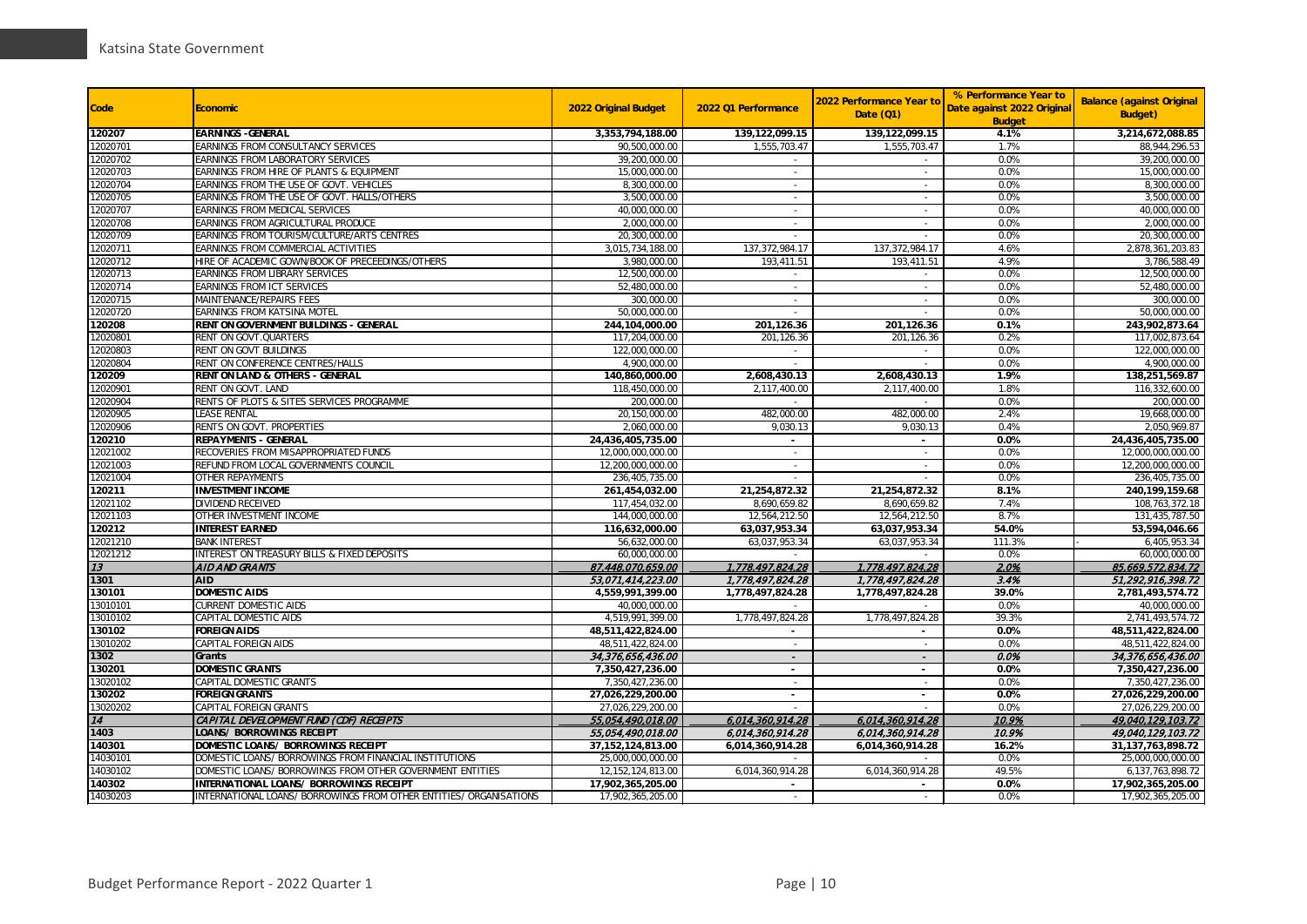| Code | Economic | 2022 Original Budget | 2022 Q1 Performance | 2022 Performance Year to Date (Q1) | % Performance Year to Date against 2022 Original Budget | Balance (against Original Budget) |
|---|---|---|---|---|---|---|
| **120207** | **EARNINGS -GENERAL** | **3,353,794,188.00** | **139,122,099.15** | **139,122,099.15** | **4.1%** | **3,214,672,088.85** |
| 12020701 | EARNINGS FROM CONSULTANCY SERVICES | 90,500,000.00 | 1,555,703.47 | 1,555,703.47 | 1.7% | 88,944,296.53 |
| 12020702 | EARNINGS FROM LABORATORY SERVICES | 39,200,000.00 | - | - | 0.0% | 39,200,000.00 |
| 12020703 | EARNINGS FROM HIRE OF PLANTS & EQUIPMENT | 15,000,000.00 | - | - | 0.0% | 15,000,000.00 |
| 12020704 | EARNINGS FROM THE USE OF GOVT. VEHICLES | 8,300,000.00 | - | - | 0.0% | 8,300,000.00 |
| 12020705 | EARNINGS FROM THE USE OF GOVT. HALLS/OTHERS | 3,500,000.00 | - | - | 0.0% | 3,500,000.00 |
| 12020707 | EARNINGS FROM MEDICAL SERVICES | 40,000,000.00 | - | - | 0.0% | 40,000,000.00 |
| 12020708 | EARNINGS FROM AGRICULTURAL PRODUCE | 2,000,000.00 | - | - | 0.0% | 2,000,000.00 |
| 12020709 | EARNINGS FROM TOURISM/CULTURE/ARTS CENTRES | 20,300,000.00 | - | - | 0.0% | 20,300,000.00 |
| 12020711 | EARNINGS FROM COMMERCIAL ACTIVITIES | 3,015,734,188.00 | 137,372,984.17 | 137,372,984.17 | 4.6% | 2,878,361,203.83 |
| 12020712 | HIRE OF ACADEMIC GOWN/BOOK OF PRECEEDINGS/OTHERS | 3,980,000.00 | 193,411.51 | 193,411.51 | 4.9% | 3,786,588.49 |
| 12020713 | EARNINGS FROM LIBRARY SERVICES | 12,500,000.00 | - | - | 0.0% | 12,500,000.00 |
| 12020714 | EARNINGS FROM ICT SERVICES | 52,480,000.00 | - | - | 0.0% | 52,480,000.00 |
| 12020715 | MAINTENANCE/REPAIRS FEES | 300,000.00 | - | - | 0.0% | 300,000.00 |
| 12020720 | EARNINGS FROM KATSINA MOTEL | 50,000,000.00 | - | - | 0.0% | 50,000,000.00 |
| **120208** | **RENT ON GOVERNMENT BUILDINGS - GENERAL** | **244,104,000.00** | **201,126.36** | **201,126.36** | **0.1%** | **243,902,873.64** |
| 12020801 | RENT ON GOVT.QUARTERS | 117,204,000.00 | 201,126.36 | 201,126.36 | 0.2% | 117,002,873.64 |
| 12020803 | RENT ON GOVT BUILDINGS | 122,000,000.00 | - | - | 0.0% | 122,000,000.00 |
| 12020804 | RENT ON CONFERENCE CENTRES/HALLS | 4,900,000.00 | - | - | 0.0% | 4,900,000.00 |
| **120209** | **RENT ON LAND & OTHERS - GENERAL** | **140,860,000.00** | **2,608,430.13** | **2,608,430.13** | **1.9%** | **138,251,569.87** |
| 12020901 | RENT ON GOVT. LAND | 118,450,000.00 | 2,117,400.00 | 2,117,400.00 | 1.8% | 116,332,600.00 |
| 12020904 | RENTS OF PLOTS & SITES SERVICES PROGRAMME | 200,000.00 | - | - | 0.0% | 200,000.00 |
| 12020905 | LEASE RENTAL | 20,150,000.00 | 482,000.00 | 482,000.00 | 2.4% | 19,668,000.00 |
| 12020906 | RENTS ON GOVT. PROPERTIES | 2,060,000.00 | 9,030.13 | 9,030.13 | 0.4% | 2,050,969.87 |
| **120210** | **REPAYMENTS - GENERAL** | **24,436,405,735.00** | **-** | **-** | **0.0%** | **24,436,405,735.00** |
| 12021002 | RECOVERIES FROM MISAPPROPRIATED FUNDS | 12,000,000,000.00 | - | - | 0.0% | 12,000,000,000.00 |
| 12021003 | REFUND FROM LOCAL GOVERNMENTS COUNCIL | 12,200,000,000.00 | - | - | 0.0% | 12,200,000,000.00 |
| 12021004 | OTHER REPAYMENTS | 236,405,735.00 | - | - | 0.0% | 236,405,735.00 |
| **120211** | **INVESTMENT INCOME** | **261,454,032.00** | **21,254,872.32** | **21,254,872.32** | **8.1%** | **240,199,159.68** |
| 12021102 | DIVIDEND RECEIVED | 117,454,032.00 | 8,690,659.82 | 8,690,659.82 | 7.4% | 108,763,372.18 |
| 12021103 | OTHER INVESTMENT INCOME | 144,000,000.00 | 12,564,212.50 | 12,564,212.50 | 8.7% | 131,435,787.50 |
| **120212** | **INTEREST EARNED** | **116,632,000.00** | **63,037,953.34** | **63,037,953.34** | **54.0%** | **53,594,046.66** |
| 12021210 | BANK INTEREST | 56,632,000.00 | 63,037,953.34 | 63,037,953.34 | 111.3% | - 6,405,953.34 |
| 12021212 | INTEREST ON TREASURY BILLS & FIXED DEPOSITS | 60,000,000.00 | - | - | 0.0% | 60,000,000.00 |
| ***13*** | ***AID AND GRANTS*** | ***87,448,070,659.00*** | ***1,778,497,824.28*** | ***1,778,497,824.28*** | ***2.0%*** | ***85,669,572,834.72*** |
| ***1301*** | ***AID*** | ***53,071,414,223.00*** | ***1,778,497,824.28*** | ***1,778,497,824.28*** | ***3.4%*** | ***51,292,916,398.72*** |
| **130101** | **DOMESTIC AIDS** | **4,559,991,399.00** | **1,778,497,824.28** | **1,778,497,824.28** | **39.0%** | **2,781,493,574.72** |
| 13010101 | CURRENT DOMESTIC AIDS | 40,000,000.00 | - | - | 0.0% | 40,000,000.00 |
| 13010102 | CAPITAL DOMESTIC AIDS | 4,519,991,399.00 | 1,778,497,824.28 | 1,778,497,824.28 | 39.3% | 2,741,493,574.72 |
| **130102** | **FOREIGN AIDS** | **48,511,422,824.00** | **-** | **-** | **0.0%** | **48,511,422,824.00** |
| 13010202 | CAPITAL FOREIGN AIDS | 48,511,422,824.00 | - | - | 0.0% | 48,511,422,824.00 |
| ***1302*** | ***Grants*** | ***34,376,656,436.00*** | ***-*** | ***-*** | ***0.0%*** | ***34,376,656,436.00*** |
| **130201** | **DOMESTIC GRANTS** | **7,350,427,236.00** | **-** | **-** | **0.0%** | **7,350,427,236.00** |
| 13020102 | CAPITAL DOMESTIC GRANTS | 7,350,427,236.00 | - | - | 0.0% | 7,350,427,236.00 |
| **130202** | **FOREIGN GRANTS** | **27,026,229,200.00** | **-** | **-** | **0.0%** | **27,026,229,200.00** |
| 13020202 | CAPITAL FOREIGN GRANTS | 27,026,229,200.00 | - | - | 0.0% | 27,026,229,200.00 |
| ***14*** | ***CAPITAL DEVELOPMENT FUND (CDF) RECEIPTS*** | ***55,054,490,018.00*** | ***6,014,360,914.28*** | ***6,014,360,914.28*** | ***10.9%*** | ***49,040,129,103.72*** |
| ***1403*** | ***LOANS/ BORROWINGS RECEIPT*** | ***55,054,490,018.00*** | ***6,014,360,914.28*** | ***6,014,360,914.28*** | ***10.9%*** | ***49,040,129,103.72*** |
| **140301** | **DOMESTIC LOANS/ BORROWINGS RECEIPT** | **37,152,124,813.00** | **6,014,360,914.28** | **6,014,360,914.28** | **16.2%** | **31,137,763,898.72** |
| 14030101 | DOMESTIC LOANS/ BORROWINGS FROM FINANCIAL INSTITUTIONS | 25,000,000,000.00 | - | - | 0.0% | 25,000,000,000.00 |
| 14030102 | DOMESTIC LOANS/ BORROWINGS FROM OTHER GOVERNMENT ENTITIES | 12,152,124,813.00 | 6,014,360,914.28 | 6,014,360,914.28 | 49.5% | 6,137,763,898.72 |
| **140302** | **INTERNATIONAL LOANS/ BORROWINGS RECEIPT** | **17,902,365,205.00** | **-** | **-** | **0.0%** | **17,902,365,205.00** |
| 14030203 | INTERNATIONAL LOANS/ BORROWINGS FROM OTHER ENTITIES/ ORGANISATIONS | 17,902,365,205.00 | - | - | 0.0% | 17,902,365,205.00 |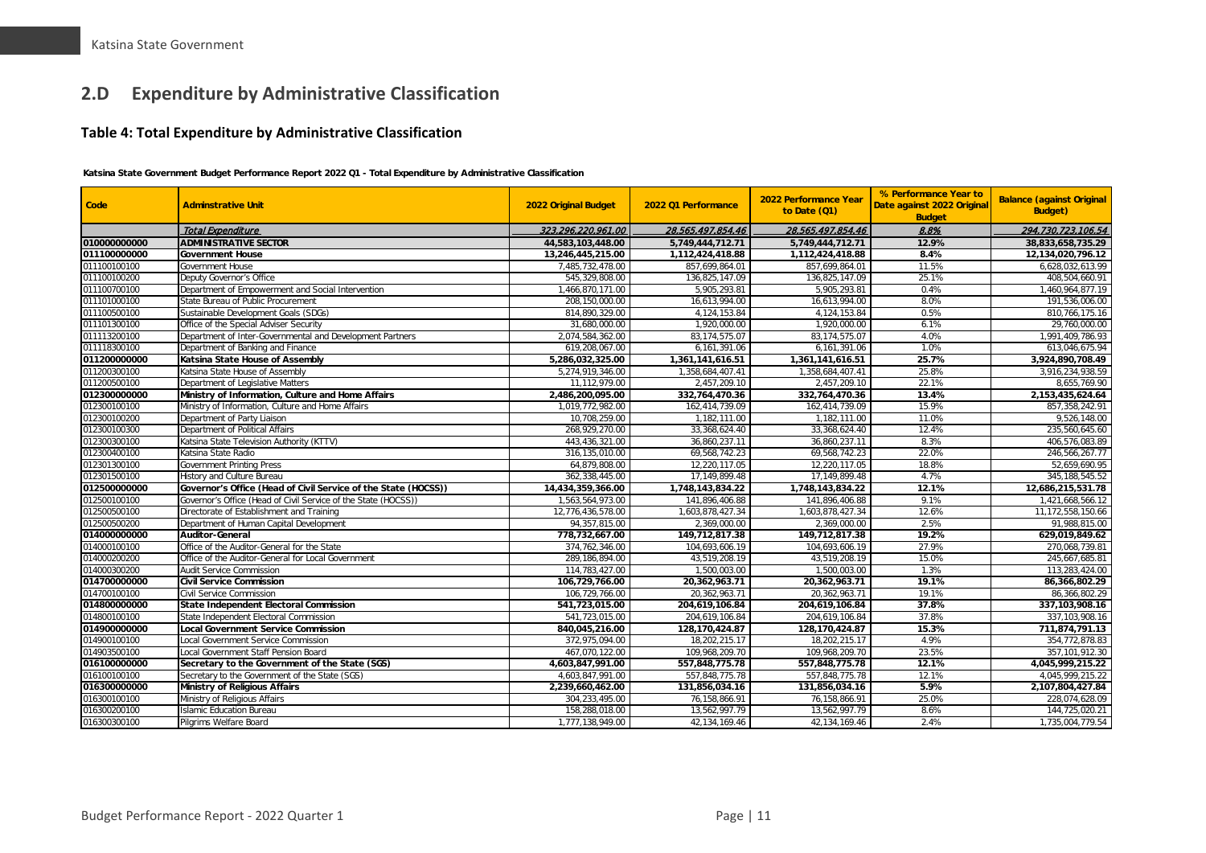## 2.D Expenditure by Administrative Classification

### Table 4: Total Expenditure by Administrative Classification

**Katsina State Government Budget Performance Report 2022 Q1 - Total Expenditure by Administrative Classification**

| Code | Adminstrative Unit | 2022 Original Budget | 2022 Q1 Performance | 2022 Performance Year to Date (Q1) | % Performance Year to Date against 2022 Original Budget | Balance (against Original Budget) |
|---|---|---|---|---|---|---|
| | *Total Expenditure* | *323,296,220,961.00* | *28,565,497,854.46* | *28,565,497,854.46* | *8.8%* | *294,730,723,106.54* |
| **010000000000** | **ADMINISTRATIVE SECTOR** | **44,583,103,448.00** | **5,749,444,712.71** | **5,749,444,712.71** | **12.9%** | **38,833,658,735.29** |
| **011100000000** | **Government House** | **13,246,445,215.00** | **1,112,424,418.88** | **1,112,424,418.88** | **8.4%** | **12,134,020,796.12** |
| 011100100100 | Government House | 7,485,732,478.00 | 857,699,864.01 | 857,699,864.01 | 11.5% | 6,628,032,613.99 |
| 011100100200 | Deputy Governor's Office | 545,329,808.00 | 136,825,147.09 | 136,825,147.09 | 25.1% | 408,504,660.91 |
| 011100700100 | Department of Empowerment and Social Intervention | 1,466,870,171.00 | 5,905,293.81 | 5,905,293.81 | 0.4% | 1,460,964,877.19 |
| 011101000100 | State Bureau of Public Procurement | 208,150,000.00 | 16,613,994.00 | 16,613,994.00 | 8.0% | 191,536,006.00 |
| 011100500100 | Sustainable Development Goals (SDGs) | 814,890,329.00 | 4,124,153.84 | 4,124,153.84 | 0.5% | 810,766,175.16 |
| 011101300100 | Office of the Special Adviser Security | 31,680,000.00 | 1,920,000.00 | 1,920,000.00 | 6.1% | 29,760,000.00 |
| 011113200100 | Department of Inter-Governmental and Development Partners | 2,074,584,362.00 | 83,174,575.07 | 83,174,575.07 | 4.0% | 1,991,409,786.93 |
| 011118300100 | Department of Banking and Finance | 619,208,067.00 | 6,161,391.06 | 6,161,391.06 | 1.0% | 613,046,675.94 |
| **011200000000** | **Katsina State House of Assembly** | **5,286,032,325.00** | **1,361,141,616.51** | **1,361,141,616.51** | **25.7%** | **3,924,890,708.49** |
| 011200300100 | Katsina State House of Assembly | 5,274,919,346.00 | 1,358,684,407.41 | 1,358,684,407.41 | 25.8% | 3,916,234,938.59 |
| 011200500100 | Department of Legislative Matters | 11,112,979.00 | 2,457,209.10 | 2,457,209.10 | 22.1% | 8,655,769.90 |
| **012300000000** | **Ministry of Information, Culture and Home Affairs** | **2,486,200,095.00** | **332,764,470.36** | **332,764,470.36** | **13.4%** | **2,153,435,624.64** |
| 012300100100 | Ministry of Information, Culture and Home Affairs | 1,019,772,982.00 | 162,414,739.09 | 162,414,739.09 | 15.9% | 857,358,242.91 |
| 012300100200 | Department of Party Liaison | 10,708,259.00 | 1,182,111.00 | 1,182,111.00 | 11.0% | 9,526,148.00 |
| 012300100300 | Department of Political Affairs | 268,929,270.00 | 33,368,624.40 | 33,368,624.40 | 12.4% | 235,560,645.60 |
| 012300300100 | Katsina State Television Authority (KTTV) | 443,436,321.00 | 36,860,237.11 | 36,860,237.11 | 8.3% | 406,576,083.89 |
| 012300400100 | Katsina State Radio | 316,135,010.00 | 69,568,742.23 | 69,568,742.23 | 22.0% | 246,566,267.77 |
| 012301300100 | Government Printing Press | 64,879,808.00 | 12,220,117.05 | 12,220,117.05 | 18.8% | 52,659,690.95 |
| 012301500100 | History and Culture Bureau | 362,338,445.00 | 17,149,899.48 | 17,149,899.48 | 4.7% | 345,188,545.52 |
| **012500000000** | **Governor's Office (Head of Civil Service of the State (HOCSS))** | **14,434,359,366.00** | **1,748,143,834.22** | **1,748,143,834.22** | **12.1%** | **12,686,215,531.78** |
| 012500100100 | Governor's Office (Head of Civil Service of the State (HOCSS)) | 1,563,564,973.00 | 141,896,406.88 | 141,896,406.88 | 9.1% | 1,421,668,566.12 |
| 012500500100 | Directorate of Establishment and Training | 12,776,436,578.00 | 1,603,878,427.34 | 1,603,878,427.34 | 12.6% | 11,172,558,150.66 |
| 012500500200 | Department of Human Capital Development | 94,357,815.00 | 2,369,000.00 | 2,369,000.00 | 2.5% | 91,988,815.00 |
| **014000000000** | **Auditor-General** | **778,732,667.00** | **149,712,817.38** | **149,712,817.38** | **19.2%** | **629,019,849.62** |
| 014000100100 | Office of the Auditor-General for the State | 374,762,346.00 | 104,693,606.19 | 104,693,606.19 | 27.9% | 270,068,739.81 |
| 014000200200 | Office of the Auditor-General for Local Government | 289,186,894.00 | 43,519,208.19 | 43,519,208.19 | 15.0% | 245,667,685.81 |
| 014000300200 | Audit Service Commission | 114,783,427.00 | 1,500,003.00 | 1,500,003.00 | 1.3% | 113,283,424.00 |
| **014700000000** | **Civil Service Commission** | **106,729,766.00** | **20,362,963.71** | **20,362,963.71** | **19.1%** | **86,366,802.29** |
| 014700100100 | Civil Service Commission | 106,729,766.00 | 20,362,963.71 | 20,362,963.71 | 19.1% | 86,366,802.29 |
| **014800000000** | **State Independent Electoral Commission** | **541,723,015.00** | **204,619,106.84** | **204,619,106.84** | **37.8%** | **337,103,908.16** |
| 014800100100 | State Independent Electoral Commission | 541,723,015.00 | 204,619,106.84 | 204,619,106.84 | 37.8% | 337,103,908.16 |
| **014900000000** | **Local Government Service Commission** | **840,045,216.00** | **128,170,424.87** | **128,170,424.87** | **15.3%** | **711,874,791.13** |
| 014900100100 | Local Government Service Commission | 372,975,094.00 | 18,202,215.17 | 18,202,215.17 | 4.9% | 354,772,878.83 |
| 014903500100 | Local Government Staff Pension Board | 467,070,122.00 | 109,968,209.70 | 109,968,209.70 | 23.5% | 357,101,912.30 |
| **016100000000** | **Secretary to the Government of the State (SGS)** | **4,603,847,991.00** | **557,848,775.78** | **557,848,775.78** | **12.1%** | **4,045,999,215.22** |
| 016100100100 | Secretary to the Government of the State (SGS) | 4,603,847,991.00 | 557,848,775.78 | 557,848,775.78 | 12.1% | 4,045,999,215.22 |
| **016300000000** | **Ministry of Religious Affairs** | **2,239,660,462.00** | **131,856,034.16** | **131,856,034.16** | **5.9%** | **2,107,804,427.84** |
| 016300100100 | Ministry of Religious Affairs | 304,233,495.00 | 76,158,866.91 | 76,158,866.91 | 25.0% | 228,074,628.09 |
| 016300200100 | Islamic Education Bureau | 158,288,018.00 | 13,562,997.79 | 13,562,997.79 | 8.6% | 144,725,020.21 |
| 016300300100 | Pilgrims Welfare Board | 1,777,138,949.00 | 42,134,169.46 | 42,134,169.46 | 2.4% | 1,735,004,779.54 |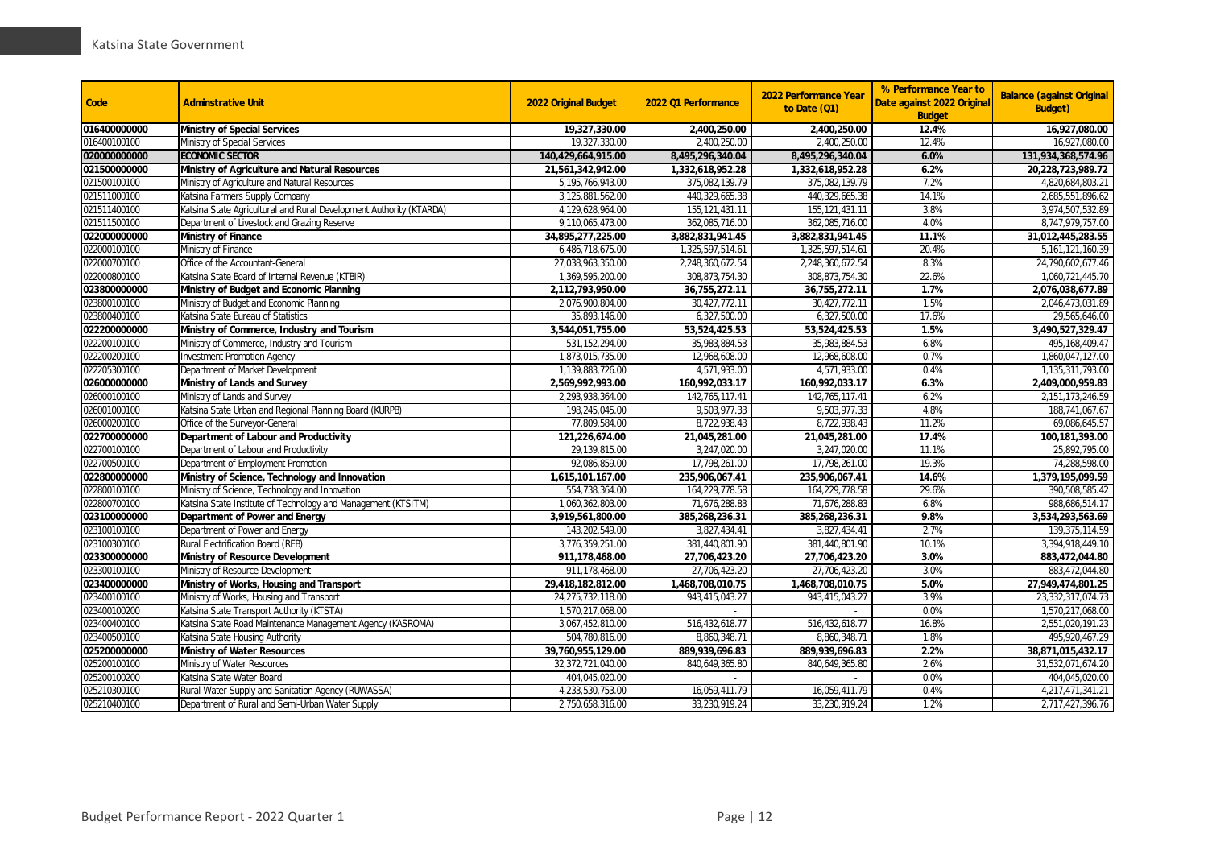| Code | Adminstrative Unit | 2022 Original Budget | 2022 Q1 Performance | 2022 Performance Year to Date (Q1) | % Performance Year to Date against 2022 Original Budget | Balance (against Original Budget) |
|---|---|---|---|---|---|---|
| **016400000000** | **Ministry of Special Services** | **19,327,330.00** | **2,400,250.00** | **2,400,250.00** | **12.4%** | **16,927,080.00** |
| 016400100100 | Ministry of Special Services | 19,327,330.00 | 2,400,250.00 | 2,400,250.00 | 12.4% | 16,927,080.00 |
| **020000000000** | **ECONOMIC SECTOR** | **140,429,664,915.00** | **8,495,296,340.04** | **8,495,296,340.04** | **6.0%** | **131,934,368,574.96** |
| **021500000000** | **Ministry of Agriculture and Natural Resources** | **21,561,342,942.00** | **1,332,618,952.28** | **1,332,618,952.28** | **6.2%** | **20,228,723,989.72** |
| 021500100100 | Ministry of Agriculture and Natural Resources | 5,195,766,943.00 | 375,082,139.79 | 375,082,139.79 | 7.2% | 4,820,684,803.21 |
| 021511000100 | Katsina Farmers Supply Company | 3,125,881,562.00 | 440,329,665.38 | 440,329,665.38 | 14.1% | 2,685,551,896.62 |
| 021511400100 | Katsina State Agricultural and Rural Development Authority (KTARDA) | 4,129,628,964.00 | 155,121,431.11 | 155,121,431.11 | 3.8% | 3,974,507,532.89 |
| 021511500100 | Department of Livestock and Grazing Reserve | 9,110,065,473.00 | 362,085,716.00 | 362,085,716.00 | 4.0% | 8,747,979,757.00 |
| **022000000000** | **Ministry of Finance** | **34,895,277,225.00** | **3,882,831,941.45** | **3,882,831,941.45** | **11.1%** | **31,012,445,283.55** |
| 022000100100 | Ministry of Finance | 6,486,718,675.00 | 1,325,597,514.61 | 1,325,597,514.61 | 20.4% | 5,161,121,160.39 |
| 022000700100 | Office of the Accountant-General | 27,038,963,350.00 | 2,248,360,672.54 | 2,248,360,672.54 | 8.3% | 24,790,602,677.46 |
| 022000800100 | Katsina State Board of Internal Revenue (KTBIR) | 1,369,595,200.00 | 308,873,754.30 | 308,873,754.30 | 22.6% | 1,060,721,445.70 |
| **023800000000** | **Ministry of Budget and Economic Planning** | **2,112,793,950.00** | **36,755,272.11** | **36,755,272.11** | **1.7%** | **2,076,038,677.89** |
| 023800100100 | Ministry of Budget and Economic Planning | 2,076,900,804.00 | 30,427,772.11 | 30,427,772.11 | 1.5% | 2,046,473,031.89 |
| 023800400100 | Katsina State Bureau of Statistics | 35,893,146.00 | 6,327,500.00 | 6,327,500.00 | 17.6% | 29,565,646.00 |
| **022200000000** | **Ministry of Commerce, Industry and Tourism** | **3,544,051,755.00** | **53,524,425.53** | **53,524,425.53** | **1.5%** | **3,490,527,329.47** |
| 022200100100 | Ministry of Commerce, Industry and Tourism | 531,152,294.00 | 35,983,884.53 | 35,983,884.53 | 6.8% | 495,168,409.47 |
| 022200200100 | Investment Promotion Agency | 1,873,015,735.00 | 12,968,608.00 | 12,968,608.00 | 0.7% | 1,860,047,127.00 |
| 022205300100 | Department of Market Development | 1,139,883,726.00 | 4,571,933.00 | 4,571,933.00 | 0.4% | 1,135,311,793.00 |
| **026000000000** | **Ministry of Lands and Survey** | **2,569,992,993.00** | **160,992,033.17** | **160,992,033.17** | **6.3%** | **2,409,000,959.83** |
| 026000100100 | Ministry of Lands and Survey | 2,293,938,364.00 | 142,765,117.41 | 142,765,117.41 | 6.2% | 2,151,173,246.59 |
| 026001000100 | Katsina State Urban and Regional Planning Board (KURPB) | 198,245,045.00 | 9,503,977.33 | 9,503,977.33 | 4.8% | 188,741,067.67 |
| 026000200100 | Office of the Surveyor-General | 77,809,584.00 | 8,722,938.43 | 8,722,938.43 | 11.2% | 69,086,645.57 |
| **022700000000** | **Department of Labour and Productivity** | **121,226,674.00** | **21,045,281.00** | **21,045,281.00** | **17.4%** | **100,181,393.00** |
| 022700100100 | Department of Labour and Productivity | 29,139,815.00 | 3,247,020.00 | 3,247,020.00 | 11.1% | 25,892,795.00 |
| 022700500100 | Department of Employment Promotion | 92,086,859.00 | 17,798,261.00 | 17,798,261.00 | 19.3% | 74,288,598.00 |
| **022800000000** | **Ministry of Science, Technology and Innovation** | **1,615,101,167.00** | **235,906,067.41** | **235,906,067.41** | **14.6%** | **1,379,195,099.59** |
| 022800100100 | Ministry of Science, Technology and Innovation | 554,738,364.00 | 164,229,778.58 | 164,229,778.58 | 29.6% | 390,508,585.42 |
| 022800700100 | Katsina State Institute of Technology and Management (KTSITM) | 1,060,362,803.00 | 71,676,288.83 | 71,676,288.83 | 6.8% | 988,686,514.17 |
| **023100000000** | **Department of Power and Energy** | **3,919,561,800.00** | **385,268,236.31** | **385,268,236.31** | **9.8%** | **3,534,293,563.69** |
| 023100100100 | Department of Power and Energy | 143,202,549.00 | 3,827,434.41 | 3,827,434.41 | 2.7% | 139,375,114.59 |
| 023100300100 | Rural Electrification Board (REB) | 3,776,359,251.00 | 381,440,801.90 | 381,440,801.90 | 10.1% | 3,394,918,449.10 |
| **023300000000** | **Ministry of Resource Development** | **911,178,468.00** | **27,706,423.20** | **27,706,423.20** | **3.0%** | **883,472,044.80** |
| 023300100100 | Ministry of Resource Development | 911,178,468.00 | 27,706,423.20 | 27,706,423.20 | 3.0% | 883,472,044.80 |
| **023400000000** | **Ministry of Works, Housing and Transport** | **29,418,182,812.00** | **1,468,708,010.75** | **1,468,708,010.75** | **5.0%** | **27,949,474,801.25** |
| 023400100100 | Ministry of Works, Housing and Transport | 24,275,732,118.00 | 943,415,043.27 | 943,415,043.27 | 3.9% | 23,332,317,074.73 |
| 023400100200 | Katsina State Transport Authority (KTSTA) | 1,570,217,068.00 | - | - | 0.0% | 1,570,217,068.00 |
| 023400400100 | Katsina State Road Maintenance Management Agency (KASROMA) | 3,067,452,810.00 | 516,432,618.77 | 516,432,618.77 | 16.8% | 2,551,020,191.23 |
| 023400500100 | Katsina State Housing Authority | 504,780,816.00 | 8,860,348.71 | 8,860,348.71 | 1.8% | 495,920,467.29 |
| **025200000000** | **Ministry of Water Resources** | **39,760,955,129.00** | **889,939,696.83** | **889,939,696.83** | **2.2%** | **38,871,015,432.17** |
| 025200100100 | Ministry of Water Resources | 32,372,721,040.00 | 840,649,365.80 | 840,649,365.80 | 2.6% | 31,532,071,674.20 |
| 025200100200 | Katsina State Water Board | 404,045,020.00 | - | - | 0.0% | 404,045,020.00 |
| 025210300100 | Rural Water Supply and Sanitation Agency (RUWASSA) | 4,233,530,753.00 | 16,059,411.79 | 16,059,411.79 | 0.4% | 4,217,471,341.21 |
| 025210400100 | Department of Rural and Semi-Urban Water Supply | 2,750,658,316.00 | 33,230,919.24 | 33,230,919.24 | 1.2% | 2,717,427,396.76 |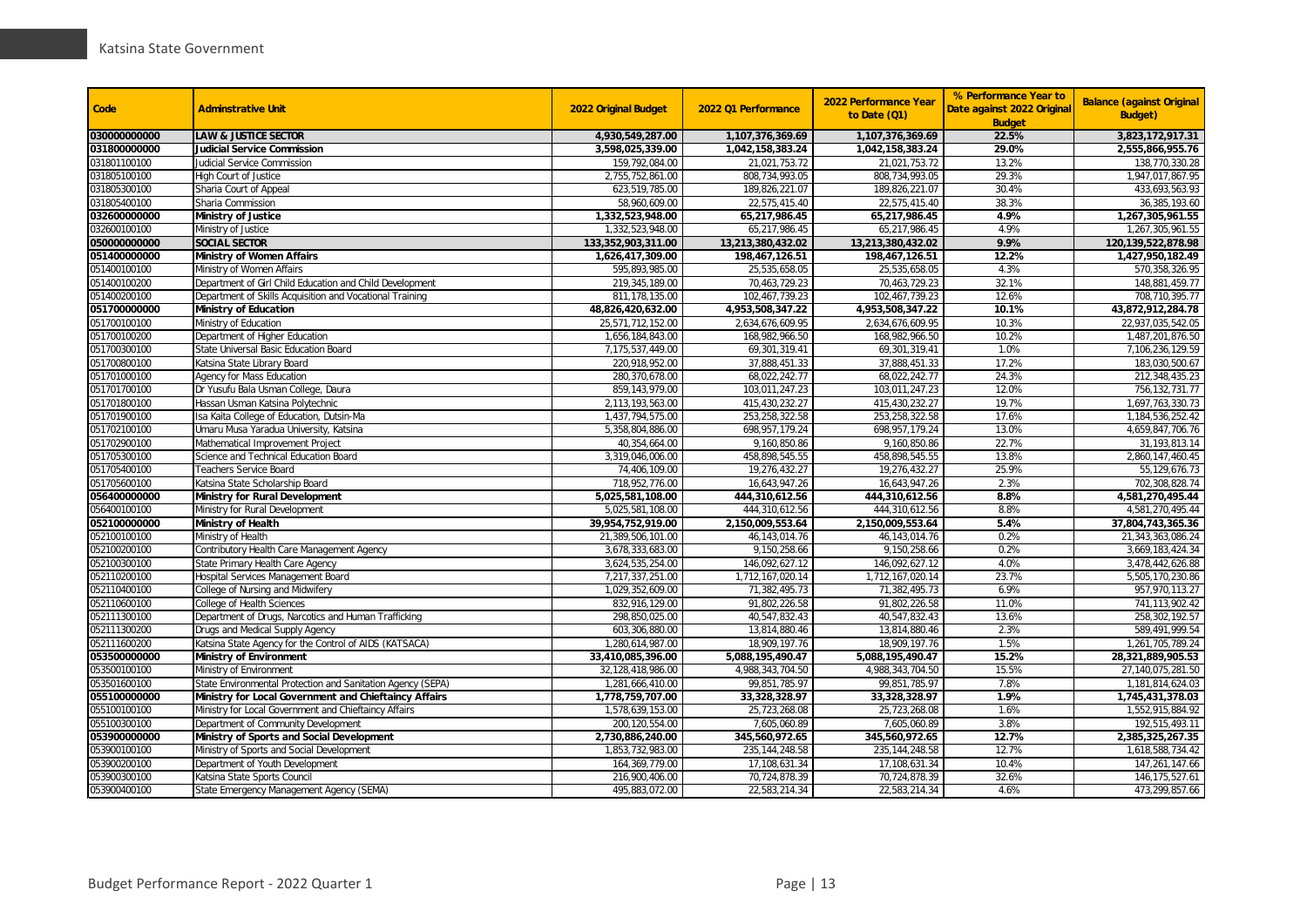| Code | Adminstrative Unit | 2022 Original Budget | 2022 Q1 Performance | 2022 Performance Year to Date (Q1) | % Performance Year to Date against 2022 Original Budget | Balance (against Original Budget) |
|---|---|---|---|---|---|---|
| **030000000000** | **LAW & JUSTICE SECTOR** | **4,930,549,287.00** | **1,107,376,369.69** | **1,107,376,369.69** | **22.5%** | **3,823,172,917.31** |
| **031800000000** | **Judicial Service Commission** | **3,598,025,339.00** | **1,042,158,383.24** | **1,042,158,383.24** | **29.0%** | **2,555,866,955.76** |
| 031801100100 | Judicial Service Commission | 159,792,084.00 | 21,021,753.72 | 21,021,753.72 | 13.2% | 138,770,330.28 |
| 031805100100 | High Court of Justice | 2,755,752,861.00 | 808,734,993.05 | 808,734,993.05 | 29.3% | 1,947,017,867.95 |
| 031805300100 | Sharia Court of Appeal | 623,519,785.00 | 189,826,221.07 | 189,826,221.07 | 30.4% | 433,693,563.93 |
| 031805400100 | Sharia Commission | 58,960,609.00 | 22,575,415.40 | 22,575,415.40 | 38.3% | 36,385,193.60 |
| **032600000000** | **Ministry of Justice** | **1,332,523,948.00** | **65,217,986.45** | **65,217,986.45** | **4.9%** | **1,267,305,961.55** |
| 032600100100 | Ministry of Justice | 1,332,523,948.00 | 65,217,986.45 | 65,217,986.45 | 4.9% | 1,267,305,961.55 |
| **050000000000** | **SOCIAL SECTOR** | **133,352,903,311.00** | **13,213,380,432.02** | **13,213,380,432.02** | **9.9%** | **120,139,522,878.98** |
| **051400000000** | **Ministry of Women Affairs** | **1,626,417,309.00** | **198,467,126.51** | **198,467,126.51** | **12.2%** | **1,427,950,182.49** |
| 051400100100 | Ministry of Women Affairs | 595,893,985.00 | 25,535,658.05 | 25,535,658.05 | 4.3% | 570,358,326.95 |
| 051400100200 | Department of Girl Child Education and Child Development | 219,345,189.00 | 70,463,729.23 | 70,463,729.23 | 32.1% | 148,881,459.77 |
| 051400200100 | Department of Skills Acquisition and Vocational Training | 811,178,135.00 | 102,467,739.23 | 102,467,739.23 | 12.6% | 708,710,395.77 |
| **051700000000** | **Ministry of Education** | **48,826,420,632.00** | **4,953,508,347.22** | **4,953,508,347.22** | **10.1%** | **43,872,912,284.78** |
| 051700100100 | Ministry of Education | 25,571,712,152.00 | 2,634,676,609.95 | 2,634,676,609.95 | 10.3% | 22,937,035,542.05 |
| 051700100200 | Department of Higher Education | 1,656,184,843.00 | 168,982,966.50 | 168,982,966.50 | 10.2% | 1,487,201,876.50 |
| 051700300100 | State Universal Basic Education Board | 7,175,537,449.00 | 69,301,319.41 | 69,301,319.41 | 1.0% | 7,106,236,129.59 |
| 051700800100 | Katsina State Library Board | 220,918,952.00 | 37,888,451.33 | 37,888,451.33 | 17.2% | 183,030,500.67 |
| 051701000100 | Agency for Mass Education | 280,370,678.00 | 68,022,242.77 | 68,022,242.77 | 24.3% | 212,348,435.23 |
| 051701700100 | Dr Yusufu Bala Usman College, Daura | 859,143,979.00 | 103,011,247.23 | 103,011,247.23 | 12.0% | 756,132,731.77 |
| 051701800100 | Hassan Usman Katsina Polytechnic | 2,113,193,563.00 | 415,430,232.27 | 415,430,232.27 | 19.7% | 1,697,763,330.73 |
| 051701900100 | Isa Kaita College of Education, Dutsin-Ma | 1,437,794,575.00 | 253,258,322.58 | 253,258,322.58 | 17.6% | 1,184,536,252.42 |
| 051702100100 | Umaru Musa Yaradua University, Katsina | 5,358,804,886.00 | 698,957,179.24 | 698,957,179.24 | 13.0% | 4,659,847,706.76 |
| 051702900100 | Mathematical Improvement Project | 40,354,664.00 | 9,160,850.86 | 9,160,850.86 | 22.7% | 31,193,813.14 |
| 051705300100 | Science and Technical Education Board | 3,319,046,006.00 | 458,898,545.55 | 458,898,545.55 | 13.8% | 2,860,147,460.45 |
| 051705400100 | Teachers Service Board | 74,406,109.00 | 19,276,432.27 | 19,276,432.27 | 25.9% | 55,129,676.73 |
| 051705600100 | Katsina State Scholarship Board | 718,952,776.00 | 16,643,947.26 | 16,643,947.26 | 2.3% | 702,308,828.74 |
| **056400000000** | **Ministry for Rural Development** | **5,025,581,108.00** | **444,310,612.56** | **444,310,612.56** | **8.8%** | **4,581,270,495.44** |
| 056400100100 | Ministry for Rural Development | 5,025,581,108.00 | 444,310,612.56 | 444,310,612.56 | 8.8% | 4,581,270,495.44 |
| **052100000000** | **Ministry of Health** | **39,954,752,919.00** | **2,150,009,553.64** | **2,150,009,553.64** | **5.4%** | **37,804,743,365.36** |
| 052100100100 | Ministry of Health | 21,389,506,101.00 | 46,143,014.76 | 46,143,014.76 | 0.2% | 21,343,363,086.24 |
| 052100200100 | Contributory Health Care Management Agency | 3,678,333,683.00 | 9,150,258.66 | 9,150,258.66 | 0.2% | 3,669,183,424.34 |
| 052100300100 | State Primary Health Care Agency | 3,624,535,254.00 | 146,092,627.12 | 146,092,627.12 | 4.0% | 3,478,442,626.88 |
| 052110200100 | Hospital Services Management Board | 7,217,337,251.00 | 1,712,167,020.14 | 1,712,167,020.14 | 23.7% | 5,505,170,230.86 |
| 052110400100 | College of Nursing and Midwifery | 1,029,352,609.00 | 71,382,495.73 | 71,382,495.73 | 6.9% | 957,970,113.27 |
| 052110600100 | College of Health Sciences | 832,916,129.00 | 91,802,226.58 | 91,802,226.58 | 11.0% | 741,113,902.42 |
| 052111300100 | Department of Drugs, Narcotics and Human Trafficking | 298,850,025.00 | 40,547,832.43 | 40,547,832.43 | 13.6% | 258,302,192.57 |
| 052111300200 | Drugs and Medical Supply Agency | 603,306,880.00 | 13,814,880.46 | 13,814,880.46 | 2.3% | 589,491,999.54 |
| 052111600200 | Katsina State Agency for the Control of AIDS (KATSACA) | 1,280,614,987.00 | 18,909,197.76 | 18,909,197.76 | 1.5% | 1,261,705,789.24 |
| **053500000000** | **Ministry of Environment** | **33,410,085,396.00** | **5,088,195,490.47** | **5,088,195,490.47** | **15.2%** | **28,321,889,905.53** |
| 053500100100 | Ministry of Environment | 32,128,418,986.00 | 4,988,343,704.50 | 4,988,343,704.50 | 15.5% | 27,140,075,281.50 |
| 053501600100 | State Environmental Protection and Sanitation Agency (SEPA) | 1,281,666,410.00 | 99,851,785.97 | 99,851,785.97 | 7.8% | 1,181,814,624.03 |
| **055100000000** | **Ministry for Local Government and Chieftaincy Affairs** | **1,778,759,707.00** | **33,328,328.97** | **33,328,328.97** | **1.9%** | **1,745,431,378.03** |
| 055100100100 | Ministry for Local Government and Chieftaincy Affairs | 1,578,639,153.00 | 25,723,268.08 | 25,723,268.08 | 1.6% | 1,552,915,884.92 |
| 055100300100 | Department of Community Development | 200,120,554.00 | 7,605,060.89 | 7,605,060.89 | 3.8% | 192,515,493.11 |
| **053900000000** | **Ministry of Sports and Social Development** | **2,730,886,240.00** | **345,560,972.65** | **345,560,972.65** | **12.7%** | **2,385,325,267.35** |
| 053900100100 | Ministry of Sports and Social Development | 1,853,732,983.00 | 235,144,248.58 | 235,144,248.58 | 12.7% | 1,618,588,734.42 |
| 053900200100 | Department of Youth Development | 164,369,779.00 | 17,108,631.34 | 17,108,631.34 | 10.4% | 147,261,147.66 |
| 053900300100 | Katsina State Sports Council | 216,900,406.00 | 70,724,878.39 | 70,724,878.39 | 32.6% | 146,175,527.61 |
| 053900400100 | State Emergency Management Agency (SEMA) | 495,883,072.00 | 22,583,214.34 | 22,583,214.34 | 4.6% | 473,299,857.66 |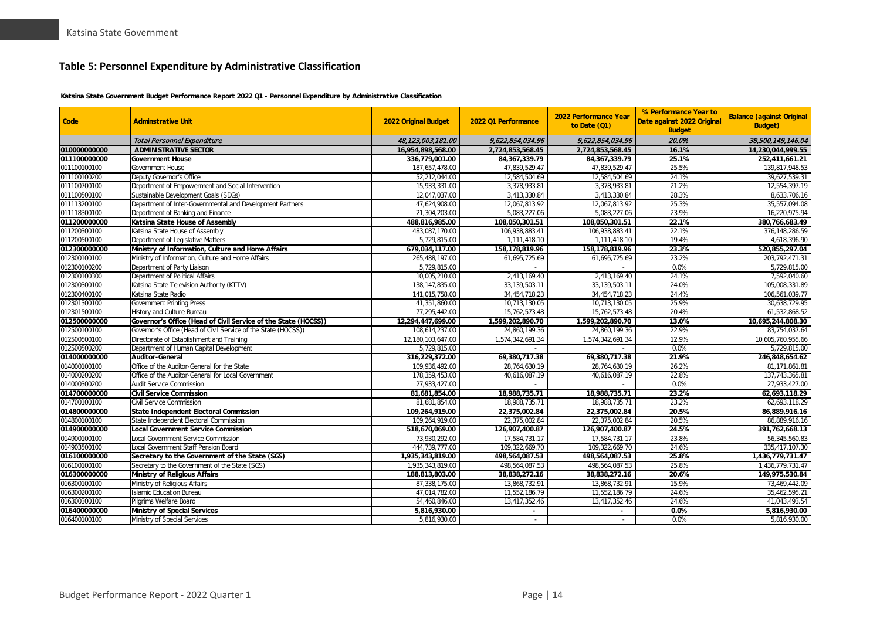## Table 5: Personnel Expenditure by Administrative Classification

**Katsina State Government Budget Performance Report 2022 Q1 - Personnel Expenditure by Administrative Classification**

| Code | Adminstrative Unit | 2022 Original Budget | 2022 Q1 Performance | 2022 Performance Year to Date (Q1) | % Performance Year to Date against 2022 Original Budget | Balance (against Original Budget) |
|---|---|---|---|---|---|---|
| | *Total Personnel Expenditure* | *48,123,003,181.00* | *9,622,854,034.96* | *9,622,854,034.96* | *20.0%* | *38,500,149,146.04* |
| **010000000000** | **ADMINISTRATIVE SECTOR** | **16,954,898,568.00** | **2,724,853,568.45** | **2,724,853,568.45** | **16.1%** | **14,230,044,999.55** |
| **011100000000** | **Government House** | **336,779,001.00** | **84,367,339.79** | **84,367,339.79** | **25.1%** | **252,411,661.21** |
| 011100100100 | Government House | 187,657,478.00 | 47,839,529.47 | 47,839,529.47 | 25.5% | 139,817,948.53 |
| 011100100200 | Deputy Governor's Office | 52,212,044.00 | 12,584,504.69 | 12,584,504.69 | 24.1% | 39,627,539.31 |
| 011100700100 | Department of Empowerment and Social Intervention | 15,933,331.00 | 3,378,933.81 | 3,378,933.81 | 21.2% | 12,554,397.19 |
| 011100500100 | Sustainable Development Goals (SDGs) | 12,047,037.00 | 3,413,330.84 | 3,413,330.84 | 28.3% | 8,633,706.16 |
| 011113200100 | Department of Inter-Governmental and Development Partners | 47,624,908.00 | 12,067,813.92 | 12,067,813.92 | 25.3% | 35,557,094.08 |
| 011118300100 | Department of Banking and Finance | 21,304,203.00 | 5,083,227.06 | 5,083,227.06 | 23.9% | 16,220,975.94 |
| **011200000000** | **Katsina State House of Assembly** | **488,816,985.00** | **108,050,301.51** | **108,050,301.51** | **22.1%** | **380,766,683.49** |
| 011200300100 | Katsina State House of Assembly | 483,087,170.00 | 106,938,883.41 | 106,938,883.41 | 22.1% | 376,148,286.59 |
| 011200500100 | Department of Legislative Matters | 5,729,815.00 | 1,111,418.10 | 1,111,418.10 | 19.4% | 4,618,396.90 |
| **012300000000** | **Ministry of Information, Culture and Home Affairs** | **679,034,117.00** | **158,178,819.96** | **158,178,819.96** | **23.3%** | **520,855,297.04** |
| 012300100100 | Ministry of Information, Culture and Home Affairs | 265,488,197.00 | 61,695,725.69 | 61,695,725.69 | 23.2% | 203,792,471.31 |
| 012300100200 | Department of Party Liaison | 5,729,815.00 | - | - | 0.0% | 5,729,815.00 |
| 012300100300 | Department of Political Affairs | 10,005,210.00 | 2,413,169.40 | 2,413,169.40 | 24.1% | 7,592,040.60 |
| 012300300100 | Katsina State Television Authority (KTTV) | 138,147,835.00 | 33,139,503.11 | 33,139,503.11 | 24.0% | 105,008,331.89 |
| 012300400100 | Katsina State Radio | 141,015,758.00 | 34,454,718.23 | 34,454,718.23 | 24.4% | 106,561,039.77 |
| 012301300100 | Government Printing Press | 41,351,860.00 | 10,713,130.05 | 10,713,130.05 | 25.9% | 30,638,729.95 |
| 012301500100 | History and Culture Bureau | 77,295,442.00 | 15,762,573.48 | 15,762,573.48 | 20.4% | 61,532,868.52 |
| **012500000000** | **Governor's Office (Head of Civil Service of the State (HOCSS))** | **12,294,447,699.00** | **1,599,202,890.70** | **1,599,202,890.70** | **13.0%** | **10,695,244,808.30** |
| 012500100100 | Governor's Office (Head of Civil Service of the State (HOCSS)) | 108,614,237.00 | 24,860,199.36 | 24,860,199.36 | 22.9% | 83,754,037.64 |
| 012500500100 | Directorate of Establishment and Training | 12,180,103,647.00 | 1,574,342,691.34 | 1,574,342,691.34 | 12.9% | 10,605,760,955.66 |
| 012500500200 | Department of Human Capital Development | 5,729,815.00 | - | - | 0.0% | 5,729,815.00 |
| **014000000000** | **Auditor-General** | **316,229,372.00** | **69,380,717.38** | **69,380,717.38** | **21.9%** | **246,848,654.62** |
| 014000100100 | Office of the Auditor-General for the State | 109,936,492.00 | 28,764,630.19 | 28,764,630.19 | 26.2% | 81,171,861.81 |
| 014000200200 | Office of the Auditor-General for Local Government | 178,359,453.00 | 40,616,087.19 | 40,616,087.19 | 22.8% | 137,743,365.81 |
| 014000300200 | Audit Service Commission | 27,933,427.00 | - | - | 0.0% | 27,933,427.00 |
| **014700000000** | **Civil Service Commission** | **81,681,854.00** | **18,988,735.71** | **18,988,735.71** | **23.2%** | **62,693,118.29** |
| 014700100100 | Civil Service Commission | 81,681,854.00 | 18,988,735.71 | 18,988,735.71 | 23.2% | 62,693,118.29 |
| **014800000000** | **State Independent Electoral Commission** | **109,264,919.00** | **22,375,002.84** | **22,375,002.84** | **20.5%** | **86,889,916.16** |
| 014800100100 | State Independent Electoral Commission | 109,264,919.00 | 22,375,002.84 | 22,375,002.84 | 20.5% | 86,889,916.16 |
| **014900000000** | **Local Government Service Commission** | **518,670,069.00** | **126,907,400.87** | **126,907,400.87** | **24.5%** | **391,762,668.13** |
| 014900100100 | Local Government Service Commission | 73,930,292.00 | 17,584,731.17 | 17,584,731.17 | 23.8% | 56,345,560.83 |
| 014903500100 | Local Government Staff Pension Board | 444,739,777.00 | 109,322,669.70 | 109,322,669.70 | 24.6% | 335,417,107.30 |
| **016100000000** | **Secretary to the Government of the State (SGS)** | **1,935,343,819.00** | **498,564,087.53** | **498,564,087.53** | **25.8%** | **1,436,779,731.47** |
| 016100100100 | Secretary to the Government of the State (SGS) | 1,935,343,819.00 | 498,564,087.53 | 498,564,087.53 | 25.8% | 1,436,779,731.47 |
| **016300000000** | **Ministry of Religious Affairs** | **188,813,803.00** | **38,838,272.16** | **38,838,272.16** | **20.6%** | **149,975,530.84** |
| 016300100100 | Ministry of Religious Affairs | 87,338,175.00 | 13,868,732.91 | 13,868,732.91 | 15.9% | 73,469,442.09 |
| 016300200100 | Islamic Education Bureau | 47,014,782.00 | 11,552,186.79 | 11,552,186.79 | 24.6% | 35,462,595.21 |
| 016300300100 | Pilgrims Welfare Board | 54,460,846.00 | 13,417,352.46 | 13,417,352.46 | 24.6% | 41,043,493.54 |
| **016400000000** | **Ministry of Special Services** | **5,816,930.00** | **-** | **-** | **0.0%** | **5,816,930.00** |
| 016400100100 | Ministry of Special Services | 5,816,930.00 | - | - | 0.0% | 5,816,930.00 |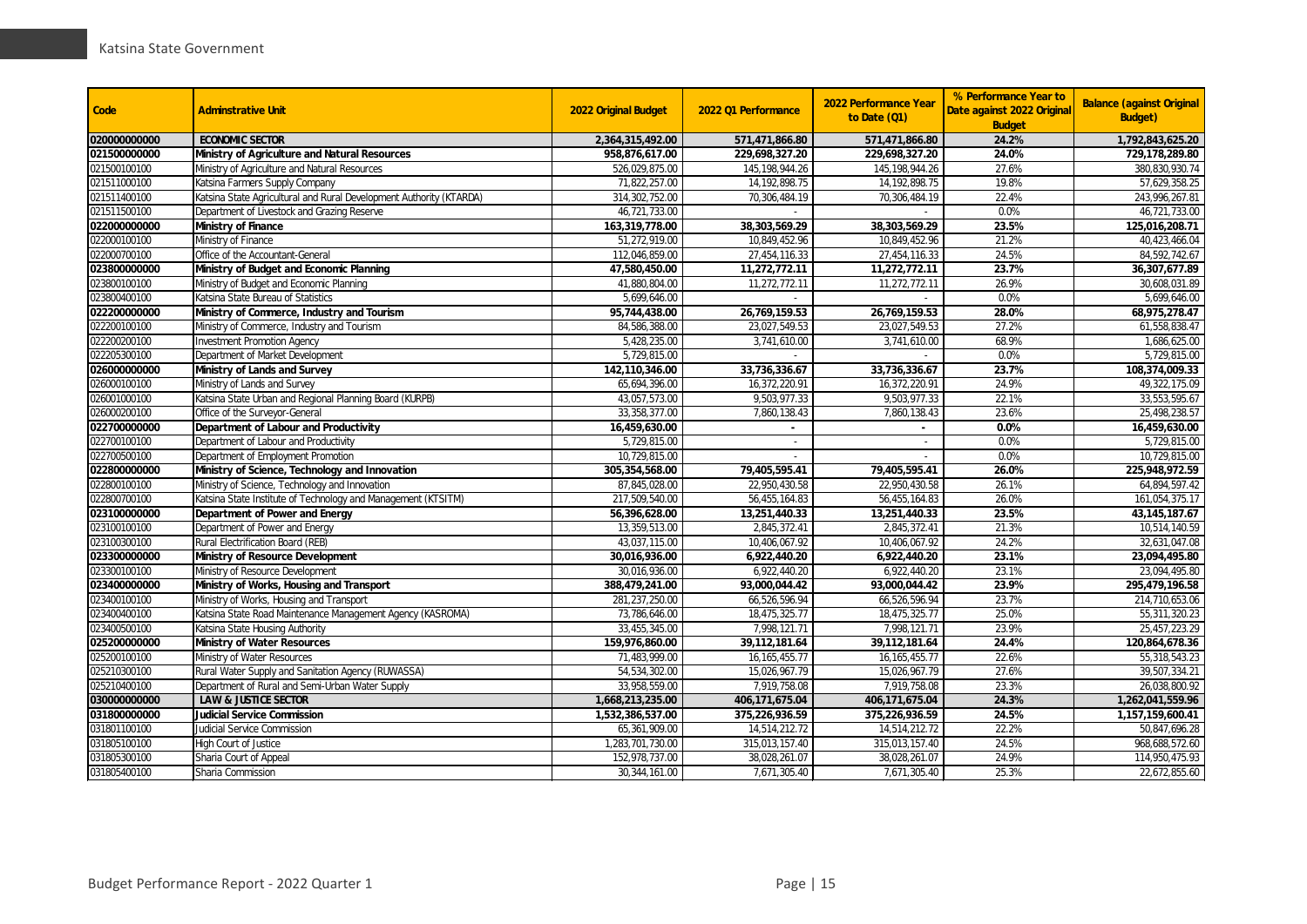| Code | Adminstrative Unit | 2022 Original Budget | 2022 Q1 Performance | 2022 Performance Year to Date (Q1) | % Performance Year to Date against 2022 Original Budget | Balance (against Original Budget) |
|---|---|---|---|---|---|---|
| **020000000000** | **ECONOMIC SECTOR** | **2,364,315,492.00** | **571,471,866.80** | **571,471,866.80** | **24.2%** | **1,792,843,625.20** |
| **021500000000** | **Ministry of Agriculture and Natural Resources** | **958,876,617.00** | **229,698,327.20** | **229,698,327.20** | **24.0%** | **729,178,289.80** |
| 021500100100 | Ministry of Agriculture and Natural Resources | 526,029,875.00 | 145,198,944.26 | 145,198,944.26 | 27.6% | 380,830,930.74 |
| 021511000100 | Katsina Farmers Supply Company | 71,822,257.00 | 14,192,898.75 | 14,192,898.75 | 19.8% | 57,629,358.25 |
| 021511400100 | Katsina State Agricultural and Rural Development Authority (KTARDA) | 314,302,752.00 | 70,306,484.19 | 70,306,484.19 | 22.4% | 243,996,267.81 |
| 021511500100 | Department of Livestock and Grazing Reserve | 46,721,733.00 | - | - | 0.0% | 46,721,733.00 |
| **022000000000** | **Ministry of Finance** | **163,319,778.00** | **38,303,569.29** | **38,303,569.29** | **23.5%** | **125,016,208.71** |
| 022000100100 | Ministry of Finance | 51,272,919.00 | 10,849,452.96 | 10,849,452.96 | 21.2% | 40,423,466.04 |
| 022000700100 | Office of the Accountant-General | 112,046,859.00 | 27,454,116.33 | 27,454,116.33 | 24.5% | 84,592,742.67 |
| **023800000000** | **Ministry of Budget and Economic Planning** | **47,580,450.00** | **11,272,772.11** | **11,272,772.11** | **23.7%** | **36,307,677.89** |
| 023800100100 | Ministry of Budget and Economic Planning | 41,880,804.00 | 11,272,772.11 | 11,272,772.11 | 26.9% | 30,608,031.89 |
| 023800400100 | Katsina State Bureau of Statistics | 5,699,646.00 | - | - | 0.0% | 5,699,646.00 |
| **022200000000** | **Ministry of Commerce, Industry and Tourism** | **95,744,438.00** | **26,769,159.53** | **26,769,159.53** | **28.0%** | **68,975,278.47** |
| 022200100100 | Ministry of Commerce, Industry and Tourism | 84,586,388.00 | 23,027,549.53 | 23,027,549.53 | 27.2% | 61,558,838.47 |
| 022200200100 | Investment Promotion Agency | 5,428,235.00 | 3,741,610.00 | 3,741,610.00 | 68.9% | 1,686,625.00 |
| 022205300100 | Department of Market Development | 5,729,815.00 | - | - | 0.0% | 5,729,815.00 |
| **026000000000** | **Ministry of Lands and Survey** | **142,110,346.00** | **33,736,336.67** | **33,736,336.67** | **23.7%** | **108,374,009.33** |
| 026000100100 | Ministry of Lands and Survey | 65,694,396.00 | 16,372,220.91 | 16,372,220.91 | 24.9% | 49,322,175.09 |
| 026001000100 | Katsina State Urban and Regional Planning Board (KURPB) | 43,057,573.00 | 9,503,977.33 | 9,503,977.33 | 22.1% | 33,553,595.67 |
| 026000200100 | Office of the Surveyor-General | 33,358,377.00 | 7,860,138.43 | 7,860,138.43 | 23.6% | 25,498,238.57 |
| **022700000000** | **Department of Labour and Productivity** | **16,459,630.00** | **-** | **-** | **0.0%** | **16,459,630.00** |
| 022700100100 | Department of Labour and Productivity | 5,729,815.00 | - | - | 0.0% | 5,729,815.00 |
| 022700500100 | Department of Employment Promotion | 10,729,815.00 | - | - | 0.0% | 10,729,815.00 |
| **022800000000** | **Ministry of Science, Technology and Innovation** | **305,354,568.00** | **79,405,595.41** | **79,405,595.41** | **26.0%** | **225,948,972.59** |
| 022800100100 | Ministry of Science, Technology and Innovation | 87,845,028.00 | 22,950,430.58 | 22,950,430.58 | 26.1% | 64,894,597.42 |
| 022800700100 | Katsina State Institute of Technology and Management (KTSITM) | 217,509,540.00 | 56,455,164.83 | 56,455,164.83 | 26.0% | 161,054,375.17 |
| **023100000000** | **Department of Power and Energy** | **56,396,628.00** | **13,251,440.33** | **13,251,440.33** | **23.5%** | **43,145,187.67** |
| 023100100100 | Department of Power and Energy | 13,359,513.00 | 2,845,372.41 | 2,845,372.41 | 21.3% | 10,514,140.59 |
| 023100300100 | Rural Electrification Board (REB) | 43,037,115.00 | 10,406,067.92 | 10,406,067.92 | 24.2% | 32,631,047.08 |
| **023300000000** | **Ministry of Resource Development** | **30,016,936.00** | **6,922,440.20** | **6,922,440.20** | **23.1%** | **23,094,495.80** |
| 023300100100 | Ministry of Resource Development | 30,016,936.00 | 6,922,440.20 | 6,922,440.20 | 23.1% | 23,094,495.80 |
| **023400000000** | **Ministry of Works, Housing and Transport** | **388,479,241.00** | **93,000,044.42** | **93,000,044.42** | **23.9%** | **295,479,196.58** |
| 023400100100 | Ministry of Works, Housing and Transport | 281,237,250.00 | 66,526,596.94 | 66,526,596.94 | 23.7% | 214,710,653.06 |
| 023400400100 | Katsina State Road Maintenance Management Agency (KASROMA) | 73,786,646.00 | 18,475,325.77 | 18,475,325.77 | 25.0% | 55,311,320.23 |
| 023400500100 | Katsina State Housing Authority | 33,455,345.00 | 7,998,121.71 | 7,998,121.71 | 23.9% | 25,457,223.29 |
| **025200000000** | **Ministry of Water Resources** | **159,976,860.00** | **39,112,181.64** | **39,112,181.64** | **24.4%** | **120,864,678.36** |
| 025200100100 | Ministry of Water Resources | 71,483,999.00 | 16,165,455.77 | 16,165,455.77 | 22.6% | 55,318,543.23 |
| 025210300100 | Rural Water Supply and Sanitation Agency (RUWASSA) | 54,534,302.00 | 15,026,967.79 | 15,026,967.79 | 27.6% | 39,507,334.21 |
| 025210400100 | Department of Rural and Semi-Urban Water Supply | 33,958,559.00 | 7,919,758.08 | 7,919,758.08 | 23.3% | 26,038,800.92 |
| **030000000000** | **LAW & JUSTICE SECTOR** | **1,668,213,235.00** | **406,171,675.04** | **406,171,675.04** | **24.3%** | **1,262,041,559.96** |
| **031800000000** | **Judicial Service Commission** | **1,532,386,537.00** | **375,226,936.59** | **375,226,936.59** | **24.5%** | **1,157,159,600.41** |
| 031801100100 | Judicial Service Commission | 65,361,909.00 | 14,514,212.72 | 14,514,212.72 | 22.2% | 50,847,696.28 |
| 031805100100 | High Court of Justice | 1,283,701,730.00 | 315,013,157.40 | 315,013,157.40 | 24.5% | 968,688,572.60 |
| 031805300100 | Sharia Court of Appeal | 152,978,737.00 | 38,028,261.07 | 38,028,261.07 | 24.9% | 114,950,475.93 |
| 031805400100 | Sharia Commission | 30,344,161.00 | 7,671,305.40 | 7,671,305.40 | 25.3% | 22,672,855.60 |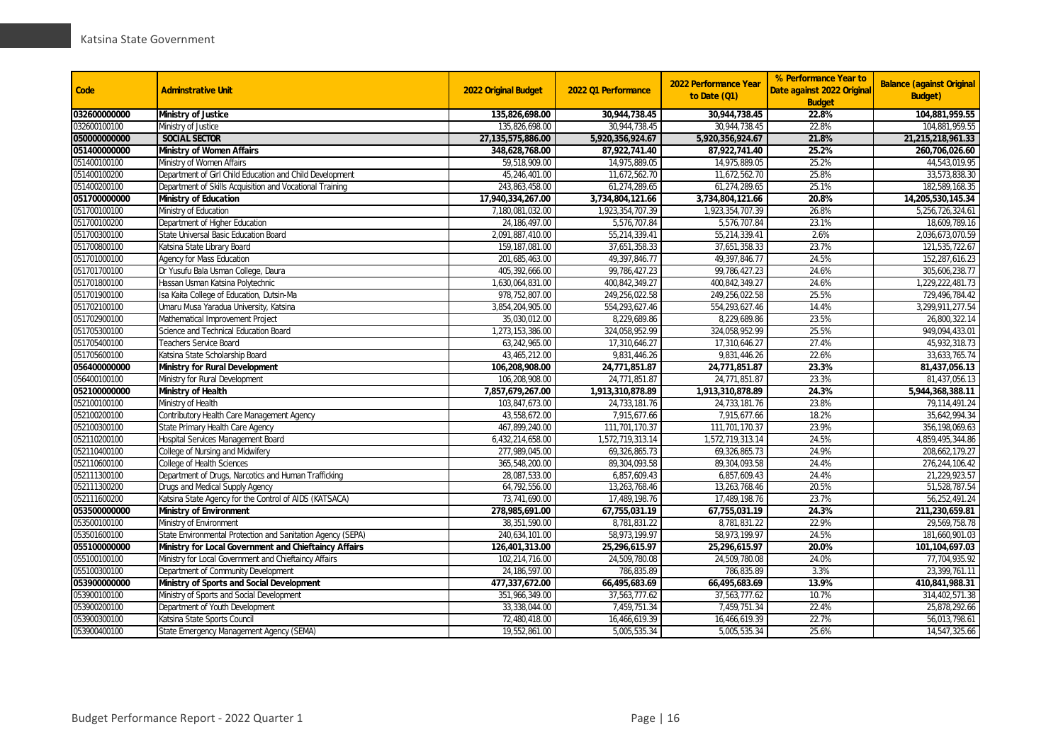| Code | Adminstrative Unit | 2022 Original Budget | 2022 Q1 Performance | 2022 Performance Year to Date (Q1) | % Performance Year to Date against 2022 Original Budget | Balance (against Original Budget) |
|---|---|---|---|---|---|---|
| **032600000000** | **Ministry of Justice** | **135,826,698.00** | **30,944,738.45** | **30,944,738.45** | **22.8%** | **104,881,959.55** |
| 032600100100 | Ministry of Justice | 135,826,698.00 | 30,944,738.45 | 30,944,738.45 | 22.8% | 104,881,959.55 |
| **050000000000** | **SOCIAL SECTOR** | **27,135,575,886.00** | **5,920,356,924.67** | **5,920,356,924.67** | **21.8%** | **21,215,218,961.33** |
| **051400000000** | **Ministry of Women Affairs** | **348,628,768.00** | **87,922,741.40** | **87,922,741.40** | **25.2%** | **260,706,026.60** |
| 051400100100 | Ministry of Women Affairs | 59,518,909.00 | 14,975,889.05 | 14,975,889.05 | 25.2% | 44,543,019.95 |
| 051400100200 | Department of Girl Child Education and Child Development | 45,246,401.00 | 11,672,562.70 | 11,672,562.70 | 25.8% | 33,573,838.30 |
| 051400200100 | Department of Skills Acquisition and Vocational Training | 243,863,458.00 | 61,274,289.65 | 61,274,289.65 | 25.1% | 182,589,168.35 |
| **051700000000** | **Ministry of Education** | **17,940,334,267.00** | **3,734,804,121.66** | **3,734,804,121.66** | **20.8%** | **14,205,530,145.34** |
| 051700100100 | Ministry of Education | 7,180,081,032.00 | 1,923,354,707.39 | 1,923,354,707.39 | 26.8% | 5,256,726,324.61 |
| 051700100200 | Department of Higher Education | 24,186,497.00 | 5,576,707.84 | 5,576,707.84 | 23.1% | 18,609,789.16 |
| 051700300100 | State Universal Basic Education Board | 2,091,887,410.00 | 55,214,339.41 | 55,214,339.41 | 2.6% | 2,036,673,070.59 |
| 051700800100 | Katsina State Library Board | 159,187,081.00 | 37,651,358.33 | 37,651,358.33 | 23.7% | 121,535,722.67 |
| 051701000100 | Agency for Mass Education | 201,685,463.00 | 49,397,846.77 | 49,397,846.77 | 24.5% | 152,287,616.23 |
| 051701700100 | Dr Yusufu Bala Usman College, Daura | 405,392,666.00 | 99,786,427.23 | 99,786,427.23 | 24.6% | 305,606,238.77 |
| 051701800100 | Hassan Usman Katsina Polytechnic | 1,630,064,831.00 | 400,842,349.27 | 400,842,349.27 | 24.6% | 1,229,222,481.73 |
| 051701900100 | Isa Kaita College of Education, Dutsin-Ma | 978,752,807.00 | 249,256,022.58 | 249,256,022.58 | 25.5% | 729,496,784.42 |
| 051702100100 | Umaru Musa Yaradua University, Katsina | 3,854,204,905.00 | 554,293,627.46 | 554,293,627.46 | 14.4% | 3,299,911,277.54 |
| 051702900100 | Mathematical Improvement Project | 35,030,012.00 | 8,229,689.86 | 8,229,689.86 | 23.5% | 26,800,322.14 |
| 051705300100 | Science and Technical Education Board | 1,273,153,386.00 | 324,058,952.99 | 324,058,952.99 | 25.5% | 949,094,433.01 |
| 051705400100 | Teachers Service Board | 63,242,965.00 | 17,310,646.27 | 17,310,646.27 | 27.4% | 45,932,318.73 |
| 051705600100 | Katsina State Scholarship Board | 43,465,212.00 | 9,831,446.26 | 9,831,446.26 | 22.6% | 33,633,765.74 |
| **056400000000** | **Ministry for Rural Development** | **106,208,908.00** | **24,771,851.87** | **24,771,851.87** | **23.3%** | **81,437,056.13** |
| 056400100100 | Ministry for Rural Development | 106,208,908.00 | 24,771,851.87 | 24,771,851.87 | 23.3% | 81,437,056.13 |
| **052100000000** | **Ministry of Health** | **7,857,679,267.00** | **1,913,310,878.89** | **1,913,310,878.89** | **24.3%** | **5,944,368,388.11** |
| 052100100100 | Ministry of Health | 103,847,673.00 | 24,733,181.76 | 24,733,181.76 | 23.8% | 79,114,491.24 |
| 052100200100 | Contributory Health Care Management Agency | 43,558,672.00 | 7,915,677.66 | 7,915,677.66 | 18.2% | 35,642,994.34 |
| 052100300100 | State Primary Health Care Agency | 467,899,240.00 | 111,701,170.37 | 111,701,170.37 | 23.9% | 356,198,069.63 |
| 052110200100 | Hospital Services Management Board | 6,432,214,658.00 | 1,572,719,313.14 | 1,572,719,313.14 | 24.5% | 4,859,495,344.86 |
| 052110400100 | College of Nursing and Midwifery | 277,989,045.00 | 69,326,865.73 | 69,326,865.73 | 24.9% | 208,662,179.27 |
| 052110600100 | College of Health Sciences | 365,548,200.00 | 89,304,093.58 | 89,304,093.58 | 24.4% | 276,244,106.42 |
| 052111300100 | Department of Drugs, Narcotics and Human Trafficking | 28,087,533.00 | 6,857,609.43 | 6,857,609.43 | 24.4% | 21,229,923.57 |
| 052111300200 | Drugs and Medical Supply Agency | 64,792,556.00 | 13,263,768.46 | 13,263,768.46 | 20.5% | 51,528,787.54 |
| 052111600200 | Katsina State Agency for the Control of AIDS (KATSACA) | 73,741,690.00 | 17,489,198.76 | 17,489,198.76 | 23.7% | 56,252,491.24 |
| **053500000000** | **Ministry of Environment** | **278,985,691.00** | **67,755,031.19** | **67,755,031.19** | **24.3%** | **211,230,659.81** |
| 053500100100 | Ministry of Environment | 38,351,590.00 | 8,781,831.22 | 8,781,831.22 | 22.9% | 29,569,758.78 |
| 053501600100 | State Environmental Protection and Sanitation Agency (SEPA) | 240,634,101.00 | 58,973,199.97 | 58,973,199.97 | 24.5% | 181,660,901.03 |
| **055100000000** | **Ministry for Local Government and Chieftaincy Affairs** | **126,401,313.00** | **25,296,615.97** | **25,296,615.97** | **20.0%** | **101,104,697.03** |
| 055100100100 | Ministry for Local Government and Chieftaincy Affairs | 102,214,716.00 | 24,509,780.08 | 24,509,780.08 | 24.0% | 77,704,935.92 |
| 055100300100 | Department of Community Development | 24,186,597.00 | 786,835.89 | 786,835.89 | 3.3% | 23,399,761.11 |
| **053900000000** | **Ministry of Sports and Social Development** | **477,337,672.00** | **66,495,683.69** | **66,495,683.69** | **13.9%** | **410,841,988.31** |
| 053900100100 | Ministry of Sports and Social Development | 351,966,349.00 | 37,563,777.62 | 37,563,777.62 | 10.7% | 314,402,571.38 |
| 053900200100 | Department of Youth Development | 33,338,044.00 | 7,459,751.34 | 7,459,751.34 | 22.4% | 25,878,292.66 |
| 053900300100 | Katsina State Sports Council | 72,480,418.00 | 16,466,619.39 | 16,466,619.39 | 22.7% | 56,013,798.61 |
| 053900400100 | State Emergency Management Agency (SEMA) | 19,552,861.00 | 5,005,535.34 | 5,005,535.34 | 25.6% | 14,547,325.66 |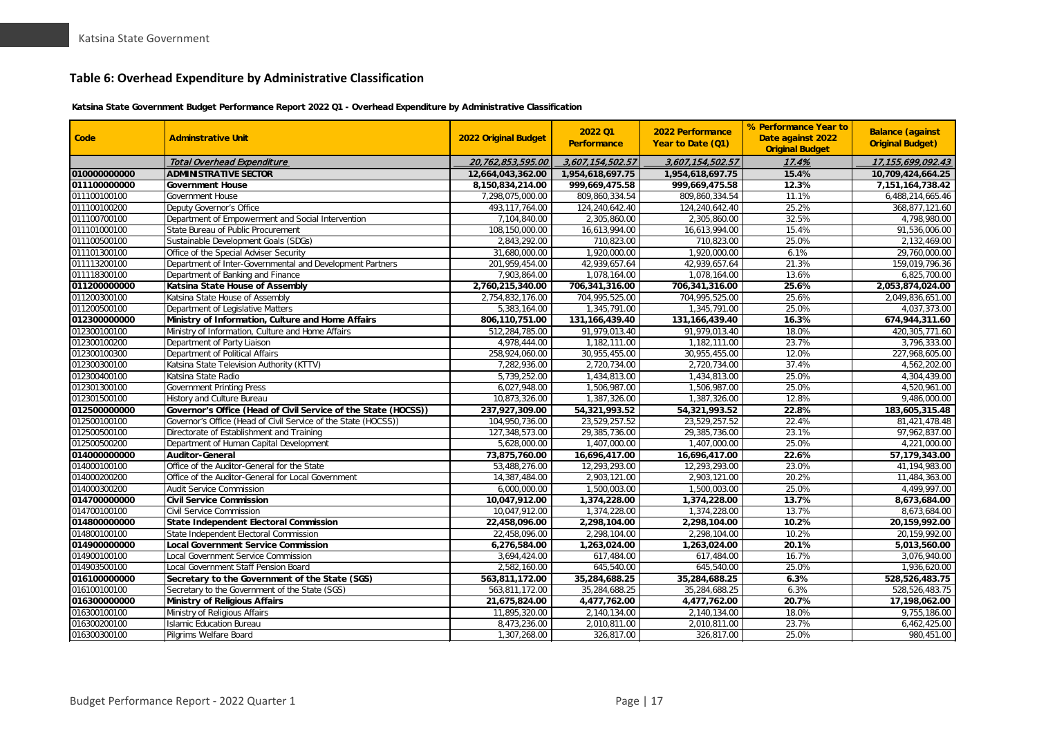## Table 6: Overhead Expenditure by Administrative Classification

**Katsina State Government Budget Performance Report 2022 Q1 - Overhead Expenditure by Administrative Classification**

| Code | Adminstrative Unit | 2022 Original Budget | 2022 Q1 Performance | 2022 Performance Year to Date (Q1) | % Performance Year to Date against 2022 Original Budget | Balance (against Original Budget) |
|---|---|---|---|---|---|---|
| | *Total Overhead Expenditure* | *20,762,853,595.00* | *3,607,154,502.57* | *3,607,154,502.57* | *17.4%* | *17,155,699,092.43* |
| **010000000000** | **ADMINISTRATIVE SECTOR** | **12,664,043,362.00** | **1,954,618,697.75** | **1,954,618,697.75** | **15.4%** | **10,709,424,664.25** |
| **011100000000** | **Government House** | **8,150,834,214.00** | **999,669,475.58** | **999,669,475.58** | **12.3%** | **7,151,164,738.42** |
| 011100100100 | Government House | 7,298,075,000.00 | 809,860,334.54 | 809,860,334.54 | 11.1% | 6,488,214,665.46 |
| 011100100200 | Deputy Governor's Office | 493,117,764.00 | 124,240,642.40 | 124,240,642.40 | 25.2% | 368,877,121.60 |
| 011100700100 | Department of Empowerment and Social Intervention | 7,104,840.00 | 2,305,860.00 | 2,305,860.00 | 32.5% | 4,798,980.00 |
| 011101000100 | State Bureau of Public Procurement | 108,150,000.00 | 16,613,994.00 | 16,613,994.00 | 15.4% | 91,536,006.00 |
| 011100500100 | Sustainable Development Goals (SDGs) | 2,843,292.00 | 710,823.00 | 710,823.00 | 25.0% | 2,132,469.00 |
| 011101300100 | Office of the Special Adviser Security | 31,680,000.00 | 1,920,000.00 | 1,920,000.00 | 6.1% | 29,760,000.00 |
| 011113200100 | Department of Inter-Governmental and Development Partners | 201,959,454.00 | 42,939,657.64 | 42,939,657.64 | 21.3% | 159,019,796.36 |
| 011118300100 | Department of Banking and Finance | 7,903,864.00 | 1,078,164.00 | 1,078,164.00 | 13.6% | 6,825,700.00 |
| **011200000000** | **Katsina State House of Assembly** | **2,760,215,340.00** | **706,341,316.00** | **706,341,316.00** | **25.6%** | **2,053,874,024.00** |
| 011200300100 | Katsina State House of Assembly | 2,754,832,176.00 | 704,995,525.00 | 704,995,525.00 | 25.6% | 2,049,836,651.00 |
| 011200500100 | Department of Legislative Matters | 5,383,164.00 | 1,345,791.00 | 1,345,791.00 | 25.0% | 4,037,373.00 |
| **012300000000** | **Ministry of Information, Culture and Home Affairs** | **806,110,751.00** | **131,166,439.40** | **131,166,439.40** | **16.3%** | **674,944,311.60** |
| 012300100100 | Ministry of Information, Culture and Home Affairs | 512,284,785.00 | 91,979,013.40 | 91,979,013.40 | 18.0% | 420,305,771.60 |
| 012300100200 | Department of Party Liaison | 4,978,444.00 | 1,182,111.00 | 1,182,111.00 | 23.7% | 3,796,333.00 |
| 012300100300 | Department of Political Affairs | 258,924,060.00 | 30,955,455.00 | 30,955,455.00 | 12.0% | 227,968,605.00 |
| 012300300100 | Katsina State Television Authority (KTTV) | 7,282,936.00 | 2,720,734.00 | 2,720,734.00 | 37.4% | 4,562,202.00 |
| 012300400100 | Katsina State Radio | 5,739,252.00 | 1,434,813.00 | 1,434,813.00 | 25.0% | 4,304,439.00 |
| 012301300100 | Government Printing Press | 6,027,948.00 | 1,506,987.00 | 1,506,987.00 | 25.0% | 4,520,961.00 |
| 012301500100 | History and Culture Bureau | 10,873,326.00 | 1,387,326.00 | 1,387,326.00 | 12.8% | 9,486,000.00 |
| **012500000000** | **Governor's Office (Head of Civil Service of the State (HOCSS))** | **237,927,309.00** | **54,321,993.52** | **54,321,993.52** | **22.8%** | **183,605,315.48** |
| 012500100100 | Governor's Office (Head of Civil Service of the State (HOCSS)) | 104,950,736.00 | 23,529,257.52 | 23,529,257.52 | 22.4% | 81,421,478.48 |
| 012500500100 | Directorate of Establishment and Training | 127,348,573.00 | 29,385,736.00 | 29,385,736.00 | 23.1% | 97,962,837.00 |
| 012500500200 | Department of Human Capital Development | 5,628,000.00 | 1,407,000.00 | 1,407,000.00 | 25.0% | 4,221,000.00 |
| **014000000000** | **Auditor-General** | **73,875,760.00** | **16,696,417.00** | **16,696,417.00** | **22.6%** | **57,179,343.00** |
| 014000100100 | Office of the Auditor-General for the State | 53,488,276.00 | 12,293,293.00 | 12,293,293.00 | 23.0% | 41,194,983.00 |
| 014000200200 | Office of the Auditor-General for Local Government | 14,387,484.00 | 2,903,121.00 | 2,903,121.00 | 20.2% | 11,484,363.00 |
| 014000300200 | Audit Service Commission | 6,000,000.00 | 1,500,003.00 | 1,500,003.00 | 25.0% | 4,499,997.00 |
| **014700000000** | **Civil Service Commission** | **10,047,912.00** | **1,374,228.00** | **1,374,228.00** | **13.7%** | **8,673,684.00** |
| 014700100100 | Civil Service Commission | 10,047,912.00 | 1,374,228.00 | 1,374,228.00 | 13.7% | 8,673,684.00 |
| **014800000000** | **State Independent Electoral Commission** | **22,458,096.00** | **2,298,104.00** | **2,298,104.00** | **10.2%** | **20,159,992.00** |
| 014800100100 | State Independent Electoral Commission | 22,458,096.00 | 2,298,104.00 | 2,298,104.00 | 10.2% | 20,159,992.00 |
| **014900000000** | **Local Government Service Commission** | **6,276,584.00** | **1,263,024.00** | **1,263,024.00** | **20.1%** | **5,013,560.00** |
| 014900100100 | Local Government Service Commission | 3,694,424.00 | 617,484.00 | 617,484.00 | 16.7% | 3,076,940.00 |
| 014903500100 | Local Government Staff Pension Board | 2,582,160.00 | 645,540.00 | 645,540.00 | 25.0% | 1,936,620.00 |
| **016100000000** | **Secretary to the Government of the State (SGS)** | **563,811,172.00** | **35,284,688.25** | **35,284,688.25** | **6.3%** | **528,526,483.75** |
| 016100100100 | Secretary to the Government of the State (SGS) | 563,811,172.00 | 35,284,688.25 | 35,284,688.25 | 6.3% | 528,526,483.75 |
| **016300000000** | **Ministry of Religious Affairs** | **21,675,824.00** | **4,477,762.00** | **4,477,762.00** | **20.7%** | **17,198,062.00** |
| 016300100100 | Ministry of Religious Affairs | 11,895,320.00 | 2,140,134.00 | 2,140,134.00 | 18.0% | 9,755,186.00 |
| 016300200100 | Islamic Education Bureau | 8,473,236.00 | 2,010,811.00 | 2,010,811.00 | 23.7% | 6,462,425.00 |
| 016300300100 | Pilgrims Welfare Board | 1,307,268.00 | 326,817.00 | 326,817.00 | 25.0% | 980,451.00 |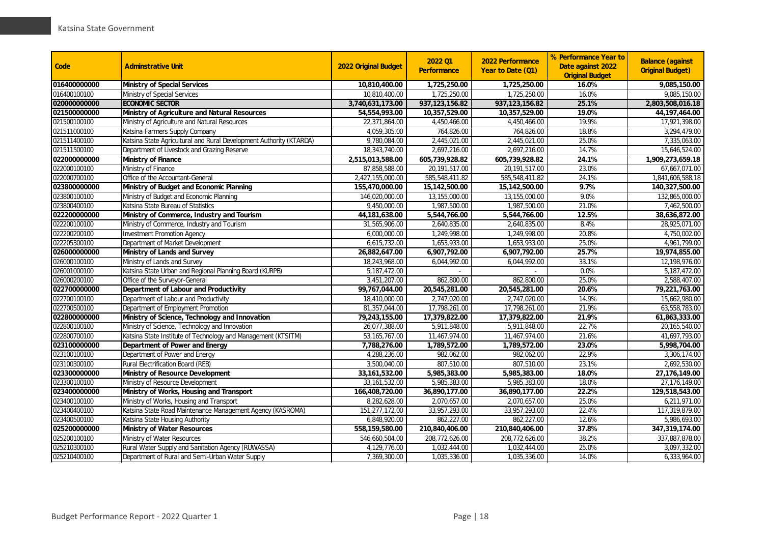| Code | Adminstrative Unit | 2022 Original Budget | 2022 Q1 Performance | 2022 Performance Year to Date (Q1) | % Performance Year to Date against 2022 Original Budget | Balance (against Original Budget) |
|---|---|---|---|---|---|---|
| **016400000000** | **Ministry of Special Services** | **10,810,400.00** | **1,725,250.00** | **1,725,250.00** | **16.0%** | **9,085,150.00** |
| 016400100100 | Ministry of Special Services | 10,810,400.00 | 1,725,250.00 | 1,725,250.00 | 16.0% | 9,085,150.00 |
| **020000000000** | **ECONOMIC SECTOR** | **3,740,631,173.00** | **937,123,156.82** | **937,123,156.82** | **25.1%** | **2,803,508,016.18** |
| **021500000000** | **Ministry of Agriculture and Natural Resources** | **54,554,993.00** | **10,357,529.00** | **10,357,529.00** | **19.0%** | **44,197,464.00** |
| 021500100100 | Ministry of Agriculture and Natural Resources | 22,371,864.00 | 4,450,466.00 | 4,450,466.00 | 19.9% | 17,921,398.00 |
| 021511000100 | Katsina Farmers Supply Company | 4,059,305.00 | 764,826.00 | 764,826.00 | 18.8% | 3,294,479.00 |
| 021511400100 | Katsina State Agricultural and Rural Development Authority (KTARDA) | 9,780,084.00 | 2,445,021.00 | 2,445,021.00 | 25.0% | 7,335,063.00 |
| 021511500100 | Department of Livestock and Grazing Reserve | 18,343,740.00 | 2,697,216.00 | 2,697,216.00 | 14.7% | 15,646,524.00 |
| **022000000000** | **Ministry of Finance** | **2,515,013,588.00** | **605,739,928.82** | **605,739,928.82** | **24.1%** | **1,909,273,659.18** |
| 022000100100 | Ministry of Finance | 87,858,588.00 | 20,191,517.00 | 20,191,517.00 | 23.0% | 67,667,071.00 |
| 022000700100 | Office of the Accountant-General | 2,427,155,000.00 | 585,548,411.82 | 585,548,411.82 | 24.1% | 1,841,606,588.18 |
| **023800000000** | **Ministry of Budget and Economic Planning** | **155,470,000.00** | **15,142,500.00** | **15,142,500.00** | **9.7%** | **140,327,500.00** |
| 023800100100 | Ministry of Budget and Economic Planning | 146,020,000.00 | 13,155,000.00 | 13,155,000.00 | 9.0% | 132,865,000.00 |
| 023800400100 | Katsina State Bureau of Statistics | 9,450,000.00 | 1,987,500.00 | 1,987,500.00 | 21.0% | 7,462,500.00 |
| **022200000000** | **Ministry of Commerce, Industry and Tourism** | **44,181,638.00** | **5,544,766.00** | **5,544,766.00** | **12.5%** | **38,636,872.00** |
| 022200100100 | Ministry of Commerce, Industry and Tourism | 31,565,906.00 | 2,640,835.00 | 2,640,835.00 | 8.4% | 28,925,071.00 |
| 022200200100 | Investment Promotion Agency | 6,000,000.00 | 1,249,998.00 | 1,249,998.00 | 20.8% | 4,750,002.00 |
| 022205300100 | Department of Market Development | 6,615,732.00 | 1,653,933.00 | 1,653,933.00 | 25.0% | 4,961,799.00 |
| **026000000000** | **Ministry of Lands and Survey** | **26,882,647.00** | **6,907,792.00** | **6,907,792.00** | **25.7%** | **19,974,855.00** |
| 026000100100 | Ministry of Lands and Survey | 18,243,968.00 | 6,044,992.00 | 6,044,992.00 | 33.1% | 12,198,976.00 |
| 026001000100 | Katsina State Urban and Regional Planning Board (KURPB) | 5,187,472.00 | - | - | 0.0% | 5,187,472.00 |
| 026000200100 | Office of the Surveyor-General | 3,451,207.00 | 862,800.00 | 862,800.00 | 25.0% | 2,588,407.00 |
| **022700000000** | **Department of Labour and Productivity** | **99,767,044.00** | **20,545,281.00** | **20,545,281.00** | **20.6%** | **79,221,763.00** |
| 022700100100 | Department of Labour and Productivity | 18,410,000.00 | 2,747,020.00 | 2,747,020.00 | 14.9% | 15,662,980.00 |
| 022700500100 | Department of Employment Promotion | 81,357,044.00 | 17,798,261.00 | 17,798,261.00 | 21.9% | 63,558,783.00 |
| **022800000000** | **Ministry of Science, Technology and Innovation** | **79,243,155.00** | **17,379,822.00** | **17,379,822.00** | **21.9%** | **61,863,333.00** |
| 022800100100 | Ministry of Science, Technology and Innovation | 26,077,388.00 | 5,911,848.00 | 5,911,848.00 | 22.7% | 20,165,540.00 |
| 022800700100 | Katsina State Institute of Technology and Management (KTSITM) | 53,165,767.00 | 11,467,974.00 | 11,467,974.00 | 21.6% | 41,697,793.00 |
| **023100000000** | **Department of Power and Energy** | **7,788,276.00** | **1,789,572.00** | **1,789,572.00** | **23.0%** | **5,998,704.00** |
| 023100100100 | Department of Power and Energy | 4,288,236.00 | 982,062.00 | 982,062.00 | 22.9% | 3,306,174.00 |
| 023100300100 | Rural Electrification Board (REB) | 3,500,040.00 | 807,510.00 | 807,510.00 | 23.1% | 2,692,530.00 |
| **023300000000** | **Ministry of Resource Development** | **33,161,532.00** | **5,985,383.00** | **5,985,383.00** | **18.0%** | **27,176,149.00** |
| 023300100100 | Ministry of Resource Development | 33,161,532.00 | 5,985,383.00 | 5,985,383.00 | 18.0% | 27,176,149.00 |
| **023400000000** | **Ministry of Works, Housing and Transport** | **166,408,720.00** | **36,890,177.00** | **36,890,177.00** | **22.2%** | **129,518,543.00** |
| 023400100100 | Ministry of Works, Housing and Transport | 8,282,628.00 | 2,070,657.00 | 2,070,657.00 | 25.0% | 6,211,971.00 |
| 023400400100 | Katsina State Road Maintenance Management Agency (KASROMA) | 151,277,172.00 | 33,957,293.00 | 33,957,293.00 | 22.4% | 117,319,879.00 |
| 023400500100 | Katsina State Housing Authority | 6,848,920.00 | 862,227.00 | 862,227.00 | 12.6% | 5,986,693.00 |
| **025200000000** | **Ministry of Water Resources** | **558,159,580.00** | **210,840,406.00** | **210,840,406.00** | **37.8%** | **347,319,174.00** |
| 025200100100 | Ministry of Water Resources | 546,660,504.00 | 208,772,626.00 | 208,772,626.00 | 38.2% | 337,887,878.00 |
| 025210300100 | Rural Water Supply and Sanitation Agency (RUWASSA) | 4,129,776.00 | 1,032,444.00 | 1,032,444.00 | 25.0% | 3,097,332.00 |
| 025210400100 | Department of Rural and Semi-Urban Water Supply | 7,369,300.00 | 1,035,336.00 | 1,035,336.00 | 14.0% | 6,333,964.00 |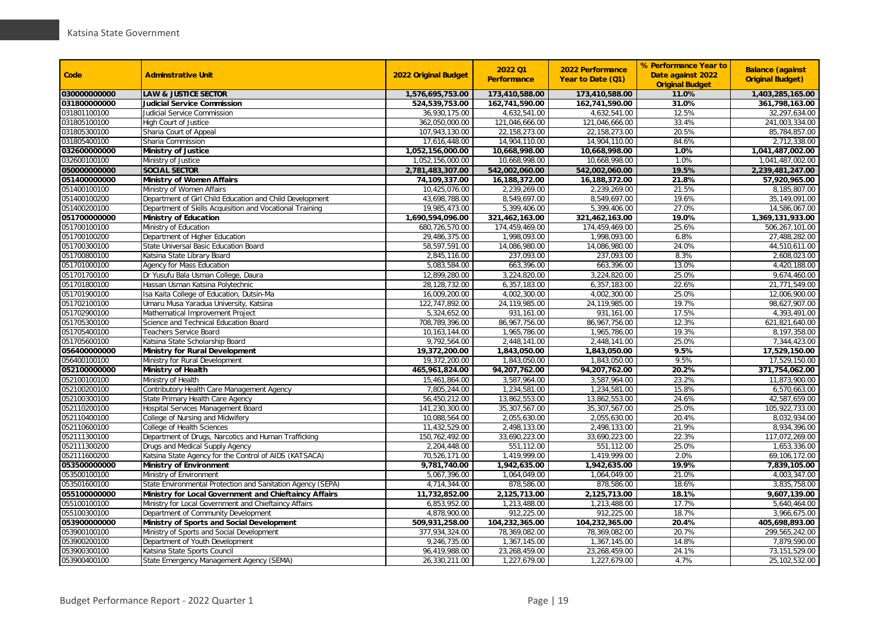| Code | Adminstrative Unit | 2022 Original Budget | 2022 Q1 Performance | 2022 Performance Year to Date (Q1) | % Performance Year to Date against 2022 Original Budget | Balance (against Original Budget) |
|---|---|---|---|---|---|---|
| **030000000000** | **LAW & JUSTICE SECTOR** | **1,576,695,753.00** | **173,410,588.00** | **173,410,588.00** | **11.0%** | **1,403,285,165.00** |
| **031800000000** | **Judicial Service Commission** | **524,539,753.00** | **162,741,590.00** | **162,741,590.00** | **31.0%** | **361,798,163.00** |
| 031801100100 | Judicial Service Commission | 36,930,175.00 | 4,632,541.00 | 4,632,541.00 | 12.5% | 32,297,634.00 |
| 031805100100 | High Court of Justice | 362,050,000.00 | 121,046,666.00 | 121,046,666.00 | 33.4% | 241,003,334.00 |
| 031805300100 | Sharia Court of Appeal | 107,943,130.00 | 22,158,273.00 | 22,158,273.00 | 20.5% | 85,784,857.00 |
| 031805400100 | Sharia Commission | 17,616,448.00 | 14,904,110.00 | 14,904,110.00 | 84.6% | 2,712,338.00 |
| **032600000000** | **Ministry of Justice** | **1,052,156,000.00** | **10,668,998.00** | **10,668,998.00** | **1.0%** | **1,041,487,002.00** |
| 032600100100 | Ministry of Justice | 1,052,156,000.00 | 10,668,998.00 | 10,668,998.00 | 1.0% | 1,041,487,002.00 |
| **050000000000** | **SOCIAL SECTOR** | **2,781,483,307.00** | **542,002,060.00** | **542,002,060.00** | **19.5%** | **2,239,481,247.00** |
| **051400000000** | **Ministry of Women Affairs** | **74,109,337.00** | **16,188,372.00** | **16,188,372.00** | **21.8%** | **57,920,965.00** |
| 051400100100 | Ministry of Women Affairs | 10,425,076.00 | 2,239,269.00 | 2,239,269.00 | 21.5% | 8,185,807.00 |
| 051400100200 | Department of Girl Child Education and Child Development | 43,698,788.00 | 8,549,697.00 | 8,549,697.00 | 19.6% | 35,149,091.00 |
| 051400200100 | Department of Skills Acquisition and Vocational Training | 19,985,473.00 | 5,399,406.00 | 5,399,406.00 | 27.0% | 14,586,067.00 |
| **051700000000** | **Ministry of Education** | **1,690,594,096.00** | **321,462,163.00** | **321,462,163.00** | **19.0%** | **1,369,131,933.00** |
| 051700100100 | Ministry of Education | 680,726,570.00 | 174,459,469.00 | 174,459,469.00 | 25.6% | 506,267,101.00 |
| 051700100200 | Department of Higher Education | 29,486,375.00 | 1,998,093.00 | 1,998,093.00 | 6.8% | 27,488,282.00 |
| 051700300100 | State Universal Basic Education Board | 58,597,591.00 | 14,086,980.00 | 14,086,980.00 | 24.0% | 44,510,611.00 |
| 051700800100 | Katsina State Library Board | 2,845,116.00 | 237,093.00 | 237,093.00 | 8.3% | 2,608,023.00 |
| 051701000100 | Agency for Mass Education | 5,083,584.00 | 663,396.00 | 663,396.00 | 13.0% | 4,420,188.00 |
| 051701700100 | Dr Yusufu Bala Usman College, Daura | 12,899,280.00 | 3,224,820.00 | 3,224,820.00 | 25.0% | 9,674,460.00 |
| 051701800100 | Hassan Usman Katsina Polytechnic | 28,128,732.00 | 6,357,183.00 | 6,357,183.00 | 22.6% | 21,771,549.00 |
| 051701900100 | Isa Kaita College of Education, Dutsin-Ma | 16,009,200.00 | 4,002,300.00 | 4,002,300.00 | 25.0% | 12,006,900.00 |
| 051702100100 | Umaru Musa Yaradua University, Katsina | 122,747,892.00 | 24,119,985.00 | 24,119,985.00 | 19.7% | 98,627,907.00 |
| 051702900100 | Mathematical Improvement Project | 5,324,652.00 | 931,161.00 | 931,161.00 | 17.5% | 4,393,491.00 |
| 051705300100 | Science and Technical Education Board | 708,789,396.00 | 86,967,756.00 | 86,967,756.00 | 12.3% | 621,821,640.00 |
| 051705400100 | Teachers Service Board | 10,163,144.00 | 1,965,786.00 | 1,965,786.00 | 19.3% | 8,197,358.00 |
| 051705600100 | Katsina State Scholarship Board | 9,792,564.00 | 2,448,141.00 | 2,448,141.00 | 25.0% | 7,344,423.00 |
| **056400000000** | **Ministry for Rural Development** | **19,372,200.00** | **1,843,050.00** | **1,843,050.00** | **9.5%** | **17,529,150.00** |
| 056400100100 | Ministry for Rural Development | 19,372,200.00 | 1,843,050.00 | 1,843,050.00 | 9.5% | 17,529,150.00 |
| **052100000000** | **Ministry of Health** | **465,961,824.00** | **94,207,762.00** | **94,207,762.00** | **20.2%** | **371,754,062.00** |
| 052100100100 | Ministry of Health | 15,461,864.00 | 3,587,964.00 | 3,587,964.00 | 23.2% | 11,873,900.00 |
| 052100200100 | Contributory Health Care Management Agency | 7,805,244.00 | 1,234,581.00 | 1,234,581.00 | 15.8% | 6,570,663.00 |
| 052100300100 | State Primary Health Care Agency | 56,450,212.00 | 13,862,553.00 | 13,862,553.00 | 24.6% | 42,587,659.00 |
| 052110200100 | Hospital Services Management Board | 141,230,300.00 | 35,307,567.00 | 35,307,567.00 | 25.0% | 105,922,733.00 |
| 052110400100 | College of Nursing and Midwifery | 10,088,564.00 | 2,055,630.00 | 2,055,630.00 | 20.4% | 8,032,934.00 |
| 052110600100 | College of Health Sciences | 11,432,529.00 | 2,498,133.00 | 2,498,133.00 | 21.9% | 8,934,396.00 |
| 052111300100 | Department of Drugs, Narcotics and Human Trafficking | 150,762,492.00 | 33,690,223.00 | 33,690,223.00 | 22.3% | 117,072,269.00 |
| 052111300200 | Drugs and Medical Supply Agency | 2,204,448.00 | 551,112.00 | 551,112.00 | 25.0% | 1,653,336.00 |
| 052111600200 | Katsina State Agency for the Control of AIDS (KATSACA) | 70,526,171.00 | 1,419,999.00 | 1,419,999.00 | 2.0% | 69,106,172.00 |
| **053500000000** | **Ministry of Environment** | **9,781,740.00** | **1,942,635.00** | **1,942,635.00** | **19.9%** | **7,839,105.00** |
| 053500100100 | Ministry of Environment | 5,067,396.00 | 1,064,049.00 | 1,064,049.00 | 21.0% | 4,003,347.00 |
| 053501600100 | State Environmental Protection and Sanitation Agency (SEPA) | 4,714,344.00 | 878,586.00 | 878,586.00 | 18.6% | 3,835,758.00 |
| **055100000000** | **Ministry for Local Government and Chieftaincy Affairs** | **11,732,852.00** | **2,125,713.00** | **2,125,713.00** | **18.1%** | **9,607,139.00** |
| 055100100100 | Ministry for Local Government and Chieftaincy Affairs | 6,853,952.00 | 1,213,488.00 | 1,213,488.00 | 17.7% | 5,640,464.00 |
| 055100300100 | Department of Community Development | 4,878,900.00 | 912,225.00 | 912,225.00 | 18.7% | 3,966,675.00 |
| **053900000000** | **Ministry of Sports and Social Development** | **509,931,258.00** | **104,232,365.00** | **104,232,365.00** | **20.4%** | **405,698,893.00** |
| 053900100100 | Ministry of Sports and Social Development | 377,934,324.00 | 78,369,082.00 | 78,369,082.00 | 20.7% | 299,565,242.00 |
| 053900200100 | Department of Youth Development | 9,246,735.00 | 1,367,145.00 | 1,367,145.00 | 14.8% | 7,879,590.00 |
| 053900300100 | Katsina State Sports Council | 96,419,988.00 | 23,268,459.00 | 23,268,459.00 | 24.1% | 73,151,529.00 |
| 053900400100 | State Emergency Management Agency (SEMA) | 26,330,211.00 | 1,227,679.00 | 1,227,679.00 | 4.7% | 25,102,532.00 |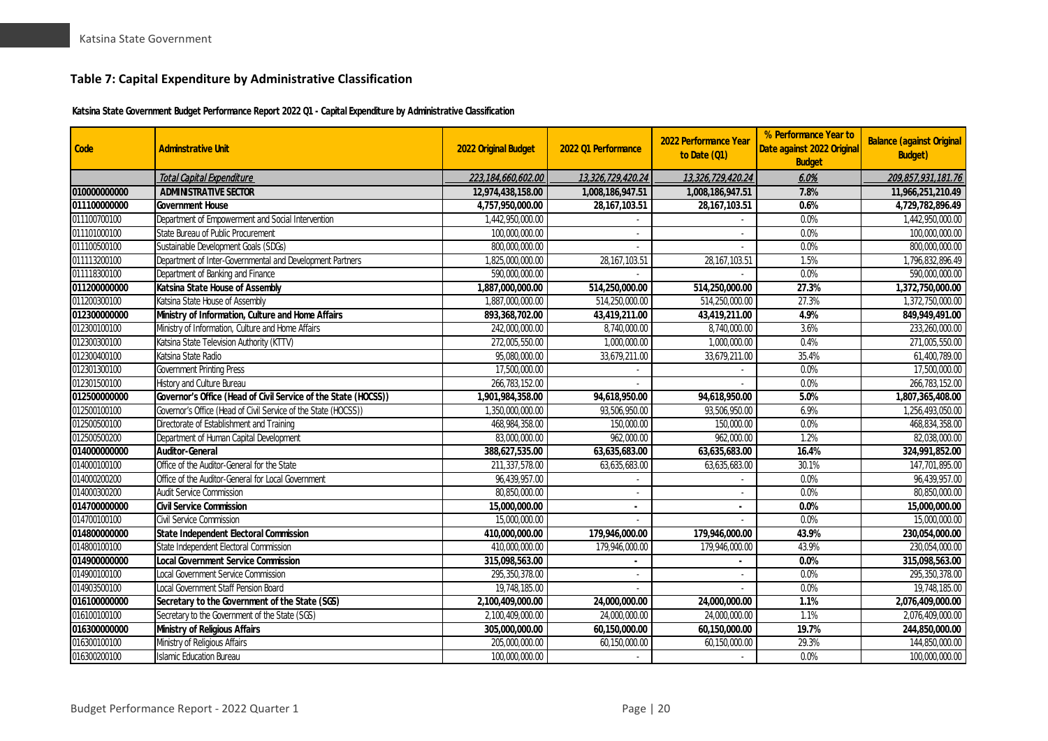## Table 7: Capital Expenditure by Administrative Classification

**Katsina State Government Budget Performance Report 2022 Q1 - Capital Expenditure by Administrative Classification**

| Code | Adminstrative Unit | 2022 Original Budget | 2022 Q1 Performance | 2022 Performance Year to Date (Q1) | % Performance Year to Date against 2022 Original Budget | Balance (against Original Budget) |
|---|---|---|---|---|---|---|
| | *Total Capital Expenditure* | *223,184,660,602.00* | *13,326,729,420.24* | *13,326,729,420.24* | *6.0%* | *209,857,931,181.76* |
| **010000000000** | **ADMINISTRATIVE SECTOR** | **12,974,438,158.00** | **1,008,186,947.51** | **1,008,186,947.51** | **7.8%** | **11,966,251,210.49** |
| **011100000000** | **Government House** | **4,757,950,000.00** | **28,167,103.51** | **28,167,103.51** | **0.6%** | **4,729,782,896.49** |
| 011100700100 | Department of Empowerment and Social Intervention | 1,442,950,000.00 | - | - | 0.0% | 1,442,950,000.00 |
| 011101000100 | State Bureau of Public Procurement | 100,000,000.00 | - | - | 0.0% | 100,000,000.00 |
| 011100500100 | Sustainable Development Goals (SDGs) | 800,000,000.00 | - | - | 0.0% | 800,000,000.00 |
| 011113200100 | Department of Inter-Governmental and Development Partners | 1,825,000,000.00 | 28,167,103.51 | 28,167,103.51 | 1.5% | 1,796,832,896.49 |
| 011118300100 | Department of Banking and Finance | 590,000,000.00 | - | - | 0.0% | 590,000,000.00 |
| **011200000000** | **Katsina State House of Assembly** | **1,887,000,000.00** | **514,250,000.00** | **514,250,000.00** | **27.3%** | **1,372,750,000.00** |
| 011200300100 | Katsina State House of Assembly | 1,887,000,000.00 | 514,250,000.00 | 514,250,000.00 | 27.3% | 1,372,750,000.00 |
| **012300000000** | **Ministry of Information, Culture and Home Affairs** | **893,368,702.00** | **43,419,211.00** | **43,419,211.00** | **4.9%** | **849,949,491.00** |
| 012300100100 | Ministry of Information, Culture and Home Affairs | 242,000,000.00 | 8,740,000.00 | 8,740,000.00 | 3.6% | 233,260,000.00 |
| 012300300100 | Katsina State Television Authority (KTTV) | 272,005,550.00 | 1,000,000.00 | 1,000,000.00 | 0.4% | 271,005,550.00 |
| 012300400100 | Katsina State Radio | 95,080,000.00 | 33,679,211.00 | 33,679,211.00 | 35.4% | 61,400,789.00 |
| 012301300100 | Government Printing Press | 17,500,000.00 | - | - | 0.0% | 17,500,000.00 |
| 012301500100 | History and Culture Bureau | 266,783,152.00 | - | - | 0.0% | 266,783,152.00 |
| **012500000000** | **Governor's Office (Head of Civil Service of the State (HOCSS))** | **1,901,984,358.00** | **94,618,950.00** | **94,618,950.00** | **5.0%** | **1,807,365,408.00** |
| 012500100100 | Governor's Office (Head of Civil Service of the State (HOCSS)) | 1,350,000,000.00 | 93,506,950.00 | 93,506,950.00 | 6.9% | 1,256,493,050.00 |
| 012500500100 | Directorate of Establishment and Training | 468,984,358.00 | 150,000.00 | 150,000.00 | 0.0% | 468,834,358.00 |
| 012500500200 | Department of Human Capital Development | 83,000,000.00 | 962,000.00 | 962,000.00 | 1.2% | 82,038,000.00 |
| **014000000000** | **Auditor-General** | **388,627,535.00** | **63,635,683.00** | **63,635,683.00** | **16.4%** | **324,991,852.00** |
| 014000100100 | Office of the Auditor-General for the State | 211,337,578.00 | 63,635,683.00 | 63,635,683.00 | 30.1% | 147,701,895.00 |
| 014000200200 | Office of the Auditor-General for Local Government | 96,439,957.00 | - | - | 0.0% | 96,439,957.00 |
| 014000300200 | Audit Service Commission | 80,850,000.00 | - | - | 0.0% | 80,850,000.00 |
| **014700000000** | **Civil Service Commission** | **15,000,000.00** | **-** | **-** | **0.0%** | **15,000,000.00** |
| 014700100100 | Civil Service Commission | 15,000,000.00 | - | - | 0.0% | 15,000,000.00 |
| **014800000000** | **State Independent Electoral Commission** | **410,000,000.00** | **179,946,000.00** | **179,946,000.00** | **43.9%** | **230,054,000.00** |
| 014800100100 | State Independent Electoral Commission | 410,000,000.00 | 179,946,000.00 | 179,946,000.00 | 43.9% | 230,054,000.00 |
| **014900000000** | **Local Government Service Commission** | **315,098,563.00** | **-** | **-** | **0.0%** | **315,098,563.00** |
| 014900100100 | Local Government Service Commission | 295,350,378.00 | - | - | 0.0% | 295,350,378.00 |
| 014903500100 | Local Government Staff Pension Board | 19,748,185.00 | - | - | 0.0% | 19,748,185.00 |
| **016100000000** | **Secretary to the Government of the State (SGS)** | **2,100,409,000.00** | **24,000,000.00** | **24,000,000.00** | **1.1%** | **2,076,409,000.00** |
| 016100100100 | Secretary to the Government of the State (SGS) | 2,100,409,000.00 | 24,000,000.00 | 24,000,000.00 | 1.1% | 2,076,409,000.00 |
| **016300000000** | **Ministry of Religious Affairs** | **305,000,000.00** | **60,150,000.00** | **60,150,000.00** | **19.7%** | **244,850,000.00** |
| 016300100100 | Ministry of Religious Affairs | 205,000,000.00 | 60,150,000.00 | 60,150,000.00 | 29.3% | 144,850,000.00 |
| 016300200100 | Islamic Education Bureau | 100,000,000.00 | - | - | 0.0% | 100,000,000.00 |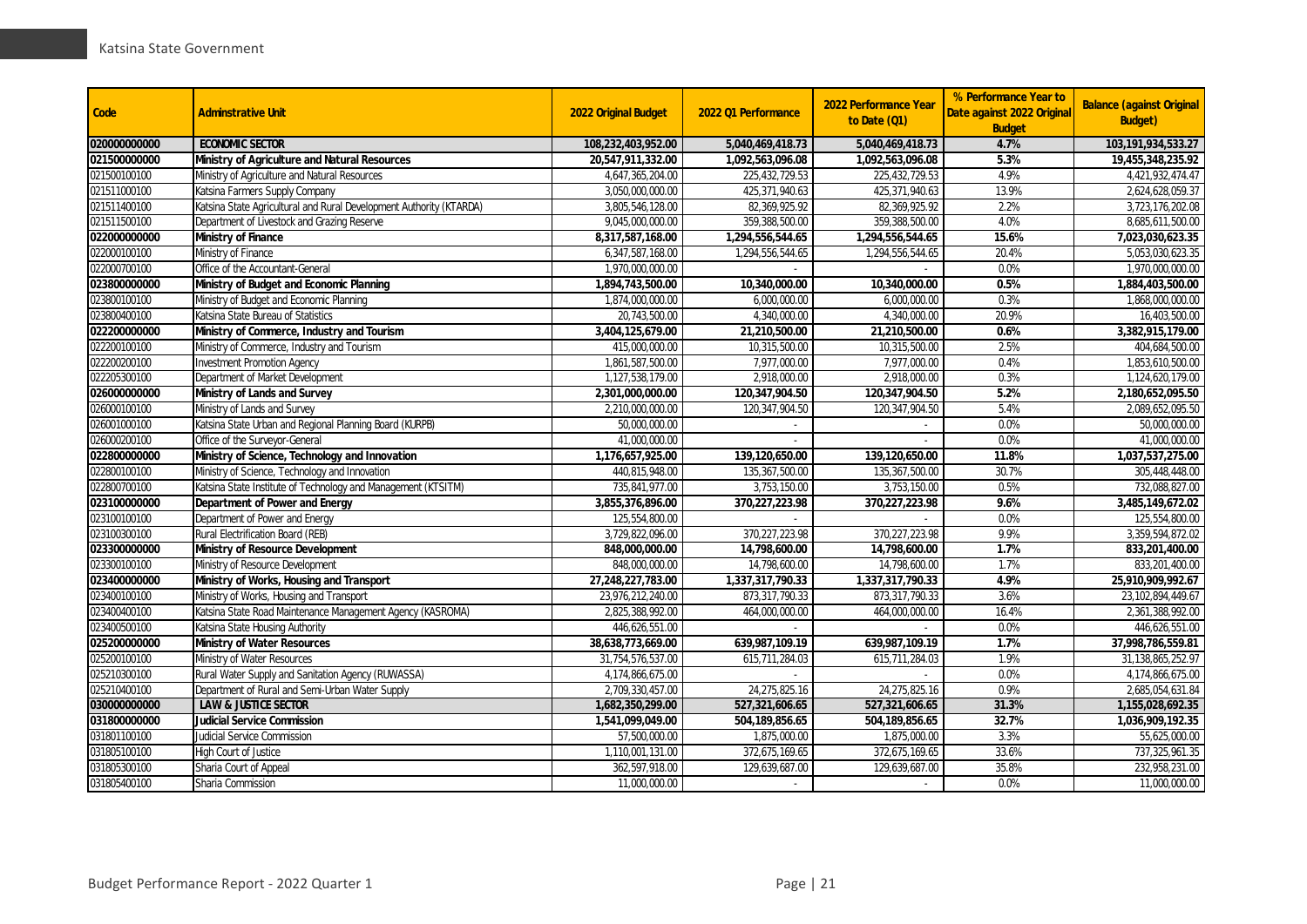| Code | Adminstrative Unit | 2022 Original Budget | 2022 Q1 Performance | 2022 Performance Year to Date (Q1) | % Performance Year to Date against 2022 Original Budget | Balance (against Original Budget) |
|---|---|---|---|---|---|---|
| **020000000000** | **ECONOMIC SECTOR** | **108,232,403,952.00** | **5,040,469,418.73** | **5,040,469,418.73** | **4.7%** | **103,191,934,533.27** |
| **021500000000** | **Ministry of Agriculture and Natural Resources** | **20,547,911,332.00** | **1,092,563,096.08** | **1,092,563,096.08** | **5.3%** | **19,455,348,235.92** |
| 021500100100 | Ministry of Agriculture and Natural Resources | 4,647,365,204.00 | 225,432,729.53 | 225,432,729.53 | 4.9% | 4,421,932,474.47 |
| 021511000100 | Katsina Farmers Supply Company | 3,050,000,000.00 | 425,371,940.63 | 425,371,940.63 | 13.9% | 2,624,628,059.37 |
| 021511400100 | Katsina State Agricultural and Rural Development Authority (KTARDA) | 3,805,546,128.00 | 82,369,925.92 | 82,369,925.92 | 2.2% | 3,723,176,202.08 |
| 021511500100 | Department of Livestock and Grazing Reserve | 9,045,000,000.00 | 359,388,500.00 | 359,388,500.00 | 4.0% | 8,685,611,500.00 |
| **022000000000** | **Ministry of Finance** | **8,317,587,168.00** | **1,294,556,544.65** | **1,294,556,544.65** | **15.6%** | **7,023,030,623.35** |
| 022000100100 | Ministry of Finance | 6,347,587,168.00 | 1,294,556,544.65 | 1,294,556,544.65 | 20.4% | 5,053,030,623.35 |
| 022000700100 | Office of the Accountant-General | 1,970,000,000.00 | - | - | 0.0% | 1,970,000,000.00 |
| **023800000000** | **Ministry of Budget and Economic Planning** | **1,894,743,500.00** | **10,340,000.00** | **10,340,000.00** | **0.5%** | **1,884,403,500.00** |
| 023800100100 | Ministry of Budget and Economic Planning | 1,874,000,000.00 | 6,000,000.00 | 6,000,000.00 | 0.3% | 1,868,000,000.00 |
| 023800400100 | Katsina State Bureau of Statistics | 20,743,500.00 | 4,340,000.00 | 4,340,000.00 | 20.9% | 16,403,500.00 |
| **022200000000** | **Ministry of Commerce, Industry and Tourism** | **3,404,125,679.00** | **21,210,500.00** | **21,210,500.00** | **0.6%** | **3,382,915,179.00** |
| 022200100100 | Ministry of Commerce, Industry and Tourism | 415,000,000.00 | 10,315,500.00 | 10,315,500.00 | 2.5% | 404,684,500.00 |
| 022200200100 | Investment Promotion Agency | 1,861,587,500.00 | 7,977,000.00 | 7,977,000.00 | 0.4% | 1,853,610,500.00 |
| 022205300100 | Department of Market Development | 1,127,538,179.00 | 2,918,000.00 | 2,918,000.00 | 0.3% | 1,124,620,179.00 |
| **026000000000** | **Ministry of Lands and Survey** | **2,301,000,000.00** | **120,347,904.50** | **120,347,904.50** | **5.2%** | **2,180,652,095.50** |
| 026000100100 | Ministry of Lands and Survey | 2,210,000,000.00 | 120,347,904.50 | 120,347,904.50 | 5.4% | 2,089,652,095.50 |
| 026001000100 | Katsina State Urban and Regional Planning Board (KURPB) | 50,000,000.00 | - | - | 0.0% | 50,000,000.00 |
| 026000200100 | Office of the Surveyor-General | 41,000,000.00 | - | - | 0.0% | 41,000,000.00 |
| **022800000000** | **Ministry of Science, Technology and Innovation** | **1,176,657,925.00** | **139,120,650.00** | **139,120,650.00** | **11.8%** | **1,037,537,275.00** |
| 022800100100 | Ministry of Science, Technology and Innovation | 440,815,948.00 | 135,367,500.00 | 135,367,500.00 | 30.7% | 305,448,448.00 |
| 022800700100 | Katsina State Institute of Technology and Management (KTSITM) | 735,841,977.00 | 3,753,150.00 | 3,753,150.00 | 0.5% | 732,088,827.00 |
| **023100000000** | **Department of Power and Energy** | **3,855,376,896.00** | **370,227,223.98** | **370,227,223.98** | **9.6%** | **3,485,149,672.02** |
| 023100100100 | Department of Power and Energy | 125,554,800.00 | - | - | 0.0% | 125,554,800.00 |
| 023100300100 | Rural Electrification Board (REB) | 3,729,822,096.00 | 370,227,223.98 | 370,227,223.98 | 9.9% | 3,359,594,872.02 |
| **023300000000** | **Ministry of Resource Development** | **848,000,000.00** | **14,798,600.00** | **14,798,600.00** | **1.7%** | **833,201,400.00** |
| 023300100100 | Ministry of Resource Development | 848,000,000.00 | 14,798,600.00 | 14,798,600.00 | 1.7% | 833,201,400.00 |
| **023400000000** | **Ministry of Works, Housing and Transport** | **27,248,227,783.00** | **1,337,317,790.33** | **1,337,317,790.33** | **4.9%** | **25,910,909,992.67** |
| 023400100100 | Ministry of Works, Housing and Transport | 23,976,212,240.00 | 873,317,790.33 | 873,317,790.33 | 3.6% | 23,102,894,449.67 |
| 023400400100 | Katsina State Road Maintenance Management Agency (KASROMA) | 2,825,388,992.00 | 464,000,000.00 | 464,000,000.00 | 16.4% | 2,361,388,992.00 |
| 023400500100 | Katsina State Housing Authority | 446,626,551.00 | - | - | 0.0% | 446,626,551.00 |
| **025200000000** | **Ministry of Water Resources** | **38,638,773,669.00** | **639,987,109.19** | **639,987,109.19** | **1.7%** | **37,998,786,559.81** |
| 025200100100 | Ministry of Water Resources | 31,754,576,537.00 | 615,711,284.03 | 615,711,284.03 | 1.9% | 31,138,865,252.97 |
| 025210300100 | Rural Water Supply and Sanitation Agency (RUWASSA) | 4,174,866,675.00 | - | - | 0.0% | 4,174,866,675.00 |
| 025210400100 | Department of Rural and Semi-Urban Water Supply | 2,709,330,457.00 | 24,275,825.16 | 24,275,825.16 | 0.9% | 2,685,054,631.84 |
| **030000000000** | **LAW & JUSTICE SECTOR** | **1,682,350,299.00** | **527,321,606.65** | **527,321,606.65** | **31.3%** | **1,155,028,692.35** |
| **031800000000** | **Judicial Service Commission** | **1,541,099,049.00** | **504,189,856.65** | **504,189,856.65** | **32.7%** | **1,036,909,192.35** |
| 031801100100 | Judicial Service Commission | 57,500,000.00 | 1,875,000.00 | 1,875,000.00 | 3.3% | 55,625,000.00 |
| 031805100100 | High Court of Justice | 1,110,001,131.00 | 372,675,169.65 | 372,675,169.65 | 33.6% | 737,325,961.35 |
| 031805300100 | Sharia Court of Appeal | 362,597,918.00 | 129,639,687.00 | 129,639,687.00 | 35.8% | 232,958,231.00 |
| 031805400100 | Sharia Commission | 11,000,000.00 | - | - | 0.0% | 11,000,000.00 |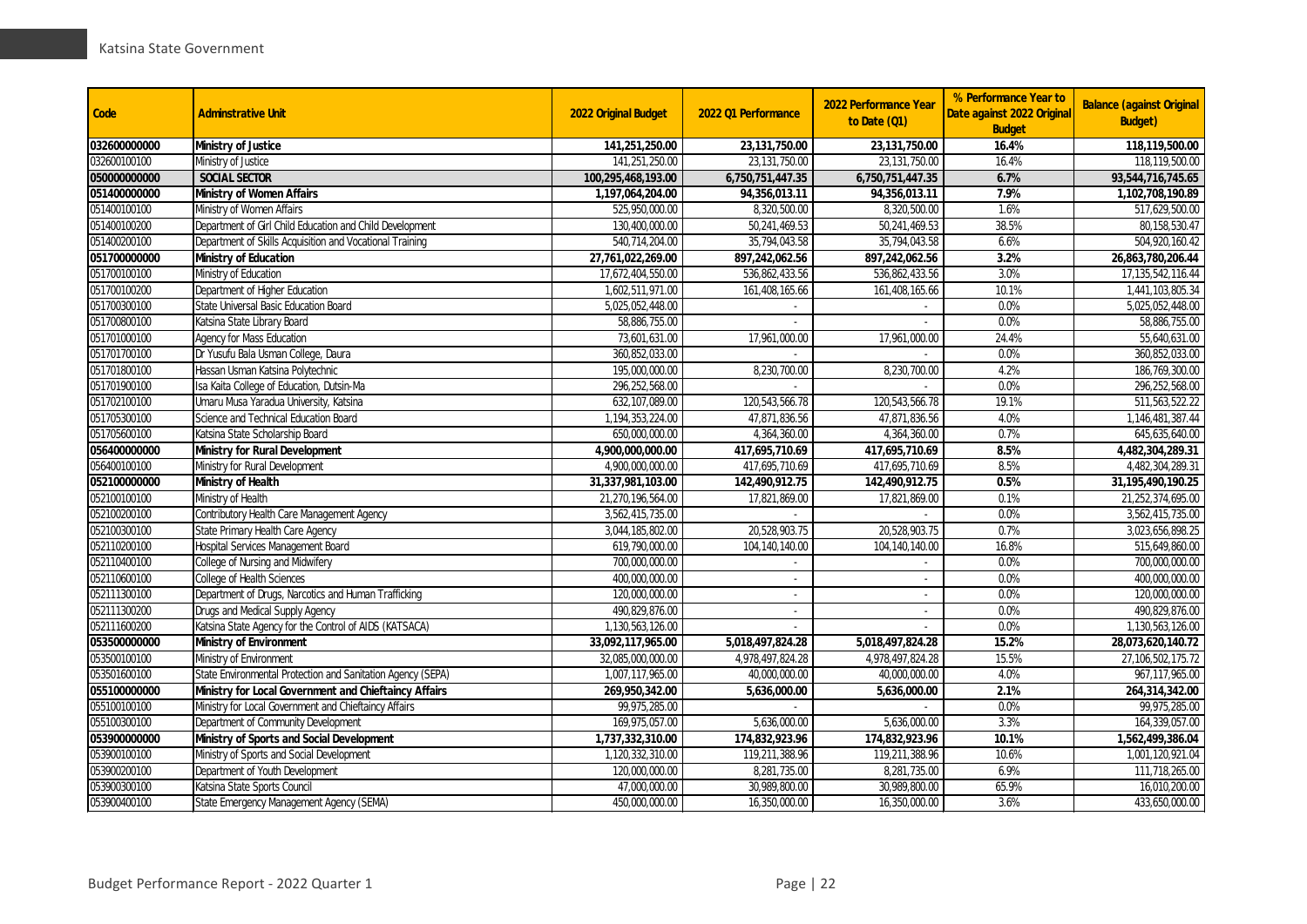| Code | Adminstrative Unit | 2022 Original Budget | 2022 Q1 Performance | 2022 Performance Year to Date (Q1) | % Performance Year to Date against 2022 Original Budget | Balance (against Original Budget) |
|---|---|---|---|---|---|---|
| **032600000000** | **Ministry of Justice** | **141,251,250.00** | **23,131,750.00** | **23,131,750.00** | **16.4%** | **118,119,500.00** |
| 032600100100 | Ministry of Justice | 141,251,250.00 | 23,131,750.00 | 23,131,750.00 | 16.4% | 118,119,500.00 |
| **050000000000** | **SOCIAL SECTOR** | **100,295,468,193.00** | **6,750,751,447.35** | **6,750,751,447.35** | **6.7%** | **93,544,716,745.65** |
| **051400000000** | **Ministry of Women Affairs** | **1,197,064,204.00** | **94,356,013.11** | **94,356,013.11** | **7.9%** | **1,102,708,190.89** |
| 051400100100 | Ministry of Women Affairs | 525,950,000.00 | 8,320,500.00 | 8,320,500.00 | 1.6% | 517,629,500.00 |
| 051400100200 | Department of Girl Child Education and Child Development | 130,400,000.00 | 50,241,469.53 | 50,241,469.53 | 38.5% | 80,158,530.47 |
| 051400200100 | Department of Skills Acquisition and Vocational Training | 540,714,204.00 | 35,794,043.58 | 35,794,043.58 | 6.6% | 504,920,160.42 |
| **051700000000** | **Ministry of Education** | **27,761,022,269.00** | **897,242,062.56** | **897,242,062.56** | **3.2%** | **26,863,780,206.44** |
| 051700100100 | Ministry of Education | 17,672,404,550.00 | 536,862,433.56 | 536,862,433.56 | 3.0% | 17,135,542,116.44 |
| 051700100200 | Department of Higher Education | 1,602,511,971.00 | 161,408,165.66 | 161,408,165.66 | 10.1% | 1,441,103,805.34 |
| 051700300100 | State Universal Basic Education Board | 5,025,052,448.00 | - | - | 0.0% | 5,025,052,448.00 |
| 051700800100 | Katsina State Library Board | 58,886,755.00 | - | - | 0.0% | 58,886,755.00 |
| 051701000100 | Agency for Mass Education | 73,601,631.00 | 17,961,000.00 | 17,961,000.00 | 24.4% | 55,640,631.00 |
| 051701700100 | Dr Yusufu Bala Usman College, Daura | 360,852,033.00 | - | - | 0.0% | 360,852,033.00 |
| 051701800100 | Hassan Usman Katsina Polytechnic | 195,000,000.00 | 8,230,700.00 | 8,230,700.00 | 4.2% | 186,769,300.00 |
| 051701900100 | Isa Kaita College of Education, Dutsin-Ma | 296,252,568.00 | - | - | 0.0% | 296,252,568.00 |
| 051702100100 | Umaru Musa Yaradua University, Katsina | 632,107,089.00 | 120,543,566.78 | 120,543,566.78 | 19.1% | 511,563,522.22 |
| 051705300100 | Science and Technical Education Board | 1,194,353,224.00 | 47,871,836.56 | 47,871,836.56 | 4.0% | 1,146,481,387.44 |
| 051705600100 | Katsina State Scholarship Board | 650,000,000.00 | 4,364,360.00 | 4,364,360.00 | 0.7% | 645,635,640.00 |
| **056400000000** | **Ministry for Rural Development** | **4,900,000,000.00** | **417,695,710.69** | **417,695,710.69** | **8.5%** | **4,482,304,289.31** |
| 056400100100 | Ministry for Rural Development | 4,900,000,000.00 | 417,695,710.69 | 417,695,710.69 | 8.5% | 4,482,304,289.31 |
| **052100000000** | **Ministry of Health** | **31,337,981,103.00** | **142,490,912.75** | **142,490,912.75** | **0.5%** | **31,195,490,190.25** |
| 052100100100 | Ministry of Health | 21,270,196,564.00 | 17,821,869.00 | 17,821,869.00 | 0.1% | 21,252,374,695.00 |
| 052100200100 | Contributory Health Care Management Agency | 3,562,415,735.00 | - | - | 0.0% | 3,562,415,735.00 |
| 052100300100 | State Primary Health Care Agency | 3,044,185,802.00 | 20,528,903.75 | 20,528,903.75 | 0.7% | 3,023,656,898.25 |
| 052110200100 | Hospital Services Management Board | 619,790,000.00 | 104,140,140.00 | 104,140,140.00 | 16.8% | 515,649,860.00 |
| 052110400100 | College of Nursing and Midwifery | 700,000,000.00 | - | - | 0.0% | 700,000,000.00 |
| 052110600100 | College of Health Sciences | 400,000,000.00 | - | - | 0.0% | 400,000,000.00 |
| 052111300100 | Department of Drugs, Narcotics and Human Trafficking | 120,000,000.00 | - | - | 0.0% | 120,000,000.00 |
| 052111300200 | Drugs and Medical Supply Agency | 490,829,876.00 | - | - | 0.0% | 490,829,876.00 |
| 052111600200 | Katsina State Agency for the Control of AIDS (KATSACA) | 1,130,563,126.00 | - | - | 0.0% | 1,130,563,126.00 |
| **053500000000** | **Ministry of Environment** | **33,092,117,965.00** | **5,018,497,824.28** | **5,018,497,824.28** | **15.2%** | **28,073,620,140.72** |
| 053500100100 | Ministry of Environment | 32,085,000,000.00 | 4,978,497,824.28 | 4,978,497,824.28 | 15.5% | 27,106,502,175.72 |
| 053501600100 | State Environmental Protection and Sanitation Agency (SEPA) | 1,007,117,965.00 | 40,000,000.00 | 40,000,000.00 | 4.0% | 967,117,965.00 |
| **055100000000** | **Ministry for Local Government and Chieftaincy Affairs** | **269,950,342.00** | **5,636,000.00** | **5,636,000.00** | **2.1%** | **264,314,342.00** |
| 055100100100 | Ministry for Local Government and Chieftaincy Affairs | 99,975,285.00 | - | - | 0.0% | 99,975,285.00 |
| 055100300100 | Department of Community Development | 169,975,057.00 | 5,636,000.00 | 5,636,000.00 | 3.3% | 164,339,057.00 |
| **053900000000** | **Ministry of Sports and Social Development** | **1,737,332,310.00** | **174,832,923.96** | **174,832,923.96** | **10.1%** | **1,562,499,386.04** |
| 053900100100 | Ministry of Sports and Social Development | 1,120,332,310.00 | 119,211,388.96 | 119,211,388.96 | 10.6% | 1,001,120,921.04 |
| 053900200100 | Department of Youth Development | 120,000,000.00 | 8,281,735.00 | 8,281,735.00 | 6.9% | 111,718,265.00 |
| 053900300100 | Katsina State Sports Council | 47,000,000.00 | 30,989,800.00 | 30,989,800.00 | 65.9% | 16,010,200.00 |
| 053900400100 | State Emergency Management Agency (SEMA) | 450,000,000.00 | 16,350,000.00 | 16,350,000.00 | 3.6% | 433,650,000.00 |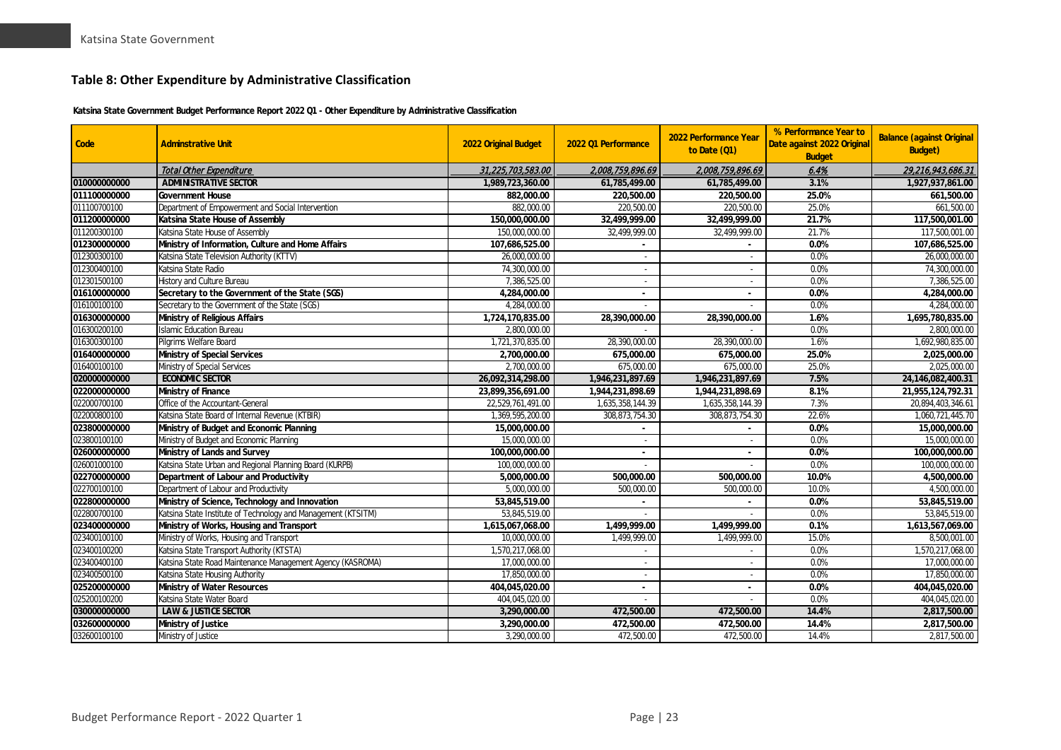## Table 8: Other Expenditure by Administrative Classification

**Katsina State Government Budget Performance Report 2022 Q1 - Other Expenditure by Administrative Classification**

| Code | Adminstrative Unit | 2022 Original Budget | 2022 Q1 Performance | 2022 Performance Year to Date (Q1) | % Performance Year to Date against 2022 Original Budget | Balance (against Original Budget) |
|---|---|---|---|---|---|---|
| | *Total Other Expenditure* | *31,225,703,583.00* | *2,008,759,896.69* | *2,008,759,896.69* | *6.4%* | *29,216,943,686.31* |
| **010000000000** | **ADMINISTRATIVE SECTOR** | **1,989,723,360.00** | **61,785,499.00** | **61,785,499.00** | **3.1%** | **1,927,937,861.00** |
| **011100000000** | **Government House** | **882,000.00** | **220,500.00** | **220,500.00** | **25.0%** | **661,500.00** |
| 011100700100 | Department of Empowerment and Social Intervention | 882,000.00 | 220,500.00 | 220,500.00 | 25.0% | 661,500.00 |
| **011200000000** | **Katsina State House of Assembly** | **150,000,000.00** | **32,499,999.00** | **32,499,999.00** | **21.7%** | **117,500,001.00** |
| 011200300100 | Katsina State House of Assembly | 150,000,000.00 | 32,499,999.00 | 32,499,999.00 | 21.7% | 117,500,001.00 |
| **012300000000** | **Ministry of Information, Culture and Home Affairs** | **107,686,525.00** | **-** | **-** | **0.0%** | **107,686,525.00** |
| 012300300100 | Katsina State Television Authority (KTTV) | 26,000,000.00 | - | - | 0.0% | 26,000,000.00 |
| 012300400100 | Katsina State Radio | 74,300,000.00 | - | - | 0.0% | 74,300,000.00 |
| 012301500100 | History and Culture Bureau | 7,386,525.00 | - | - | 0.0% | 7,386,525.00 |
| **016100000000** | **Secretary to the Government of the State (SGS)** | **4,284,000.00** | **-** | **-** | **0.0%** | **4,284,000.00** |
| 016100100100 | Secretary to the Government of the State (SGS) | 4,284,000.00 | - | - | 0.0% | 4,284,000.00 |
| **016300000000** | **Ministry of Religious Affairs** | **1,724,170,835.00** | **28,390,000.00** | **28,390,000.00** | **1.6%** | **1,695,780,835.00** |
| 016300200100 | Islamic Education Bureau | 2,800,000.00 | - | - | 0.0% | 2,800,000.00 |
| 016300300100 | Pilgrims Welfare Board | 1,721,370,835.00 | 28,390,000.00 | 28,390,000.00 | 1.6% | 1,692,980,835.00 |
| **016400000000** | **Ministry of Special Services** | **2,700,000.00** | **675,000.00** | **675,000.00** | **25.0%** | **2,025,000.00** |
| 016400100100 | Ministry of Special Services | 2,700,000.00 | 675,000.00 | 675,000.00 | 25.0% | 2,025,000.00 |
| **020000000000** | **ECONOMIC SECTOR** | **26,092,314,298.00** | **1,946,231,897.69** | **1,946,231,897.69** | **7.5%** | **24,146,082,400.31** |
| **022000000000** | **Ministry of Finance** | **23,899,356,691.00** | **1,944,231,898.69** | **1,944,231,898.69** | **8.1%** | **21,955,124,792.31** |
| 022000700100 | Office of the Accountant-General | 22,529,761,491.00 | 1,635,358,144.39 | 1,635,358,144.39 | 7.3% | 20,894,403,346.61 |
| 022000800100 | Katsina State Board of Internal Revenue (KTBIR) | 1,369,595,200.00 | 308,873,754.30 | 308,873,754.30 | 22.6% | 1,060,721,445.70 |
| **023800000000** | **Ministry of Budget and Economic Planning** | **15,000,000.00** | **-** | **-** | **0.0%** | **15,000,000.00** |
| 023800100100 | Ministry of Budget and Economic Planning | 15,000,000.00 | - | - | 0.0% | 15,000,000.00 |
| **026000000000** | **Ministry of Lands and Survey** | **100,000,000.00** | **-** | **-** | **0.0%** | **100,000,000.00** |
| 026001000100 | Katsina State Urban and Regional Planning Board (KURPB) | 100,000,000.00 | - | - | 0.0% | 100,000,000.00 |
| **022700000000** | **Department of Labour and Productivity** | **5,000,000.00** | **500,000.00** | **500,000.00** | **10.0%** | **4,500,000.00** |
| 022700100100 | Department of Labour and Productivity | 5,000,000.00 | 500,000.00 | 500,000.00 | 10.0% | 4,500,000.00 |
| **022800000000** | **Ministry of Science, Technology and Innovation** | **53,845,519.00** | **-** | **-** | **0.0%** | **53,845,519.00** |
| 022800700100 | Katsina State Institute of Technology and Management (KTSITM) | 53,845,519.00 | - | - | 0.0% | 53,845,519.00 |
| **023400000000** | **Ministry of Works, Housing and Transport** | **1,615,067,068.00** | **1,499,999.00** | **1,499,999.00** | **0.1%** | **1,613,567,069.00** |
| 023400100100 | Ministry of Works, Housing and Transport | 10,000,000.00 | 1,499,999.00 | 1,499,999.00 | 15.0% | 8,500,001.00 |
| 023400100200 | Katsina State Transport Authority (KTSTA) | 1,570,217,068.00 | - | - | 0.0% | 1,570,217,068.00 |
| 023400400100 | Katsina State Road Maintenance Management Agency (KASROMA) | 17,000,000.00 | - | - | 0.0% | 17,000,000.00 |
| 023400500100 | Katsina State Housing Authority | 17,850,000.00 | - | - | 0.0% | 17,850,000.00 |
| **025200000000** | **Ministry of Water Resources** | **404,045,020.00** | **-** | **-** | **0.0%** | **404,045,020.00** |
| 025200100200 | Katsina State Water Board | 404,045,020.00 | - | - | 0.0% | 404,045,020.00 |
| **030000000000** | **LAW & JUSTICE SECTOR** | **3,290,000.00** | **472,500.00** | **472,500.00** | **14.4%** | **2,817,500.00** |
| **032600000000** | **Ministry of Justice** | **3,290,000.00** | **472,500.00** | **472,500.00** | **14.4%** | **2,817,500.00** |
| 032600100100 | Ministry of Justice | 3,290,000.00 | 472,500.00 | 472,500.00 | 14.4% | 2,817,500.00 |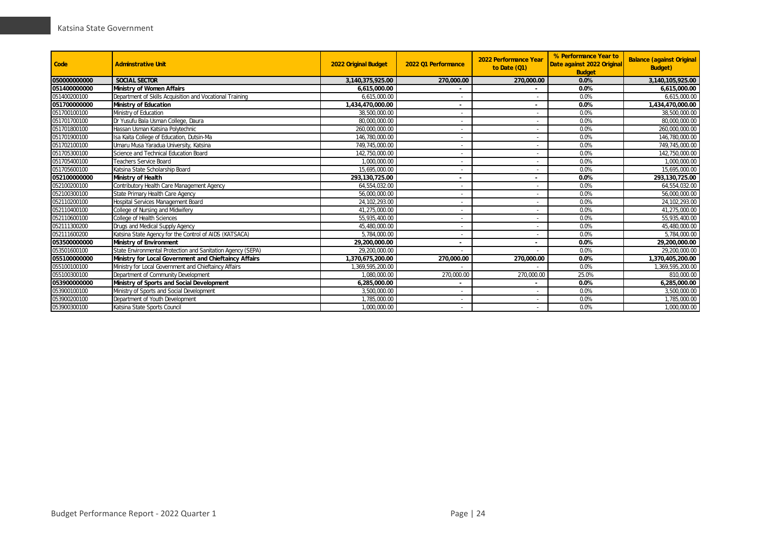| Code | Adminstrative Unit | 2022 Original Budget | 2022 Q1 Performance | 2022 Performance Year to Date (Q1) | % Performance Year to Date against 2022 Original Budget | Balance (against Original Budget) |
|---|---|---|---|---|---|---|
| **050000000000** | **SOCIAL SECTOR** | **3,140,375,925.00** | **270,000.00** | **270,000.00** | **0.0%** | **3,140,105,925.00** |
| **051400000000** | **Ministry of Women Affairs** | **6,615,000.00** | **-** | **-** | **0.0%** | **6,615,000.00** |
| 051400200100 | Department of Skills Acquisition and Vocational Training | 6,615,000.00 | - | - | 0.0% | 6,615,000.00 |
| **051700000000** | **Ministry of Education** | **1,434,470,000.00** | **-** | **-** | **0.0%** | **1,434,470,000.00** |
| 051700100100 | Ministry of Education | 38,500,000.00 | - | - | 0.0% | 38,500,000.00 |
| 051701700100 | Dr Yusufu Bala Usman College, Daura | 80,000,000.00 | - | - | 0.0% | 80,000,000.00 |
| 051701800100 | Hassan Usman Katsina Polytechnic | 260,000,000.00 | - | - | 0.0% | 260,000,000.00 |
| 051701900100 | Isa Kaita College of Education, Dutsin-Ma | 146,780,000.00 | - | - | 0.0% | 146,780,000.00 |
| 051702100100 | Umaru Musa Yaradua University, Katsina | 749,745,000.00 | - | - | 0.0% | 749,745,000.00 |
| 051705300100 | Science and Technical Education Board | 142,750,000.00 | - | - | 0.0% | 142,750,000.00 |
| 051705400100 | Teachers Service Board | 1,000,000.00 | - | - | 0.0% | 1,000,000.00 |
| 051705600100 | Katsina State Scholarship Board | 15,695,000.00 | - | - | 0.0% | 15,695,000.00 |
| **052100000000** | **Ministry of Health** | **293,130,725.00** | **-** | **-** | **0.0%** | **293,130,725.00** |
| 052100200100 | Contributory Health Care Management Agency | 64,554,032.00 | - | - | 0.0% | 64,554,032.00 |
| 052100300100 | State Primary Health Care Agency | 56,000,000.00 | - | - | 0.0% | 56,000,000.00 |
| 052110200100 | Hospital Services Management Board | 24,102,293.00 | - | - | 0.0% | 24,102,293.00 |
| 052110400100 | College of Nursing and Midwifery | 41,275,000.00 | - | - | 0.0% | 41,275,000.00 |
| 052110600100 | College of Health Sciences | 55,935,400.00 | - | - | 0.0% | 55,935,400.00 |
| 052111300200 | Drugs and Medical Supply Agency | 45,480,000.00 | - | - | 0.0% | 45,480,000.00 |
| 052111600200 | Katsina State Agency for the Control of AIDS (KATSACA) | 5,784,000.00 | - | - | 0.0% | 5,784,000.00 |
| **053500000000** | **Ministry of Environment** | **29,200,000.00** | **-** | **-** | **0.0%** | **29,200,000.00** |
| 053501600100 | State Environmental Protection and Sanitation Agency (SEPA) | 29,200,000.00 | - | - | 0.0% | 29,200,000.00 |
| **055100000000** | **Ministry for Local Government and Chieftaincy Affairs** | **1,370,675,200.00** | **270,000.00** | **270,000.00** | **0.0%** | **1,370,405,200.00** |
| 055100100100 | Ministry for Local Government and Chieftaincy Affairs | 1,369,595,200.00 | - | - | 0.0% | 1,369,595,200.00 |
| 055100300100 | Department of Community Development | 1,080,000.00 | 270,000.00 | 270,000.00 | 25.0% | 810,000.00 |
| **053900000000** | **Ministry of Sports and Social Development** | **6,285,000.00** | **-** | **-** | **0.0%** | **6,285,000.00** |
| 053900100100 | Ministry of Sports and Social Development | 3,500,000.00 | - | - | 0.0% | 3,500,000.00 |
| 053900200100 | Department of Youth Development | 1,785,000.00 | - | - | 0.0% | 1,785,000.00 |
| 053900300100 | Katsina State Sports Council | 1,000,000.00 | - | - | 0.0% | 1,000,000.00 |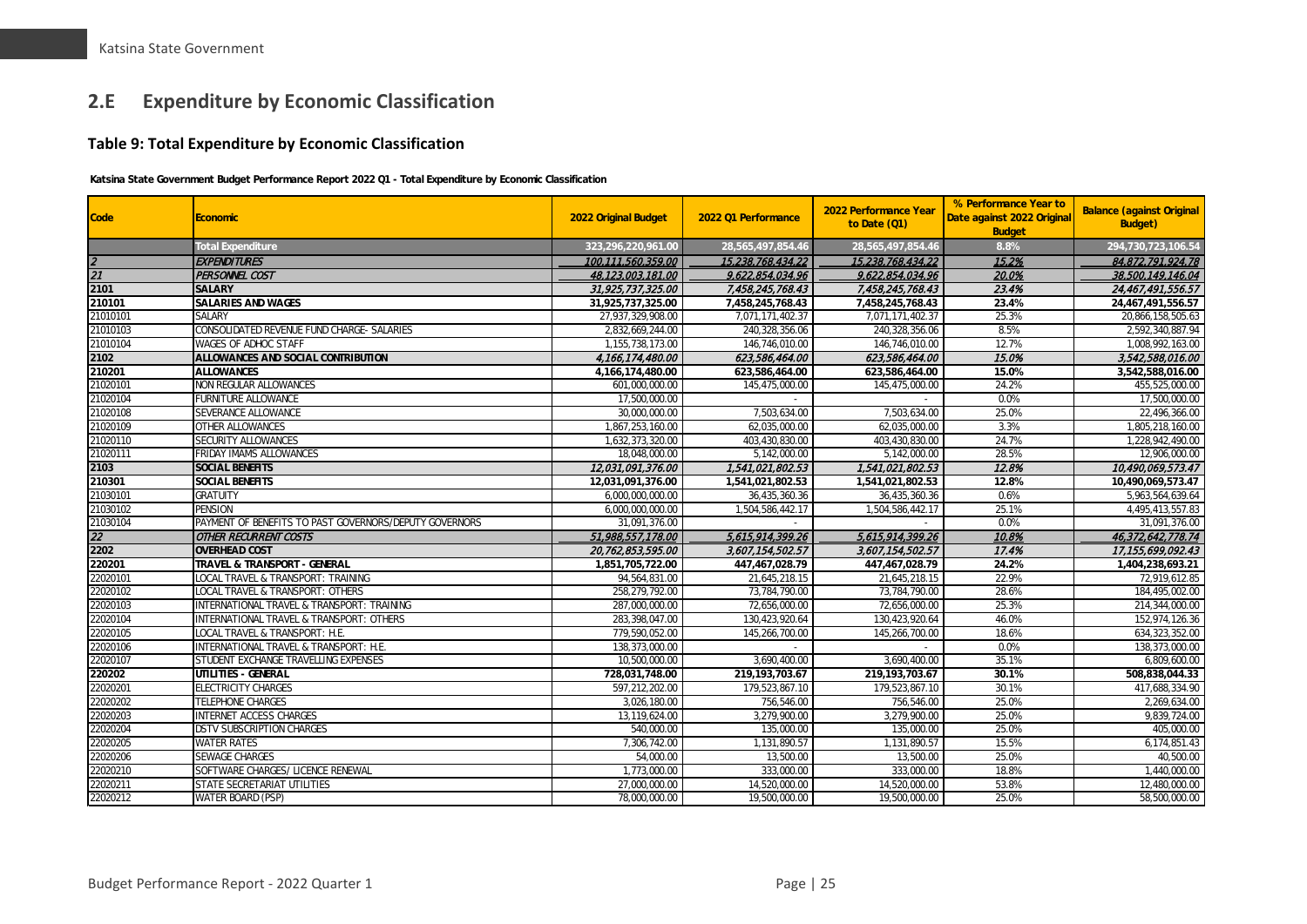## 2.E Expenditure by Economic Classification

### Table 9: Total Expenditure by Economic Classification

**Katsina State Government Budget Performance Report 2022 Q1 - Total Expenditure by Economic Classification**

| Code | Economic | 2022 Original Budget | 2022 Q1 Performance | 2022 Performance Year to Date (Q1) | % Performance Year to Date against 2022 Original Budget | Balance (against Original Budget) |
|---|---|---|---|---|---|---|
| | **Total Expenditure** | **323,296,220,961.00** | **28,565,497,854.46** | **28,565,497,854.46** | **8.8%** | **294,730,723,106.54** |
| *2* | *EXPENDITURES* | *100,111,560,359.00* | *15,238,768,434.22* | *15,238,768,434.22* | *15.2%* | *84,872,791,924.78* |
| *21* | *PERSONNEL COST* | *48,123,003,181.00* | *9,622,854,034.96* | *9,622,854,034.96* | *20.0%* | *38,500,149,146.04* |
| **2101** | **SALARY** | *31,925,737,325.00* | *7,458,245,768.43* | *7,458,245,768.43* | *23.4%* | *24,467,491,556.57* |
| **210101** | **SALARIES AND WAGES** | **31,925,737,325.00** | **7,458,245,768.43** | **7,458,245,768.43** | **23.4%** | **24,467,491,556.57** |
| 21010101 | SALARY | 27,937,329,908.00 | 7,071,171,402.37 | 7,071,171,402.37 | 25.3% | 20,866,158,505.63 |
| 21010103 | CONSOLIDATED REVENUE FUND CHARGE- SALARIES | 2,832,669,244.00 | 240,328,356.06 | 240,328,356.06 | 8.5% | 2,592,340,887.94 |
| 21010104 | WAGES OF ADHOC STAFF | 1,155,738,173.00 | 146,746,010.00 | 146,746,010.00 | 12.7% | 1,008,992,163.00 |
| **2102** | **ALLOWANCES AND SOCIAL CONTRIBUTION** | *4,166,174,480.00* | *623,586,464.00* | *623,586,464.00* | *15.0%* | *3,542,588,016.00* |
| **210201** | **ALLOWANCES** | **4,166,174,480.00** | **623,586,464.00** | **623,586,464.00** | **15.0%** | **3,542,588,016.00** |
| 21020101 | NON REGULAR ALLOWANCES | 601,000,000.00 | 145,475,000.00 | 145,475,000.00 | 24.2% | 455,525,000.00 |
| 21020104 | FURNITURE ALLOWANCE | 17,500,000.00 | - | - | 0.0% | 17,500,000.00 |
| 21020108 | SEVERANCE ALLOWANCE | 30,000,000.00 | 7,503,634.00 | 7,503,634.00 | 25.0% | 22,496,366.00 |
| 21020109 | OTHER ALLOWANCES | 1,867,253,160.00 | 62,035,000.00 | 62,035,000.00 | 3.3% | 1,805,218,160.00 |
| 21020110 | SECURITY ALLOWANCES | 1,632,373,320.00 | 403,430,830.00 | 403,430,830.00 | 24.7% | 1,228,942,490.00 |
| 21020111 | FRIDAY IMAMS ALLOWANCES | 18,048,000.00 | 5,142,000.00 | 5,142,000.00 | 28.5% | 12,906,000.00 |
| **2103** | **SOCIAL BENEFITS** | *12,031,091,376.00* | *1,541,021,802.53* | *1,541,021,802.53* | *12.8%* | *10,490,069,573.47* |
| **210301** | **SOCIAL BENEFITS** | **12,031,091,376.00** | **1,541,021,802.53** | **1,541,021,802.53** | **12.8%** | **10,490,069,573.47** |
| 21030101 | GRATUITY | 6,000,000,000.00 | 36,435,360.36 | 36,435,360.36 | 0.6% | 5,963,564,639.64 |
| 21030102 | PENSION | 6,000,000,000.00 | 1,504,586,442.17 | 1,504,586,442.17 | 25.1% | 4,495,413,557.83 |
| 21030104 | PAYMENT OF BENEFITS TO PAST GOVERNORS/DEPUTY GOVERNORS | 31,091,376.00 | - | - | 0.0% | 31,091,376.00 |
| *22* | *OTHER RECURRENT COSTS* | *51,988,557,178.00* | *5,615,914,399.26* | *5,615,914,399.26* | *10.8%* | *46,372,642,778.74* |
| **2202** | **OVERHEAD COST** | *20,762,853,595.00* | *3,607,154,502.57* | *3,607,154,502.57* | *17.4%* | *17,155,699,092.43* |
| **220201** | **TRAVEL & TRANSPORT - GENERAL** | **1,851,705,722.00** | **447,467,028.79** | **447,467,028.79** | **24.2%** | **1,404,238,693.21** |
| 22020101 | LOCAL TRAVEL & TRANSPORT: TRAINING | 94,564,831.00 | 21,645,218.15 | 21,645,218.15 | 22.9% | 72,919,612.85 |
| 22020102 | LOCAL TRAVEL & TRANSPORT: OTHERS | 258,279,792.00 | 73,784,790.00 | 73,784,790.00 | 28.6% | 184,495,002.00 |
| 22020103 | INTERNATIONAL TRAVEL & TRANSPORT: TRAINING | 287,000,000.00 | 72,656,000.00 | 72,656,000.00 | 25.3% | 214,344,000.00 |
| 22020104 | INTERNATIONAL TRAVEL & TRANSPORT: OTHERS | 283,398,047.00 | 130,423,920.64 | 130,423,920.64 | 46.0% | 152,974,126.36 |
| 22020105 | LOCAL TRAVEL & TRANSPORT: H.E. | 779,590,052.00 | 145,266,700.00 | 145,266,700.00 | 18.6% | 634,323,352.00 |
| 22020106 | INTERNATIONAL TRAVEL & TRANSPORT: H.E. | 138,373,000.00 | - | - | 0.0% | 138,373,000.00 |
| 22020107 | STUDENT EXCHANGE TRAVELLING EXPENSES | 10,500,000.00 | 3,690,400.00 | 3,690,400.00 | 35.1% | 6,809,600.00 |
| **220202** | **UTILITIES - GENERAL** | **728,031,748.00** | **219,193,703.67** | **219,193,703.67** | **30.1%** | **508,838,044.33** |
| 22020201 | ELECTRICITY CHARGES | 597,212,202.00 | 179,523,867.10 | 179,523,867.10 | 30.1% | 417,688,334.90 |
| 22020202 | TELEPHONE CHARGES | 3,026,180.00 | 756,546.00 | 756,546.00 | 25.0% | 2,269,634.00 |
| 22020203 | INTERNET ACCESS CHARGES | 13,119,624.00 | 3,279,900.00 | 3,279,900.00 | 25.0% | 9,839,724.00 |
| 22020204 | DSTV SUBSCRIPTION CHARGES | 540,000.00 | 135,000.00 | 135,000.00 | 25.0% | 405,000.00 |
| 22020205 | WATER RATES | 7,306,742.00 | 1,131,890.57 | 1,131,890.57 | 15.5% | 6,174,851.43 |
| 22020206 | SEWAGE CHARGES | 54,000.00 | 13,500.00 | 13,500.00 | 25.0% | 40,500.00 |
| 22020210 | SOFTWARE CHARGES/ LICENCE RENEWAL | 1,773,000.00 | 333,000.00 | 333,000.00 | 18.8% | 1,440,000.00 |
| 22020211 | STATE SECRETARIAT UTILITIES | 27,000,000.00 | 14,520,000.00 | 14,520,000.00 | 53.8% | 12,480,000.00 |
| 22020212 | WATER BOARD (PSP) | 78,000,000.00 | 19,500,000.00 | 19,500,000.00 | 25.0% | 58,500,000.00 |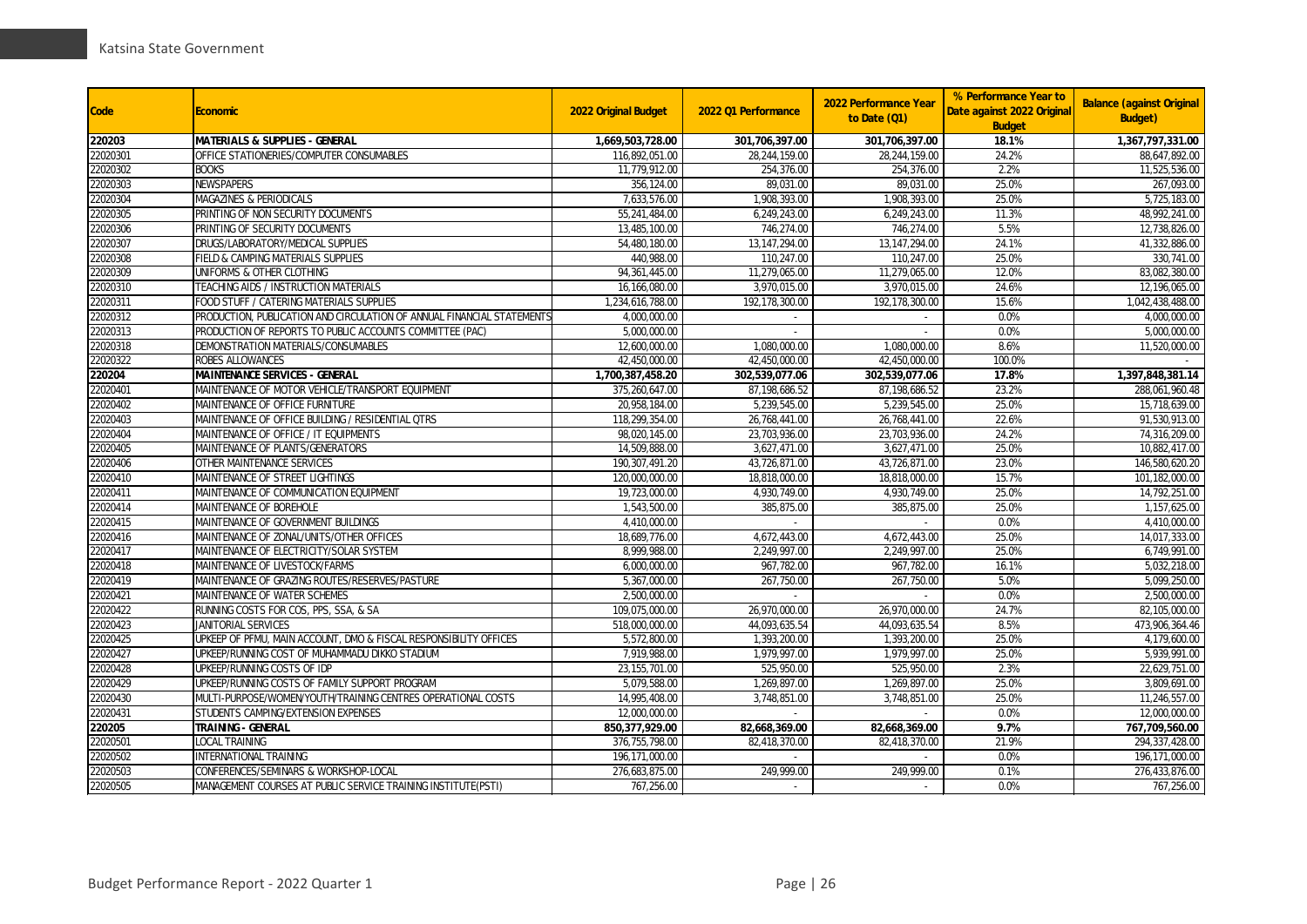| Code | Economic | 2022 Original Budget | 2022 Q1 Performance | 2022 Performance Year to Date (Q1) | % Performance Year to Date against 2022 Original Budget | Balance (against Original Budget) |
|---|---|---|---|---|---|---|
| **220203** | **MATERIALS & SUPPLIES - GENERAL** | **1,669,503,728.00** | **301,706,397.00** | **301,706,397.00** | **18.1%** | **1,367,797,331.00** |
| 22020301 | OFFICE STATIONERIES/COMPUTER CONSUMABLES | 116,892,051.00 | 28,244,159.00 | 28,244,159.00 | 24.2% | 88,647,892.00 |
| 22020302 | BOOKS | 11,779,912.00 | 254,376.00 | 254,376.00 | 2.2% | 11,525,536.00 |
| 22020303 | NEWSPAPERS | 356,124.00 | 89,031.00 | 89,031.00 | 25.0% | 267,093.00 |
| 22020304 | MAGAZINES & PERIODICALS | 7,633,576.00 | 1,908,393.00 | 1,908,393.00 | 25.0% | 5,725,183.00 |
| 22020305 | PRINTING OF NON SECURITY DOCUMENTS | 55,241,484.00 | 6,249,243.00 | 6,249,243.00 | 11.3% | 48,992,241.00 |
| 22020306 | PRINTING OF SECURITY DOCUMENTS | 13,485,100.00 | 746,274.00 | 746,274.00 | 5.5% | 12,738,826.00 |
| 22020307 | DRUGS/LABORATORY/MEDICAL SUPPLIES | 54,480,180.00 | 13,147,294.00 | 13,147,294.00 | 24.1% | 41,332,886.00 |
| 22020308 | FIELD & CAMPING MATERIALS SUPPLIES | 440,988.00 | 110,247.00 | 110,247.00 | 25.0% | 330,741.00 |
| 22020309 | UNIFORMS & OTHER CLOTHING | 94,361,445.00 | 11,279,065.00 | 11,279,065.00 | 12.0% | 83,082,380.00 |
| 22020310 | TEACHING AIDS / INSTRUCTION MATERIALS | 16,166,080.00 | 3,970,015.00 | 3,970,015.00 | 24.6% | 12,196,065.00 |
| 22020311 | FOOD STUFF / CATERING MATERIALS SUPPLIES | 1,234,616,788.00 | 192,178,300.00 | 192,178,300.00 | 15.6% | 1,042,438,488.00 |
| 22020312 | PRODUCTION, PUBLICATION AND CIRCULATION OF ANNUAL FINANCIAL STATEMENTS | 4,000,000.00 | - | - | 0.0% | 4,000,000.00 |
| 22020313 | PRODUCTION OF REPORTS TO PUBLIC ACCOUNTS COMMITTEE (PAC) | 5,000,000.00 | - | - | 0.0% | 5,000,000.00 |
| 22020318 | DEMONSTRATION MATERIALS/CONSUMABLES | 12,600,000.00 | 1,080,000.00 | 1,080,000.00 | 8.6% | 11,520,000.00 |
| 22020322 | ROBES ALLOWANCES | 42,450,000.00 | 42,450,000.00 | 42,450,000.00 | 100.0% | - |
| **220204** | **MAINTENANCE SERVICES - GENERAL** | **1,700,387,458.20** | **302,539,077.06** | **302,539,077.06** | **17.8%** | **1,397,848,381.14** |
| 22020401 | MAINTENANCE OF MOTOR VEHICLE/TRANSPORT EQUIPMENT | 375,260,647.00 | 87,198,686.52 | 87,198,686.52 | 23.2% | 288,061,960.48 |
| 22020402 | MAINTENANCE OF OFFICE FURNITURE | 20,958,184.00 | 5,239,545.00 | 5,239,545.00 | 25.0% | 15,718,639.00 |
| 22020403 | MAINTENANCE OF OFFICE BUILDING / RESIDENTIAL QTRS | 118,299,354.00 | 26,768,441.00 | 26,768,441.00 | 22.6% | 91,530,913.00 |
| 22020404 | MAINTENANCE OF OFFICE / IT EQUIPMENTS | 98,020,145.00 | 23,703,936.00 | 23,703,936.00 | 24.2% | 74,316,209.00 |
| 22020405 | MAINTENANCE OF PLANTS/GENERATORS | 14,509,888.00 | 3,627,471.00 | 3,627,471.00 | 25.0% | 10,882,417.00 |
| 22020406 | OTHER MAINTENANCE SERVICES | 190,307,491.20 | 43,726,871.00 | 43,726,871.00 | 23.0% | 146,580,620.20 |
| 22020410 | MAINTENANCE OF STREET LIGHTINGS | 120,000,000.00 | 18,818,000.00 | 18,818,000.00 | 15.7% | 101,182,000.00 |
| 22020411 | MAINTENANCE OF COMMUNICATION EQUIPMENT | 19,723,000.00 | 4,930,749.00 | 4,930,749.00 | 25.0% | 14,792,251.00 |
| 22020414 | MAINTENANCE OF BOREHOLE | 1,543,500.00 | 385,875.00 | 385,875.00 | 25.0% | 1,157,625.00 |
| 22020415 | MAINTENANCE OF GOVERNMENT BUILDINGS | 4,410,000.00 | - | - | 0.0% | 4,410,000.00 |
| 22020416 | MAINTENANCE OF ZONAL/UNITS/OTHER OFFICES | 18,689,776.00 | 4,672,443.00 | 4,672,443.00 | 25.0% | 14,017,333.00 |
| 22020417 | MAINTENANCE OF ELECTRICITY/SOLAR SYSTEM | 8,999,988.00 | 2,249,997.00 | 2,249,997.00 | 25.0% | 6,749,991.00 |
| 22020418 | MAINTENANCE OF LIVESTOCK/FARMS | 6,000,000.00 | 967,782.00 | 967,782.00 | 16.1% | 5,032,218.00 |
| 22020419 | MAINTENANCE OF GRAZING ROUTES/RESERVES/PASTURE | 5,367,000.00 | 267,750.00 | 267,750.00 | 5.0% | 5,099,250.00 |
| 22020421 | MAINTENANCE OF WATER SCHEMES | 2,500,000.00 | - | - | 0.0% | 2,500,000.00 |
| 22020422 | RUNNING COSTS FOR COS, PPS, SSA, & SA | 109,075,000.00 | 26,970,000.00 | 26,970,000.00 | 24.7% | 82,105,000.00 |
| 22020423 | JANITORIAL SERVICES | 518,000,000.00 | 44,093,635.54 | 44,093,635.54 | 8.5% | 473,906,364.46 |
| 22020425 | UPKEEP OF PFMU, MAIN ACCOUNT, DMO & FISCAL RESPONSIBILITY OFFICES | 5,572,800.00 | 1,393,200.00 | 1,393,200.00 | 25.0% | 4,179,600.00 |
| 22020427 | UPKEEP/RUNNING COST OF MUHAMMADU DIKKO STADIUM | 7,919,988.00 | 1,979,997.00 | 1,979,997.00 | 25.0% | 5,939,991.00 |
| 22020428 | UPKEEP/RUNNING COSTS OF IDP | 23,155,701.00 | 525,950.00 | 525,950.00 | 2.3% | 22,629,751.00 |
| 22020429 | UPKEEP/RUNNING COSTS OF FAMILY SUPPORT PROGRAM | 5,079,588.00 | 1,269,897.00 | 1,269,897.00 | 25.0% | 3,809,691.00 |
| 22020430 | MULTI-PURPOSE/WOMEN/YOUTH/TRAINING CENTRES OPERATIONAL COSTS | 14,995,408.00 | 3,748,851.00 | 3,748,851.00 | 25.0% | 11,246,557.00 |
| 22020431 | STUDENTS CAMPING/EXTENSION EXPENSES | 12,000,000.00 | - | - | 0.0% | 12,000,000.00 |
| **220205** | **TRAINING - GENERAL** | **850,377,929.00** | **82,668,369.00** | **82,668,369.00** | **9.7%** | **767,709,560.00** |
| 22020501 | LOCAL TRAINING | 376,755,798.00 | 82,418,370.00 | 82,418,370.00 | 21.9% | 294,337,428.00 |
| 22020502 | INTERNATIONAL TRAINING | 196,171,000.00 | - | - | 0.0% | 196,171,000.00 |
| 22020503 | CONFERENCES/SEMINARS & WORKSHOP-LOCAL | 276,683,875.00 | 249,999.00 | 249,999.00 | 0.1% | 276,433,876.00 |
| 22020505 | MANAGEMENT COURSES AT PUBLIC SERVICE TRAINING INSTITUTE(PSTI) | 767,256.00 | - | - | 0.0% | 767,256.00 |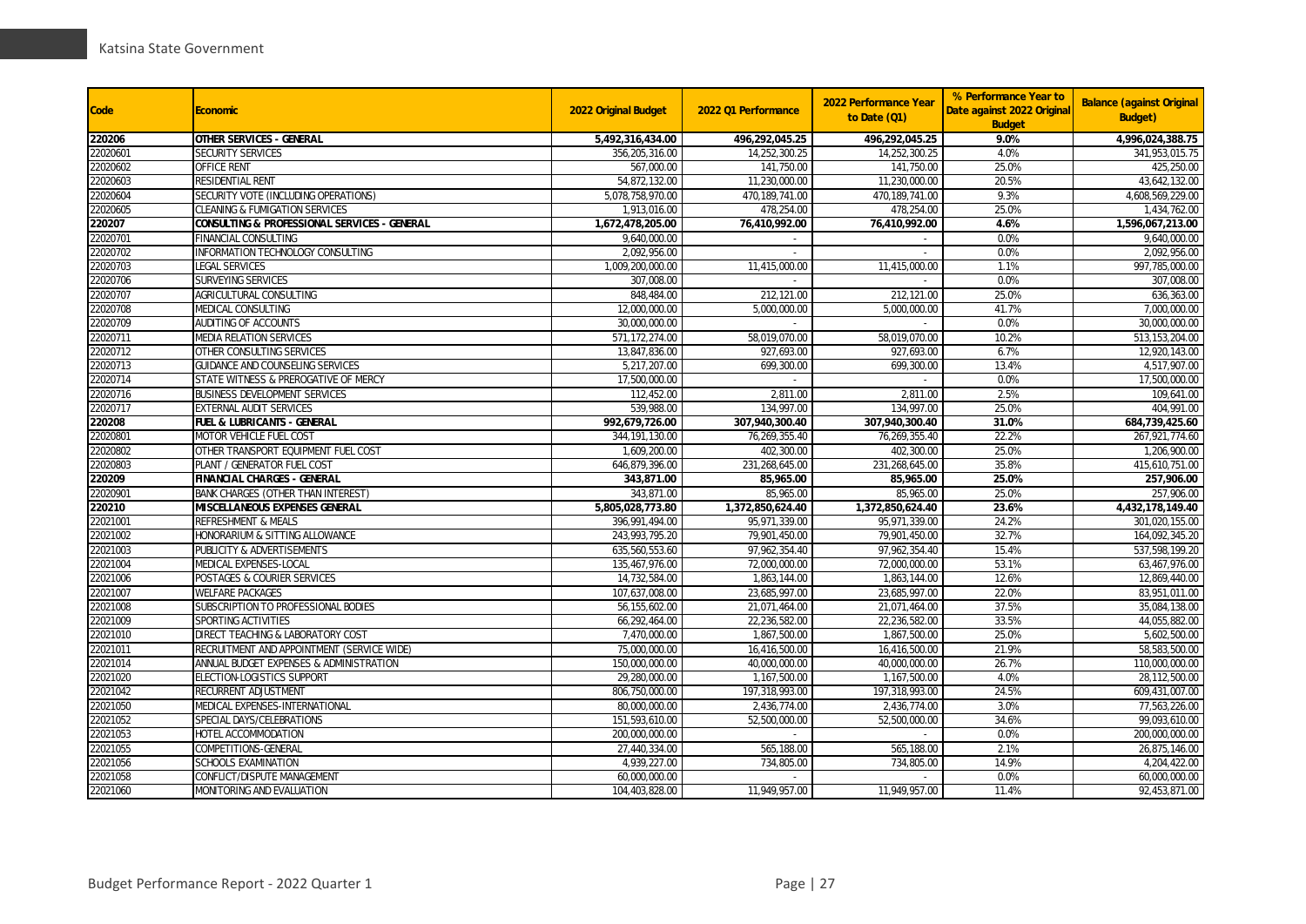| Code | Economic | 2022 Original Budget | 2022 Q1 Performance | 2022 Performance Year to Date (Q1) | % Performance Year to Date against 2022 Original Budget | Balance (against Original Budget) |
|---|---|---|---|---|---|---|
| **220206** | **OTHER SERVICES - GENERAL** | **5,492,316,434.00** | **496,292,045.25** | **496,292,045.25** | **9.0%** | **4,996,024,388.75** |
| 22020601 | SECURITY SERVICES | 356,205,316.00 | 14,252,300.25 | 14,252,300.25 | 4.0% | 341,953,015.75 |
| 22020602 | OFFICE RENT | 567,000.00 | 141,750.00 | 141,750.00 | 25.0% | 425,250.00 |
| 22020603 | RESIDENTIAL RENT | 54,872,132.00 | 11,230,000.00 | 11,230,000.00 | 20.5% | 43,642,132.00 |
| 22020604 | SECURITY VOTE (INCLUDING OPERATIONS) | 5,078,758,970.00 | 470,189,741.00 | 470,189,741.00 | 9.3% | 4,608,569,229.00 |
| 22020605 | CLEANING & FUMIGATION SERVICES | 1,913,016.00 | 478,254.00 | 478,254.00 | 25.0% | 1,434,762.00 |
| **220207** | **CONSULTING & PROFESSIONAL SERVICES - GENERAL** | **1,672,478,205.00** | **76,410,992.00** | **76,410,992.00** | **4.6%** | **1,596,067,213.00** |
| 22020701 | FINANCIAL CONSULTING | 9,640,000.00 | - | - | 0.0% | 9,640,000.00 |
| 22020702 | INFORMATION TECHNOLOGY CONSULTING | 2,092,956.00 | - | - | 0.0% | 2,092,956.00 |
| 22020703 | LEGAL SERVICES | 1,009,200,000.00 | 11,415,000.00 | 11,415,000.00 | 1.1% | 997,785,000.00 |
| 22020706 | SURVEYING SERVICES | 307,008.00 | - | - | 0.0% | 307,008.00 |
| 22020707 | AGRICULTURAL CONSULTING | 848,484.00 | 212,121.00 | 212,121.00 | 25.0% | 636,363.00 |
| 22020708 | MEDICAL CONSULTING | 12,000,000.00 | 5,000,000.00 | 5,000,000.00 | 41.7% | 7,000,000.00 |
| 22020709 | AUDITING OF ACCOUNTS | 30,000,000.00 | - | - | 0.0% | 30,000,000.00 |
| 22020711 | MEDIA RELATION SERVICES | 571,172,274.00 | 58,019,070.00 | 58,019,070.00 | 10.2% | 513,153,204.00 |
| 22020712 | OTHER CONSULTING SERVICES | 13,847,836.00 | 927,693.00 | 927,693.00 | 6.7% | 12,920,143.00 |
| 22020713 | GUIDANCE AND COUNSELING SERVICES | 5,217,207.00 | 699,300.00 | 699,300.00 | 13.4% | 4,517,907.00 |
| 22020714 | STATE WITNESS & PREROGATIVE OF MERCY | 17,500,000.00 | - | - | 0.0% | 17,500,000.00 |
| 22020716 | BUSINESS DEVELOPMENT SERVICES | 112,452.00 | 2,811.00 | 2,811.00 | 2.5% | 109,641.00 |
| 22020717 | EXTERNAL AUDIT SERVICES | 539,988.00 | 134,997.00 | 134,997.00 | 25.0% | 404,991.00 |
| **220208** | **FUEL & LUBRICANTS - GENERAL** | **992,679,726.00** | **307,940,300.40** | **307,940,300.40** | **31.0%** | **684,739,425.60** |
| 22020801 | MOTOR VEHICLE FUEL COST | 344,191,130.00 | 76,269,355.40 | 76,269,355.40 | 22.2% | 267,921,774.60 |
| 22020802 | OTHER TRANSPORT EQUIPMENT FUEL COST | 1,609,200.00 | 402,300.00 | 402,300.00 | 25.0% | 1,206,900.00 |
| 22020803 | PLANT / GENERATOR FUEL COST | 646,879,396.00 | 231,268,645.00 | 231,268,645.00 | 35.8% | 415,610,751.00 |
| **220209** | **FINANCIAL CHARGES - GENERAL** | **343,871.00** | **85,965.00** | **85,965.00** | **25.0%** | **257,906.00** |
| 22020901 | BANK CHARGES (OTHER THAN INTEREST) | 343,871.00 | 85,965.00 | 85,965.00 | 25.0% | 257,906.00 |
| **220210** | **MISCELLANEOUS EXPENSES GENERAL** | **5,805,028,773.80** | **1,372,850,624.40** | **1,372,850,624.40** | **23.6%** | **4,432,178,149.40** |
| 22021001 | REFRESHMENT & MEALS | 396,991,494.00 | 95,971,339.00 | 95,971,339.00 | 24.2% | 301,020,155.00 |
| 22021002 | HONORARIUM & SITTING ALLOWANCE | 243,993,795.20 | 79,901,450.00 | 79,901,450.00 | 32.7% | 164,092,345.20 |
| 22021003 | PUBLICITY & ADVERTISEMENTS | 635,560,553.60 | 97,962,354.40 | 97,962,354.40 | 15.4% | 537,598,199.20 |
| 22021004 | MEDICAL EXPENSES-LOCAL | 135,467,976.00 | 72,000,000.00 | 72,000,000.00 | 53.1% | 63,467,976.00 |
| 22021006 | POSTAGES & COURIER SERVICES | 14,732,584.00 | 1,863,144.00 | 1,863,144.00 | 12.6% | 12,869,440.00 |
| 22021007 | WELFARE PACKAGES | 107,637,008.00 | 23,685,997.00 | 23,685,997.00 | 22.0% | 83,951,011.00 |
| 22021008 | SUBSCRIPTION TO PROFESSIONAL BODIES | 56,155,602.00 | 21,071,464.00 | 21,071,464.00 | 37.5% | 35,084,138.00 |
| 22021009 | SPORTING ACTIVITIES | 66,292,464.00 | 22,236,582.00 | 22,236,582.00 | 33.5% | 44,055,882.00 |
| 22021010 | DIRECT TEACHING & LABORATORY COST | 7,470,000.00 | 1,867,500.00 | 1,867,500.00 | 25.0% | 5,602,500.00 |
| 22021011 | RECRUITMENT AND APPOINTMENT (SERVICE WIDE) | 75,000,000.00 | 16,416,500.00 | 16,416,500.00 | 21.9% | 58,583,500.00 |
| 22021014 | ANNUAL BUDGET EXPENSES & ADMINISTRATION | 150,000,000.00 | 40,000,000.00 | 40,000,000.00 | 26.7% | 110,000,000.00 |
| 22021020 | ELECTION-LOGISTICS SUPPORT | 29,280,000.00 | 1,167,500.00 | 1,167,500.00 | 4.0% | 28,112,500.00 |
| 22021042 | RECURRENT ADJUSTMENT | 806,750,000.00 | 197,318,993.00 | 197,318,993.00 | 24.5% | 609,431,007.00 |
| 22021050 | MEDICAL EXPENSES-INTERNATIONAL | 80,000,000.00 | 2,436,774.00 | 2,436,774.00 | 3.0% | 77,563,226.00 |
| 22021052 | SPECIAL DAYS/CELEBRATIONS | 151,593,610.00 | 52,500,000.00 | 52,500,000.00 | 34.6% | 99,093,610.00 |
| 22021053 | HOTEL ACCOMMODATION | 200,000,000.00 | - | - | 0.0% | 200,000,000.00 |
| 22021055 | COMPETITIONS-GENERAL | 27,440,334.00 | 565,188.00 | 565,188.00 | 2.1% | 26,875,146.00 |
| 22021056 | SCHOOLS EXAMINATION | 4,939,227.00 | 734,805.00 | 734,805.00 | 14.9% | 4,204,422.00 |
| 22021058 | CONFLICT/DISPUTE MANAGEMENT | 60,000,000.00 | - | - | 0.0% | 60,000,000.00 |
| 22021060 | MONITORING AND EVALUATION | 104,403,828.00 | 11,949,957.00 | 11,949,957.00 | 11.4% | 92,453,871.00 |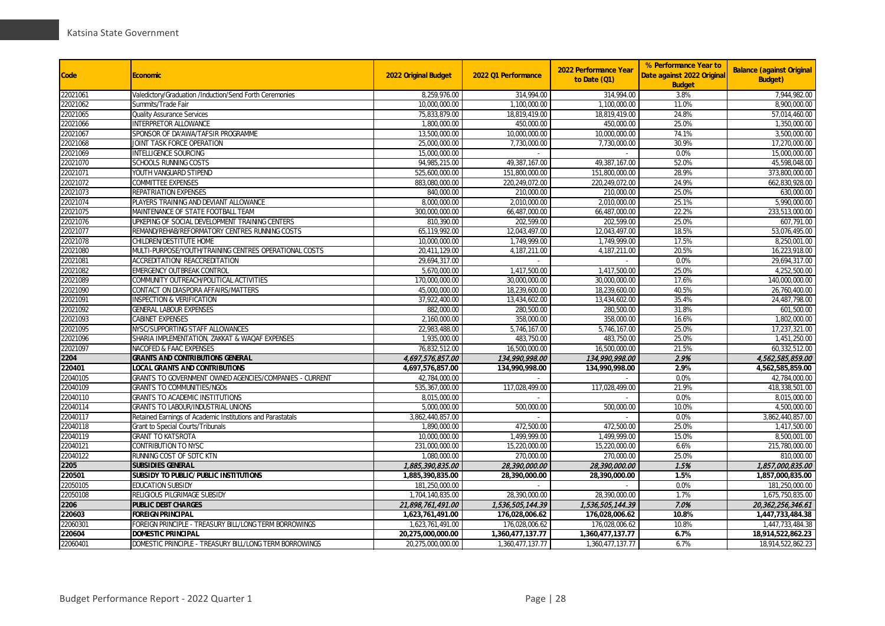| Code | Economic | 2022 Original Budget | 2022 Q1 Performance | 2022 Performance Year to Date (Q1) | % Performance Year to Date against 2022 Original Budget | Balance (against Original Budget) |
|---|---|---|---|---|---|---|
| 22021061 | Valedictory/Graduation /Induction/Send Forth Ceremonies | 8,259,976.00 | 314,994.00 | 314,994.00 | 3.8% | 7,944,982.00 |
| 22021062 | Summits/Trade Fair | 10,000,000.00 | 1,100,000.00 | 1,100,000.00 | 11.0% | 8,900,000.00 |
| 22021065 | Quality Assurance Services | 75,833,879.00 | 18,819,419.00 | 18,819,419.00 | 24.8% | 57,014,460.00 |
| 22021066 | INTERPRETOR ALLOWANCE | 1,800,000.00 | 450,000.00 | 450,000.00 | 25.0% | 1,350,000.00 |
| 22021067 | SPONSOR OF DA'AWA/TAFSIR PROGRAMME | 13,500,000.00 | 10,000,000.00 | 10,000,000.00 | 74.1% | 3,500,000.00 |
| 22021068 | JOINT TASK FORCE OPERATION | 25,000,000.00 | 7,730,000.00 | 7,730,000.00 | 30.9% | 17,270,000.00 |
| 22021069 | INTELLIGENCE SOURCING | 15,000,000.00 | - | - | 0.0% | 15,000,000.00 |
| 22021070 | SCHOOLS RUNNING COSTS | 94,985,215.00 | 49,387,167.00 | 49,387,167.00 | 52.0% | 45,598,048.00 |
| 22021071 | YOUTH VANGUARD STIPEND | 525,600,000.00 | 151,800,000.00 | 151,800,000.00 | 28.9% | 373,800,000.00 |
| 22021072 | COMMITTEE EXPENSES | 883,080,000.00 | 220,249,072.00 | 220,249,072.00 | 24.9% | 662,830,928.00 |
| 22021073 | REPATRIATION EXPENSES | 840,000.00 | 210,000.00 | 210,000.00 | 25.0% | 630,000.00 |
| 22021074 | PLAYERS TRAINING AND DEVIANT ALLOWANCE | 8,000,000.00 | 2,010,000.00 | 2,010,000.00 | 25.1% | 5,990,000.00 |
| 22021075 | MAINTENANCE OF STATE FOOTBALL TEAM | 300,000,000.00 | 66,487,000.00 | 66,487,000.00 | 22.2% | 233,513,000.00 |
| 22021076 | UPKEPING OF SOCIAL DEVELOPMENT TRAINING CENTERS | 810,390.00 | 202,599.00 | 202,599.00 | 25.0% | 607,791.00 |
| 22021077 | REMAND/REHAB/REFORMATORY CENTRES RUNNING COSTS | 65,119,992.00 | 12,043,497.00 | 12,043,497.00 | 18.5% | 53,076,495.00 |
| 22021078 | CHILDREN/DESTITUTE HOME | 10,000,000.00 | 1,749,999.00 | 1,749,999.00 | 17.5% | 8,250,001.00 |
| 22021080 | MULTI-PURPOSE/YOUTH/TRAINING CENTRES OPERATIONAL COSTS | 20,411,129.00 | 4,187,211.00 | 4,187,211.00 | 20.5% | 16,223,918.00 |
| 22021081 | ACCREDITATION/ REACCREDITATION | 29,694,317.00 | - | - | 0.0% | 29,694,317.00 |
| 22021082 | EMERGENCY OUTBREAK CONTROL | 5,670,000.00 | 1,417,500.00 | 1,417,500.00 | 25.0% | 4,252,500.00 |
| 22021089 | COMMUNITY OUTREACH/POLITICAL ACTIVITIES | 170,000,000.00 | 30,000,000.00 | 30,000,000.00 | 17.6% | 140,000,000.00 |
| 22021090 | CONTACT ON DIASPORA AFFAIRS/MATTERS | 45,000,000.00 | 18,239,600.00 | 18,239,600.00 | 40.5% | 26,760,400.00 |
| 22021091 | INSPECTION & VERIFICATION | 37,922,400.00 | 13,434,602.00 | 13,434,602.00 | 35.4% | 24,487,798.00 |
| 22021092 | GENERAL LABOUR EXPENSES | 882,000.00 | 280,500.00 | 280,500.00 | 31.8% | 601,500.00 |
| 22021093 | CABINET EXPENSES | 2,160,000.00 | 358,000.00 | 358,000.00 | 16.6% | 1,802,000.00 |
| 22021095 | NYSC/SUPPORTING STAFF ALLOWANCES | 22,983,488.00 | 5,746,167.00 | 5,746,167.00 | 25.0% | 17,237,321.00 |
| 22021096 | SHARIA IMPLEMENTATION, ZAKKAT & WAQAF EXPENSES | 1,935,000.00 | 483,750.00 | 483,750.00 | 25.0% | 1,451,250.00 |
| 22021097 | NACOFED & FAAC EXPENSES | 76,832,512.00 | 16,500,000.00 | 16,500,000.00 | 21.5% | 60,332,512.00 |
| **2204** | **GRANTS AND CONTRIBUTIONS GENERAL** | ***4,697,576,857.00*** | ***134,990,998.00*** | ***134,990,998.00*** | ***2.9%*** | ***4,562,585,859.00*** |
| **220401** | **LOCAL GRANTS AND CONTRIBUTIONS** | **4,697,576,857.00** | **134,990,998.00** | **134,990,998.00** | **2.9%** | **4,562,585,859.00** |
| 22040105 | GRANTS TO GOVERNMENT OWNED AGENCIES/COMPANIES - CURRENT | 42,784,000.00 | - | - | 0.0% | 42,784,000.00 |
| 22040109 | GRANTS TO COMMUNITIES/NGOs | 535,367,000.00 | 117,028,499.00 | 117,028,499.00 | 21.9% | 418,338,501.00 |
| 22040110 | GRANTS TO ACADEMIC INSTITUTIONS | 8,015,000.00 | - | - | 0.0% | 8,015,000.00 |
| 22040114 | GRANTS TO LABOUR/INDUSTRIAL UNIONS | 5,000,000.00 | 500,000.00 | 500,000.00 | 10.0% | 4,500,000.00 |
| 22040117 | Retained Earnings of Academic Institutions and Parastatals | 3,862,440,857.00 | - | - | 0.0% | 3,862,440,857.00 |
| 22040118 | Grant to Special Courts/Tribunals | 1,890,000.00 | 472,500.00 | 472,500.00 | 25.0% | 1,417,500.00 |
| 22040119 | GRANT TO KATSROTA | 10,000,000.00 | 1,499,999.00 | 1,499,999.00 | 15.0% | 8,500,001.00 |
| 22040121 | CONTRIBUTION TO NYSC | 231,000,000.00 | 15,220,000.00 | 15,220,000.00 | 6.6% | 215,780,000.00 |
| 22040122 | RUNNING COST OF SDTC KTN | 1,080,000.00 | 270,000.00 | 270,000.00 | 25.0% | 810,000.00 |
| **2205** | **SUBSIDIES GENERAL** | ***1,885,390,835.00*** | ***28,390,000.00*** | ***28,390,000.00*** | ***1.5%*** | ***1,857,000,835.00*** |
| **220501** | **SUBSIDY TO PUBLIC/ PUBLIC INSTITUTIONS** | **1,885,390,835.00** | **28,390,000.00** | **28,390,000.00** | **1.5%** | **1,857,000,835.00** |
| 22050105 | EDUCATION SUBSIDY | 181,250,000.00 | - | - | 0.0% | 181,250,000.00 |
| 22050108 | RELIGIOUS PILGRIMAGE SUBSIDY | 1,704,140,835.00 | 28,390,000.00 | 28,390,000.00 | 1.7% | 1,675,750,835.00 |
| **2206** | **PUBLIC DEBT CHARGES** | ***21,898,761,491.00*** | ***1,536,505,144.39*** | ***1,536,505,144.39*** | ***7.0%*** | ***20,362,256,346.61*** |
| **220603** | **FOREIGN PRINCIPAL** | **1,623,761,491.00** | **176,028,006.62** | **176,028,006.62** | **10.8%** | **1,447,733,484.38** |
| 22060301 | FOREIGN PRINCIPLE - TREASURY BILL/LONG TERM BORROWINGS | 1,623,761,491.00 | 176,028,006.62 | 176,028,006.62 | 10.8% | 1,447,733,484.38 |
| **220604** | **DOMESTIC PRINCIPAL** | **20,275,000,000.00** | **1,360,477,137.77** | **1,360,477,137.77** | **6.7%** | **18,914,522,862.23** |
| 22060401 | DOMESTIC PRINCIPLE - TREASURY BILL/LONG TERM BORROWINGS | 20,275,000,000.00 | 1,360,477,137.77 | 1,360,477,137.77 | 6.7% | 18,914,522,862.23 |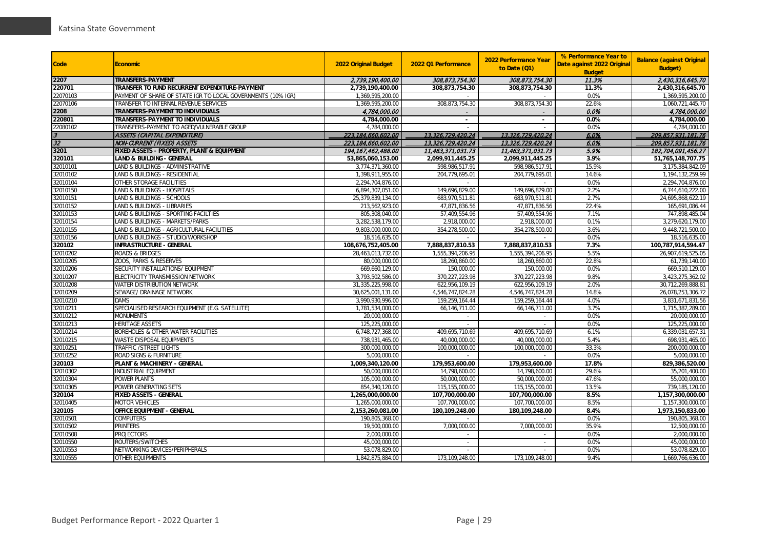| Code | Economic | 2022 Original Budget | 2022 Q1 Performance | 2022 Performance Year to Date (Q1) | % Performance Year to Date against 2022 Original Budget | Balance (against Original Budget) |
|---|---|---|---|---|---|---|
| **2207** | ***TRANSFERS-PAYMENT*** | *2,739,190,400.00* | *308,873,754.30* | *308,873,754.30* | *11.3%* | *2,430,316,645.70* |
| **220701** | **TRANSFER TO FUND RECURRENT EXPENDITURE-PAYMENT** | **2,739,190,400.00** | **308,873,754.30** | **308,873,754.30** | **11.3%** | **2,430,316,645.70** |
| 22070103 | PAYMENT OF SHARE OF STATE IGR TO LOCAL GOVERNMENTS (10% IGR) | 1,369,595,200.00 | - | - | 0.0% | 1,369,595,200.00 |
| 22070106 | TRANSFER TO INTERNAL REVENUE SERVICES | 1,369,595,200.00 | 308,873,754.30 | 308,873,754.30 | 22.6% | 1,060,721,445.70 |
| **2208** | ***TRANSFERS-PAYMENT TO INDIVIDUALS*** | *4,784,000.00* | - | - | *0.0%* | *4,784,000.00* |
| **220801** | **TRANSFERS-PAYMENT TO INDIVIDUALS** | **4,784,000.00** | **-** | **-** | **0.0%** | **4,784,000.00** |
| 22080102 | TRANSFERS-PAYMENT TO AGED/VULNERABLE GROUP | 4,784,000.00 | - | - | 0.0% | 4,784,000.00 |
| *3* | *ASSETS (CAPITAL EXPENDITURE)* | *223,184,660,602.00* | *13,326,729,420.24* | *13,326,729,420.24* | *6.0%* | *209,857,931,181.76* |
| *32* | *NON-CURRENT (FIXED) ASSETS* | *223,184,660,602.00* | *13,326,729,420.24* | *13,326,729,420.24* | *6.0%* | *209,857,931,181.76* |
| **3201** | ***FIXED ASSETS - PROPERTY, PLANT & EQUIPMENT*** | *194,167,462,488.00* | *11,463,371,031.73* | *11,463,371,031.73* | *5.9%* | *182,704,091,456.27* |
| **320101** | **LAND & BUILDING - GENERAL** | **53,865,060,153.00** | **2,099,911,445.25** | **2,099,911,445.25** | **3.9%** | **51,765,148,707.75** |
| 32010101 | LAND & BUILDINGS - ADMINISTRATIVE | 3,774,371,360.00 | 598,986,517.91 | 598,986,517.91 | 15.9% | 3,175,384,842.09 |
| 32010102 | LAND & BUILDINGS - RESIDENTIAL | 1,398,911,955.00 | 204,779,695.01 | 204,779,695.01 | 14.6% | 1,194,132,259.99 |
| 32010104 | OTHER STORAGE FACILITIES | 2,294,704,876.00 | - | - | 0.0% | 2,294,704,876.00 |
| 32010150 | LAND & BUILDINGS - HOSPITALS | 6,894,307,051.00 | 149,696,829.00 | 149,696,829.00 | 2.2% | 6,744,610,222.00 |
| 32010151 | LAND & BUILDINGS - SCHOOLS | 25,379,839,134.00 | 683,970,511.81 | 683,970,511.81 | 2.7% | 24,695,868,622.19 |
| 32010152 | LAND & BUILDINGS - LIBRARIES | 213,562,923.00 | 47,871,836.56 | 47,871,836.56 | 22.4% | 165,691,086.44 |
| 32010153 | LAND & BUILDINGS - SPORTING FACILTIES | 805,308,040.00 | 57,409,554.96 | 57,409,554.96 | 7.1% | 747,898,485.04 |
| 32010154 | LAND & BUILDINGS - MARKETS/PARKS | 3,282,538,179.00 | 2,918,000.00 | 2,918,000.00 | 0.1% | 3,279,620,179.00 |
| 32010155 | LAND & BUILDINGS - AGRICULTURAL FACILITIES | 9,803,000,000.00 | 354,278,500.00 | 354,278,500.00 | 3.6% | 9,448,721,500.00 |
| 32010156 | LAND & BUILDINGS - STUDIO/WORKSHOP | 18,516,635.00 | - | - | 0.0% | 18,516,635.00 |
| **320102** | **INFRASTRUCTURE - GENERAL** | **108,676,752,405.00** | **7,888,837,810.53** | **7,888,837,810.53** | **7.3%** | **100,787,914,594.47** |
| 32010202 | ROADS & BRIDGES | 28,463,013,732.00 | 1,555,394,206.95 | 1,555,394,206.95 | 5.5% | 26,907,619,525.05 |
| 32010205 | ZOOS, PARKS & RESERVES | 80,000,000.00 | 18,260,860.00 | 18,260,860.00 | 22.8% | 61,739,140.00 |
| 32010206 | SECURITY INSTALLATIONS/ EQUIPMENT | 669,660,129.00 | 150,000.00 | 150,000.00 | 0.0% | 669,510,129.00 |
| 32010207 | ELECTRICITY TRANSMISSION NETWORK | 3,793,502,586.00 | 370,227,223.98 | 370,227,223.98 | 9.8% | 3,423,275,362.02 |
| 32010208 | WATER DISTRIBUTION NETWORK | 31,335,225,998.00 | 622,956,109.19 | 622,956,109.19 | 2.0% | 30,712,269,888.81 |
| 32010209 | SEWAGE/ DRAINAGE NETWORK | 30,625,001,131.00 | 4,546,747,824.28 | 4,546,747,824.28 | 14.8% | 26,078,253,306.72 |
| 32010210 | DAMS | 3,990,930,996.00 | 159,259,164.44 | 159,259,164.44 | 4.0% | 3,831,671,831.56 |
| 32010211 | SPECIALISED RESEARCH EQUIPMENT (E.G. SATELLITE) | 1,781,534,000.00 | 66,146,711.00 | 66,146,711.00 | 3.7% | 1,715,387,289.00 |
| 32010212 | MONUMENTS | 20,000,000.00 | - | - | 0.0% | 20,000,000.00 |
| 32010213 | HERITAGE ASSETS | 125,225,000.00 | - | - | 0.0% | 125,225,000.00 |
| 32010214 | BOREHOLES & OTHER WATER FACILITIES | 6,748,727,368.00 | 409,695,710.69 | 409,695,710.69 | 6.1% | 6,339,031,657.31 |
| 32010215 | WASTE DISPOSAL EQUIPMENTS | 738,931,465.00 | 40,000,000.00 | 40,000,000.00 | 5.4% | 698,931,465.00 |
| 32010251 | TRAFFIC /STREET LIGHTS | 300,000,000.00 | 100,000,000.00 | 100,000,000.00 | 33.3% | 200,000,000.00 |
| 32010252 | ROAD SIGNS & FURNITURE | 5,000,000.00 | - | - | 0.0% | 5,000,000.00 |
| **320103** | **PLANT & MACHINERY - GENERAL** | **1,009,340,120.00** | **179,953,600.00** | **179,953,600.00** | **17.8%** | **829,386,520.00** |
| 32010302 | INDUSTRIAL EQUIPMENT | 50,000,000.00 | 14,798,600.00 | 14,798,600.00 | 29.6% | 35,201,400.00 |
| 32010304 | POWER PLANTS | 105,000,000.00 | 50,000,000.00 | 50,000,000.00 | 47.6% | 55,000,000.00 |
| 32010305 | POWER GENERATING SETS | 854,340,120.00 | 115,155,000.00 | 115,155,000.00 | 13.5% | 739,185,120.00 |
| **320104** | **FIXED ASSETS - GENERAL** | **1,265,000,000.00** | **107,700,000.00** | **107,700,000.00** | **8.5%** | **1,157,300,000.00** |
| 32010405 | MOTOR VEHICLES | 1,265,000,000.00 | 107,700,000.00 | 107,700,000.00 | 8.5% | 1,157,300,000.00 |
| **320105** | **OFFICE EQUIPMENT - GENERAL** | **2,153,260,081.00** | **180,109,248.00** | **180,109,248.00** | **8.4%** | **1,973,150,833.00** |
| 32010501 | COMPUTERS | 190,805,368.00 | - | - | 0.0% | 190,805,368.00 |
| 32010502 | PRINTERS | 19,500,000.00 | 7,000,000.00 | 7,000,000.00 | 35.9% | 12,500,000.00 |
| 32010508 | PROJECTORS | 2,000,000.00 | - | - | 0.0% | 2,000,000.00 |
| 32010550 | ROUTERS/SWITCHES | 45,000,000.00 | - | - | 0.0% | 45,000,000.00 |
| 32010553 | NETWORKING DEVICES/PERIPHERALS | 53,078,829.00 | - | - | 0.0% | 53,078,829.00 |
| 32010555 | OTHER EQUIPMENTS | 1,842,875,884.00 | 173,109,248.00 | 173,109,248.00 | 9.4% | 1,669,766,636.00 |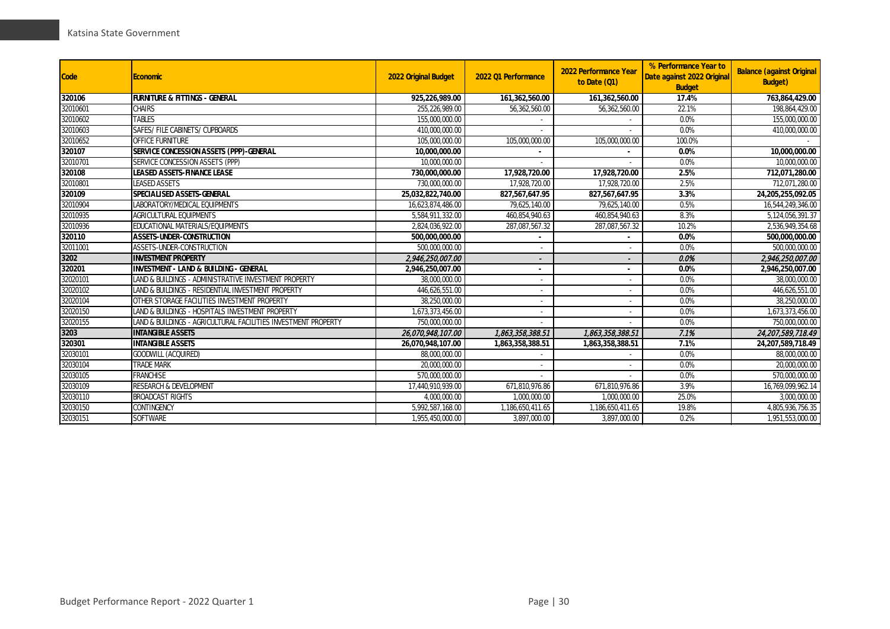| Code | Economic | 2022 Original Budget | 2022 Q1 Performance | 2022 Performance Year to Date (Q1) | % Performance Year to Date against 2022 Original Budget | Balance (against Original Budget) |
|---|---|---|---|---|---|---|
| **320106** | **FURNITURE & FITTINGS - GENERAL** | **925,226,989.00** | **161,362,560.00** | **161,362,560.00** | **17.4%** | **763,864,429.00** |
| 32010601 | CHAIRS | 255,226,989.00 | 56,362,560.00 | 56,362,560.00 | 22.1% | 198,864,429.00 |
| 32010602 | TABLES | 155,000,000.00 | - | - | 0.0% | 155,000,000.00 |
| 32010603 | SAFES/ FILE CABINETS/ CUPBOARDS | 410,000,000.00 | - | - | 0.0% | 410,000,000.00 |
| 32010652 | OFFICE FURNITURE | 105,000,000.00 | 105,000,000.00 | 105,000,000.00 | 100.0% | - |
| **320107** | **SERVICE CONCESSION ASSETS (PPP)-GENERAL** | **10,000,000.00** | **-** | **-** | **0.0%** | **10,000,000.00** |
| 32010701 | SERVICE CONCESSION ASSETS (PPP) | 10,000,000.00 | - | - | 0.0% | 10,000,000.00 |
| **320108** | **LEASED ASSETS-FINANCE LEASE** | **730,000,000.00** | **17,928,720.00** | **17,928,720.00** | **2.5%** | **712,071,280.00** |
| 32010801 | LEASED ASSETS | 730,000,000.00 | 17,928,720.00 | 17,928,720.00 | 2.5% | 712,071,280.00 |
| **320109** | **SPECIALISED ASSETS-GENERAL** | **25,032,822,740.00** | **827,567,647.95** | **827,567,647.95** | **3.3%** | **24,205,255,092.05** |
| 32010904 | LABORATORY/MEDICAL EQUIPMENTS | 16,623,874,486.00 | 79,625,140.00 | 79,625,140.00 | 0.5% | 16,544,249,346.00 |
| 32010935 | AGRICULTURAL EQUIPMENTS | 5,584,911,332.00 | 460,854,940.63 | 460,854,940.63 | 8.3% | 5,124,056,391.37 |
| 32010936 | EDUCATIONAL MATERIALS/EQUIPMENTS | 2,824,036,922.00 | 287,087,567.32 | 287,087,567.32 | 10.2% | 2,536,949,354.68 |
| **320110** | **ASSETS-UNDER-CONSTRUCTION** | **500,000,000.00** | **-** | **-** | **0.0%** | **500,000,000.00** |
| 32011001 | ASSETS-UNDER-CONSTRUCTION | 500,000,000.00 | - | - | 0.0% | 500,000,000.00 |
| **3202** | **INVESTMENT PROPERTY** | ***2,946,250,007.00*** | ***-*** | ***-*** | ***0.0%*** | ***2,946,250,007.00*** |
| **320201** | **INVESTMENT - LAND & BUILDING - GENERAL** | **2,946,250,007.00** | **-** | **-** | **0.0%** | **2,946,250,007.00** |
| 32020101 | LAND & BUILDINGS - ADMINISTRATIVE INVESTMENT PROPERTY | 38,000,000.00 | - | - | 0.0% | 38,000,000.00 |
| 32020102 | LAND & BUILDINGS - RESIDENTIAL INVESTMENT PROPERTY | 446,626,551.00 | - | - | 0.0% | 446,626,551.00 |
| 32020104 | OTHER STORAGE FACILITIES INVESTMENT PROPERTY | 38,250,000.00 | - | - | 0.0% | 38,250,000.00 |
| 32020150 | LAND & BUILDINGS - HOSPITALS INVESTMENT PROPERTY | 1,673,373,456.00 | - | - | 0.0% | 1,673,373,456.00 |
| 32020155 | LAND & BUILDINGS - AGRICULTURAL FACILITIES INVESTMENT PROPERTY | 750,000,000.00 | - | - | 0.0% | 750,000,000.00 |
| **3203** | **INTANGIBLE ASSETS** | ***26,070,948,107.00*** | ***1,863,358,388.51*** | ***1,863,358,388.51*** | ***7.1%*** | ***24,207,589,718.49*** |
| **320301** | **INTANGIBLE ASSETS** | **26,070,948,107.00** | **1,863,358,388.51** | **1,863,358,388.51** | **7.1%** | **24,207,589,718.49** |
| 32030101 | GOODWILL (ACQUIRED) | 88,000,000.00 | - | - | 0.0% | 88,000,000.00 |
| 32030104 | TRADE MARK | 20,000,000.00 | - | - | 0.0% | 20,000,000.00 |
| 32030105 | FRANCHISE | 570,000,000.00 | - | - | 0.0% | 570,000,000.00 |
| 32030109 | RESEARCH & DEVELOPMENT | 17,440,910,939.00 | 671,810,976.86 | 671,810,976.86 | 3.9% | 16,769,099,962.14 |
| 32030110 | BROADCAST RIGHTS | 4,000,000.00 | 1,000,000.00 | 1,000,000.00 | 25.0% | 3,000,000.00 |
| 32030150 | CONTINGENCY | 5,992,587,168.00 | 1,186,650,411.65 | 1,186,650,411.65 | 19.8% | 4,805,936,756.35 |
| 32030151 | SOFTWARE | 1,955,450,000.00 | 3,897,000.00 | 3,897,000.00 | 0.2% | 1,951,553,000.00 |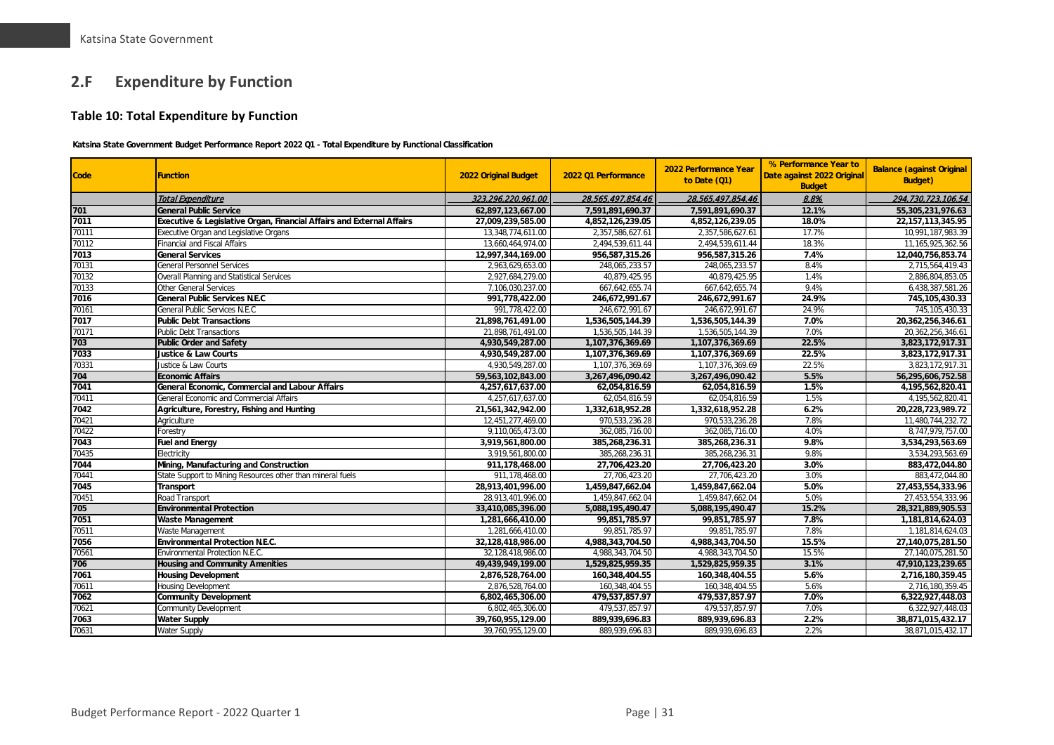## 2.F Expenditure by Function

### Table 10: Total Expenditure by Function

**Katsina State Government Budget Performance Report 2022 Q1 - Total Expenditure by Functional Classification**

| Code | Function | 2022 Original Budget | 2022 Q1 Performance | 2022 Performance Year to Date (Q1) | % Performance Year to Date against 2022 Original Budget | Balance (against Original Budget) |
|---|---|---|---|---|---|---|
| | *Total Expenditure* | *323,296,220,961.00* | *28,565,497,854.46* | *28,565,497,854.46* | *8.8%* | *294,730,723,106.54* |
| **701** | **General Public Service** | **62,897,123,667.00** | **7,591,891,690.37** | **7,591,891,690.37** | **12.1%** | **55,305,231,976.63** |
| **7011** | **Executive & Legislative Organ, Financial Affairs and External Affairs** | **27,009,239,585.00** | **4,852,126,239.05** | **4,852,126,239.05** | **18.0%** | **22,157,113,345.95** |
| 70111 | Executive Organ and Legislative Organs | 13,348,774,611.00 | 2,357,586,627.61 | 2,357,586,627.61 | 17.7% | 10,991,187,983.39 |
| 70112 | Financial and Fiscal Affairs | 13,660,464,974.00 | 2,494,539,611.44 | 2,494,539,611.44 | 18.3% | 11,165,925,362.56 |
| **7013** | **General Services** | **12,997,344,169.00** | **956,587,315.26** | **956,587,315.26** | **7.4%** | **12,040,756,853.74** |
| 70131 | General Personnel Services | 2,963,629,653.00 | 248,065,233.57 | 248,065,233.57 | 8.4% | 2,715,564,419.43 |
| 70132 | Overall Planning and Statistical Services | 2,927,684,279.00 | 40,879,425.95 | 40,879,425.95 | 1.4% | 2,886,804,853.05 |
| 70133 | Other General Services | 7,106,030,237.00 | 667,642,655.74 | 667,642,655.74 | 9.4% | 6,438,387,581.26 |
| **7016** | **General Public Services N.E.C** | **991,778,422.00** | **246,672,991.67** | **246,672,991.67** | **24.9%** | **745,105,430.33** |
| 70161 | General Public Services N.E.C | 991,778,422.00 | 246,672,991.67 | 246,672,991.67 | 24.9% | 745,105,430.33 |
| **7017** | **Public Debt Transactions** | **21,898,761,491.00** | **1,536,505,144.39** | **1,536,505,144.39** | **7.0%** | **20,362,256,346.61** |
| 70171 | Public Debt Transactions | 21,898,761,491.00 | 1,536,505,144.39 | 1,536,505,144.39 | 7.0% | 20,362,256,346.61 |
| **703** | **Public Order and Safety** | **4,930,549,287.00** | **1,107,376,369.69** | **1,107,376,369.69** | **22.5%** | **3,823,172,917.31** |
| **7033** | **Justice & Law Courts** | **4,930,549,287.00** | **1,107,376,369.69** | **1,107,376,369.69** | **22.5%** | **3,823,172,917.31** |
| 70331 | Justice & Law Courts | 4,930,549,287.00 | 1,107,376,369.69 | 1,107,376,369.69 | 22.5% | 3,823,172,917.31 |
| **704** | **Economic Affairs** | **59,563,102,843.00** | **3,267,496,090.42** | **3,267,496,090.42** | **5.5%** | **56,295,606,752.58** |
| **7041** | **General Economic, Commercial and Labour Affairs** | **4,257,617,637.00** | **62,054,816.59** | **62,054,816.59** | **1.5%** | **4,195,562,820.41** |
| 70411 | General Economic and Commercial Affairs | 4,257,617,637.00 | 62,054,816.59 | 62,054,816.59 | 1.5% | 4,195,562,820.41 |
| **7042** | **Agriculture, Forestry, Fishing and Hunting** | **21,561,342,942.00** | **1,332,618,952.28** | **1,332,618,952.28** | **6.2%** | **20,228,723,989.72** |
| 70421 | Agriculture | 12,451,277,469.00 | 970,533,236.28 | 970,533,236.28 | 7.8% | 11,480,744,232.72 |
| 70422 | Forestry | 9,110,065,473.00 | 362,085,716.00 | 362,085,716.00 | 4.0% | 8,747,979,757.00 |
| **7043** | **Fuel and Energy** | **3,919,561,800.00** | **385,268,236.31** | **385,268,236.31** | **9.8%** | **3,534,293,563.69** |
| 70435 | Electricity | 3,919,561,800.00 | 385,268,236.31 | 385,268,236.31 | 9.8% | 3,534,293,563.69 |
| **7044** | **Mining, Manufacturing and Construction** | **911,178,468.00** | **27,706,423.20** | **27,706,423.20** | **3.0%** | **883,472,044.80** |
| 70441 | State Support to Mining Resources other than mineral fuels | 911,178,468.00 | 27,706,423.20 | 27,706,423.20 | 3.0% | 883,472,044.80 |
| **7045** | **Transport** | **28,913,401,996.00** | **1,459,847,662.04** | **1,459,847,662.04** | **5.0%** | **27,453,554,333.96** |
| 70451 | Road Transport | 28,913,401,996.00 | 1,459,847,662.04 | 1,459,847,662.04 | 5.0% | 27,453,554,333.96 |
| **705** | **Environmental Protection** | **33,410,085,396.00** | **5,088,195,490.47** | **5,088,195,490.47** | **15.2%** | **28,321,889,905.53** |
| **7051** | **Waste Management** | **1,281,666,410.00** | **99,851,785.97** | **99,851,785.97** | **7.8%** | **1,181,814,624.03** |
| 70511 | Waste Management | 1,281,666,410.00 | 99,851,785.97 | 99,851,785.97 | 7.8% | 1,181,814,624.03 |
| **7056** | **Environmental Protection N.E.C.** | **32,128,418,986.00** | **4,988,343,704.50** | **4,988,343,704.50** | **15.5%** | **27,140,075,281.50** |
| 70561 | Environmental Protection N.E.C. | 32,128,418,986.00 | 4,988,343,704.50 | 4,988,343,704.50 | 15.5% | 27,140,075,281.50 |
| **706** | **Housing and Community Amenities** | **49,439,949,199.00** | **1,529,825,959.35** | **1,529,825,959.35** | **3.1%** | **47,910,123,239.65** |
| **7061** | **Housing Development** | **2,876,528,764.00** | **160,348,404.55** | **160,348,404.55** | **5.6%** | **2,716,180,359.45** |
| 70611 | Housing Development | 2,876,528,764.00 | 160,348,404.55 | 160,348,404.55 | 5.6% | 2,716,180,359.45 |
| **7062** | **Community Development** | **6,802,465,306.00** | **479,537,857.97** | **479,537,857.97** | **7.0%** | **6,322,927,448.03** |
| 70621 | Community Development | 6,802,465,306.00 | 479,537,857.97 | 479,537,857.97 | 7.0% | 6,322,927,448.03 |
| **7063** | **Water Supply** | **39,760,955,129.00** | **889,939,696.83** | **889,939,696.83** | **2.2%** | **38,871,015,432.17** |
| 70631 | Water Supply | 39,760,955,129.00 | 889,939,696.83 | 889,939,696.83 | 2.2% | 38,871,015,432.17 |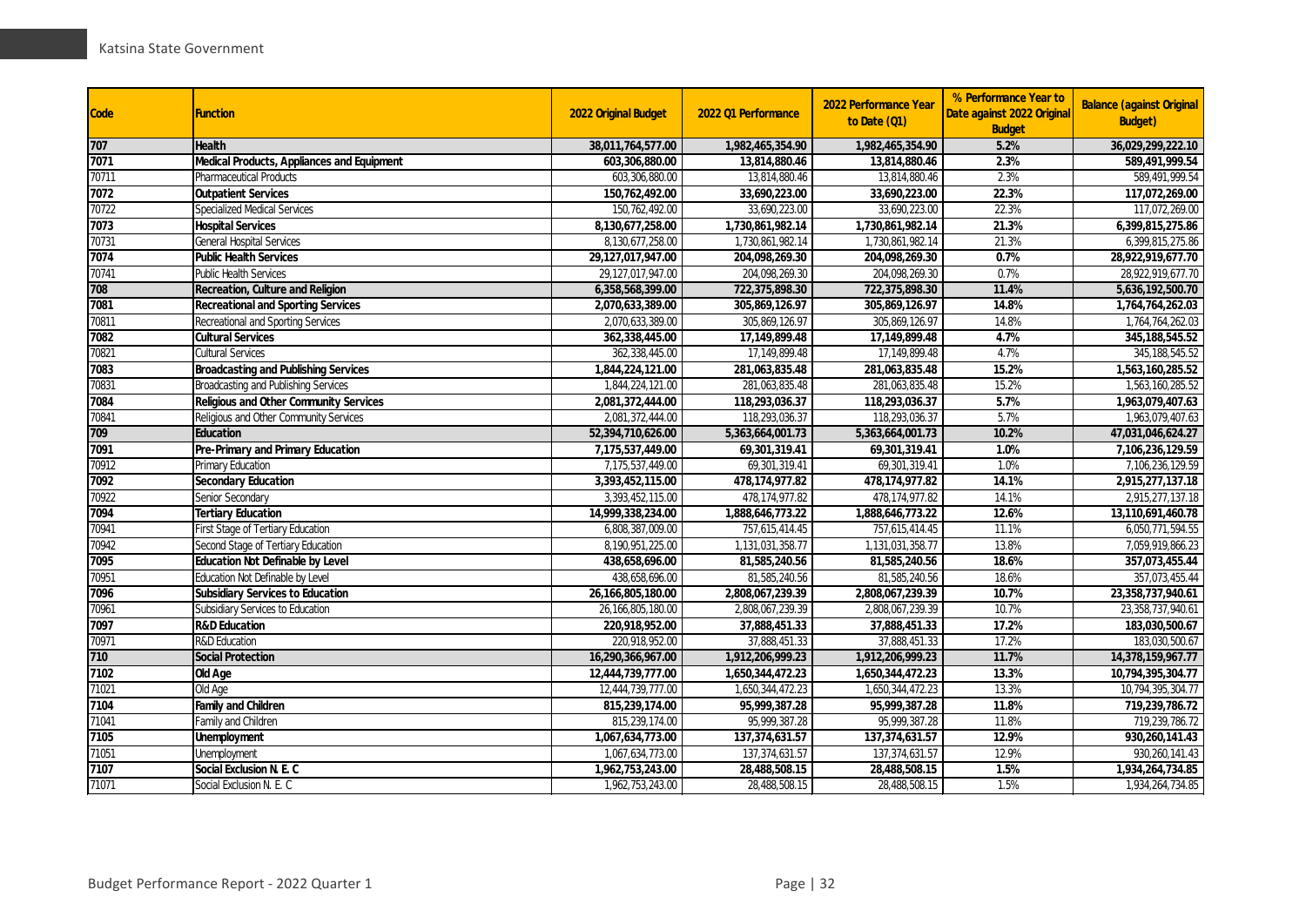| Code | Function | 2022 Original Budget | 2022 Q1 Performance | 2022 Performance Year to Date (Q1) | % Performance Year to Date against 2022 Original Budget | Balance (against Original Budget) |
|---|---|---|---|---|---|---|
| **707** | **Health** | **38,011,764,577.00** | **1,982,465,354.90** | **1,982,465,354.90** | **5.2%** | **36,029,299,222.10** |
| **7071** | **Medical Products, Appliances and Equipment** | **603,306,880.00** | **13,814,880.46** | **13,814,880.46** | **2.3%** | **589,491,999.54** |
| 70711 | Pharmaceutical Products | 603,306,880.00 | 13,814,880.46 | 13,814,880.46 | 2.3% | 589,491,999.54 |
| **7072** | **Outpatient Services** | **150,762,492.00** | **33,690,223.00** | **33,690,223.00** | **22.3%** | **117,072,269.00** |
| 70722 | Specialized Medical Services | 150,762,492.00 | 33,690,223.00 | 33,690,223.00 | 22.3% | 117,072,269.00 |
| **7073** | **Hospital Services** | **8,130,677,258.00** | **1,730,861,982.14** | **1,730,861,982.14** | **21.3%** | **6,399,815,275.86** |
| 70731 | General Hospital Services | 8,130,677,258.00 | 1,730,861,982.14 | 1,730,861,982.14 | 21.3% | 6,399,815,275.86 |
| **7074** | **Public Health Services** | **29,127,017,947.00** | **204,098,269.30** | **204,098,269.30** | **0.7%** | **28,922,919,677.70** |
| 70741 | Public Health Services | 29,127,017,947.00 | 204,098,269.30 | 204,098,269.30 | 0.7% | 28,922,919,677.70 |
| **708** | **Recreation, Culture and Religion** | **6,358,568,399.00** | **722,375,898.30** | **722,375,898.30** | **11.4%** | **5,636,192,500.70** |
| **7081** | **Recreational and Sporting Services** | **2,070,633,389.00** | **305,869,126.97** | **305,869,126.97** | **14.8%** | **1,764,764,262.03** |
| 70811 | Recreational and Sporting Services | 2,070,633,389.00 | 305,869,126.97 | 305,869,126.97 | 14.8% | 1,764,764,262.03 |
| **7082** | **Cultural Services** | **362,338,445.00** | **17,149,899.48** | **17,149,899.48** | **4.7%** | **345,188,545.52** |
| 70821 | Cultural Services | 362,338,445.00 | 17,149,899.48 | 17,149,899.48 | 4.7% | 345,188,545.52 |
| **7083** | **Broadcasting and Publishing Services** | **1,844,224,121.00** | **281,063,835.48** | **281,063,835.48** | **15.2%** | **1,563,160,285.52** |
| 70831 | Broadcasting and Publishing Services | 1,844,224,121.00 | 281,063,835.48 | 281,063,835.48 | 15.2% | 1,563,160,285.52 |
| **7084** | **Religious and Other Community Services** | **2,081,372,444.00** | **118,293,036.37** | **118,293,036.37** | **5.7%** | **1,963,079,407.63** |
| 70841 | Religious and Other Community Services | 2,081,372,444.00 | 118,293,036.37 | 118,293,036.37 | 5.7% | 1,963,079,407.63 |
| **709** | **Education** | **52,394,710,626.00** | **5,363,664,001.73** | **5,363,664,001.73** | **10.2%** | **47,031,046,624.27** |
| **7091** | **Pre-Primary and Primary Education** | **7,175,537,449.00** | **69,301,319.41** | **69,301,319.41** | **1.0%** | **7,106,236,129.59** |
| 70912 | Primary Education | 7,175,537,449.00 | 69,301,319.41 | 69,301,319.41 | 1.0% | 7,106,236,129.59 |
| **7092** | **Secondary Education** | **3,393,452,115.00** | **478,174,977.82** | **478,174,977.82** | **14.1%** | **2,915,277,137.18** |
| 70922 | Senior Secondary | 3,393,452,115.00 | 478,174,977.82 | 478,174,977.82 | 14.1% | 2,915,277,137.18 |
| **7094** | **Tertiary Education** | **14,999,338,234.00** | **1,888,646,773.22** | **1,888,646,773.22** | **12.6%** | **13,110,691,460.78** |
| 70941 | First Stage of Tertiary Education | 6,808,387,009.00 | 757,615,414.45 | 757,615,414.45 | 11.1% | 6,050,771,594.55 |
| 70942 | Second Stage of Tertiary Education | 8,190,951,225.00 | 1,131,031,358.77 | 1,131,031,358.77 | 13.8% | 7,059,919,866.23 |
| **7095** | **Education Not Definable by Level** | **438,658,696.00** | **81,585,240.56** | **81,585,240.56** | **18.6%** | **357,073,455.44** |
| 70951 | Education Not Definable by Level | 438,658,696.00 | 81,585,240.56 | 81,585,240.56 | 18.6% | 357,073,455.44 |
| **7096** | **Subsidiary Services to Education** | **26,166,805,180.00** | **2,808,067,239.39** | **2,808,067,239.39** | **10.7%** | **23,358,737,940.61** |
| 70961 | Subsidiary Services to Education | 26,166,805,180.00 | 2,808,067,239.39 | 2,808,067,239.39 | 10.7% | 23,358,737,940.61 |
| **7097** | **R&D Education** | **220,918,952.00** | **37,888,451.33** | **37,888,451.33** | **17.2%** | **183,030,500.67** |
| 70971 | R&D Education | 220,918,952.00 | 37,888,451.33 | 37,888,451.33 | 17.2% | 183,030,500.67 |
| **710** | **Social Protection** | **16,290,366,967.00** | **1,912,206,999.23** | **1,912,206,999.23** | **11.7%** | **14,378,159,967.77** |
| **7102** | **Old Age** | **12,444,739,777.00** | **1,650,344,472.23** | **1,650,344,472.23** | **13.3%** | **10,794,395,304.77** |
| 71021 | Old Age | 12,444,739,777.00 | 1,650,344,472.23 | 1,650,344,472.23 | 13.3% | 10,794,395,304.77 |
| **7104** | **Family and Children** | **815,239,174.00** | **95,999,387.28** | **95,999,387.28** | **11.8%** | **719,239,786.72** |
| 71041 | Family and Children | 815,239,174.00 | 95,999,387.28 | 95,999,387.28 | 11.8% | 719,239,786.72 |
| **7105** | **Unemployment** | **1,067,634,773.00** | **137,374,631.57** | **137,374,631.57** | **12.9%** | **930,260,141.43** |
| 71051 | Unemployment | 1,067,634,773.00 | 137,374,631.57 | 137,374,631.57 | 12.9% | 930,260,141.43 |
| **7107** | **Social Exclusion N. E. C** | **1,962,753,243.00** | **28,488,508.15** | **28,488,508.15** | **1.5%** | **1,934,264,734.85** |
| 71071 | Social Exclusion N. E. C | 1,962,753,243.00 | 28,488,508.15 | 28,488,508.15 | 1.5% | 1,934,264,734.85 |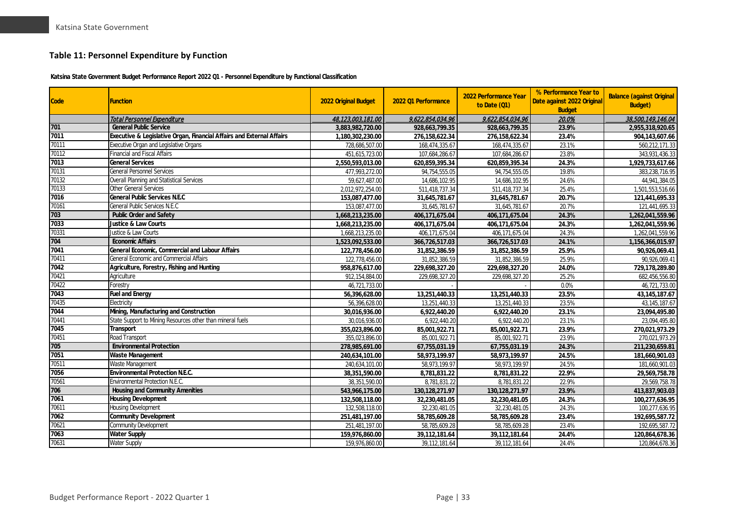## Table 11: Personnel Expenditure by Function

**Katsina State Government Budget Performance Report 2022 Q1 - Personnel Expenditure by Functional Classification**

| Code | Function | 2022 Original Budget | 2022 Q1 Performance | 2022 Performance Year to Date (Q1) | % Performance Year to Date against 2022 Original Budget | Balance (against Original Budget) |
|---|---|---|---|---|---|---|
| | *Total Personnel Expenditure* | *48,123,003,181.00* | *9,622,854,034.96* | *9,622,854,034.96* | *20.0%* | *38,500,149,146.04* |
| **701** | **General Public Service** | **3,883,982,720.00** | **928,663,799.35** | **928,663,799.35** | **23.9%** | **2,955,318,920.65** |
| **7011** | **Executive & Legislative Organ, Financial Affairs and External Affairs** | **1,180,302,230.00** | **276,158,622.34** | **276,158,622.34** | **23.4%** | **904,143,607.66** |
| 70111 | Executive Organ and Legislative Organs | 728,686,507.00 | 168,474,335.67 | 168,474,335.67 | 23.1% | 560,212,171.33 |
| 70112 | Financial and Fiscal Affairs | 451,615,723.00 | 107,684,286.67 | 107,684,286.67 | 23.8% | 343,931,436.33 |
| **7013** | **General Services** | **2,550,593,013.00** | **620,859,395.34** | **620,859,395.34** | **24.3%** | **1,929,733,617.66** |
| 70131 | General Personnel Services | 477,993,272.00 | 94,754,555.05 | 94,754,555.05 | 19.8% | 383,238,716.95 |
| 70132 | Overall Planning and Statistical Services | 59,627,487.00 | 14,686,102.95 | 14,686,102.95 | 24.6% | 44,941,384.05 |
| 70133 | Other General Services | 2,012,972,254.00 | 511,418,737.34 | 511,418,737.34 | 25.4% | 1,501,553,516.66 |
| **7016** | **General Public Services N.E.C** | **153,087,477.00** | **31,645,781.67** | **31,645,781.67** | **20.7%** | **121,441,695.33** |
| 70161 | General Public Services N.E.C | 153,087,477.00 | 31,645,781.67 | 31,645,781.67 | 20.7% | 121,441,695.33 |
| **703** | **Public Order and Safety** | **1,668,213,235.00** | **406,171,675.04** | **406,171,675.04** | **24.3%** | **1,262,041,559.96** |
| **7033** | **Justice & Law Courts** | **1,668,213,235.00** | **406,171,675.04** | **406,171,675.04** | **24.3%** | **1,262,041,559.96** |
| 70331 | Justice & Law Courts | 1,668,213,235.00 | 406,171,675.04 | 406,171,675.04 | 24.3% | 1,262,041,559.96 |
| **704** | **Economic Affairs** | **1,523,092,533.00** | **366,726,517.03** | **366,726,517.03** | **24.1%** | **1,156,366,015.97** |
| **7041** | **General Economic, Commercial and Labour Affairs** | **122,778,456.00** | **31,852,386.59** | **31,852,386.59** | **25.9%** | **90,926,069.41** |
| 70411 | General Economic and Commercial Affairs | 122,778,456.00 | 31,852,386.59 | 31,852,386.59 | 25.9% | 90,926,069.41 |
| **7042** | **Agriculture, Forestry, Fishing and Hunting** | **958,876,617.00** | **229,698,327.20** | **229,698,327.20** | **24.0%** | **729,178,289.80** |
| 70421 | Agriculture | 912,154,884.00 | 229,698,327.20 | 229,698,327.20 | 25.2% | 682,456,556.80 |
| 70422 | Forestry | 46,721,733.00 | - | - | 0.0% | 46,721,733.00 |
| **7043** | **Fuel and Energy** | **56,396,628.00** | **13,251,440.33** | **13,251,440.33** | **23.5%** | **43,145,187.67** |
| 70435 | Electricity | 56,396,628.00 | 13,251,440.33 | 13,251,440.33 | 23.5% | 43,145,187.67 |
| **7044** | **Mining, Manufacturing and Construction** | **30,016,936.00** | **6,922,440.20** | **6,922,440.20** | **23.1%** | **23,094,495.80** |
| 70441 | State Support to Mining Resources other than mineral fuels | 30,016,936.00 | 6,922,440.20 | 6,922,440.20 | 23.1% | 23,094,495.80 |
| **7045** | **Transport** | **355,023,896.00** | **85,001,922.71** | **85,001,922.71** | **23.9%** | **270,021,973.29** |
| 70451 | Road Transport | 355,023,896.00 | 85,001,922.71 | 85,001,922.71 | 23.9% | 270,021,973.29 |
| **705** | **Environmental Protection** | **278,985,691.00** | **67,755,031.19** | **67,755,031.19** | **24.3%** | **211,230,659.81** |
| **7051** | **Waste Management** | **240,634,101.00** | **58,973,199.97** | **58,973,199.97** | **24.5%** | **181,660,901.03** |
| 70511 | Waste Management | 240,634,101.00 | 58,973,199.97 | 58,973,199.97 | 24.5% | 181,660,901.03 |
| **7056** | **Environmental Protection N.E.C.** | **38,351,590.00** | **8,781,831.22** | **8,781,831.22** | **22.9%** | **29,569,758.78** |
| 70561 | Environmental Protection N.E.C. | 38,351,590.00 | 8,781,831.22 | 8,781,831.22 | 22.9% | 29,569,758.78 |
| **706** | **Housing and Community Amenities** | **543,966,175.00** | **130,128,271.97** | **130,128,271.97** | **23.9%** | **413,837,903.03** |
| **7061** | **Housing Development** | **132,508,118.00** | **32,230,481.05** | **32,230,481.05** | **24.3%** | **100,277,636.95** |
| 70611 | Housing Development | 132,508,118.00 | 32,230,481.05 | 32,230,481.05 | 24.3% | 100,277,636.95 |
| **7062** | **Community Development** | **251,481,197.00** | **58,785,609.28** | **58,785,609.28** | **23.4%** | **192,695,587.72** |
| 70621 | Community Development | 251,481,197.00 | 58,785,609.28 | 58,785,609.28 | 23.4% | 192,695,587.72 |
| **7063** | **Water Supply** | **159,976,860.00** | **39,112,181.64** | **39,112,181.64** | **24.4%** | **120,864,678.36** |
| 70631 | Water Supply | 159,976,860.00 | 39,112,181.64 | 39,112,181.64 | 24.4% | 120,864,678.36 |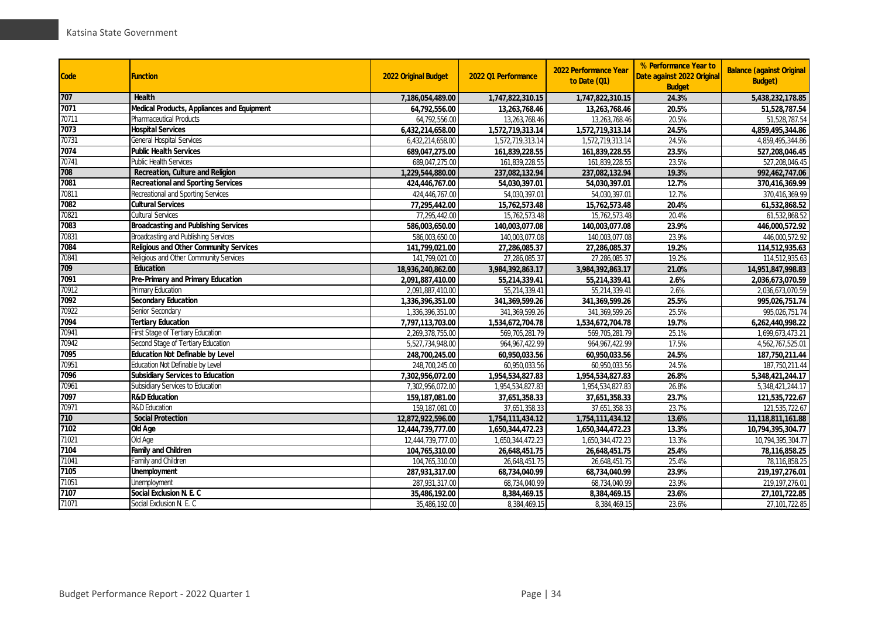| Code | Function | 2022 Original Budget | 2022 Q1 Performance | 2022 Performance Year to Date (Q1) | % Performance Year to Date against 2022 Original Budget | Balance (against Original Budget) |
|---|---|---|---|---|---|---|
| **707** | **Health** | **7,186,054,489.00** | **1,747,822,310.15** | **1,747,822,310.15** | **24.3%** | **5,438,232,178.85** |
| **7071** | **Medical Products, Appliances and Equipment** | **64,792,556.00** | **13,263,768.46** | **13,263,768.46** | **20.5%** | **51,528,787.54** |
| 70711 | Pharmaceutical Products | 64,792,556.00 | 13,263,768.46 | 13,263,768.46 | 20.5% | 51,528,787.54 |
| **7073** | **Hospital Services** | **6,432,214,658.00** | **1,572,719,313.14** | **1,572,719,313.14** | **24.5%** | **4,859,495,344.86** |
| 70731 | General Hospital Services | 6,432,214,658.00 | 1,572,719,313.14 | 1,572,719,313.14 | 24.5% | 4,859,495,344.86 |
| **7074** | **Public Health Services** | **689,047,275.00** | **161,839,228.55** | **161,839,228.55** | **23.5%** | **527,208,046.45** |
| 70741 | Public Health Services | 689,047,275.00 | 161,839,228.55 | 161,839,228.55 | 23.5% | 527,208,046.45 |
| **708** | **Recreation, Culture and Religion** | **1,229,544,880.00** | **237,082,132.94** | **237,082,132.94** | **19.3%** | **992,462,747.06** |
| **7081** | **Recreational and Sporting Services** | **424,446,767.00** | **54,030,397.01** | **54,030,397.01** | **12.7%** | **370,416,369.99** |
| 70811 | Recreational and Sporting Services | 424,446,767.00 | 54,030,397.01 | 54,030,397.01 | 12.7% | 370,416,369.99 |
| **7082** | **Cultural Services** | **77,295,442.00** | **15,762,573.48** | **15,762,573.48** | **20.4%** | **61,532,868.52** |
| 70821 | Cultural Services | 77,295,442.00 | 15,762,573.48 | 15,762,573.48 | 20.4% | 61,532,868.52 |
| **7083** | **Broadcasting and Publishing Services** | **586,003,650.00** | **140,003,077.08** | **140,003,077.08** | **23.9%** | **446,000,572.92** |
| 70831 | Broadcasting and Publishing Services | 586,003,650.00 | 140,003,077.08 | 140,003,077.08 | 23.9% | 446,000,572.92 |
| **7084** | **Religious and Other Community Services** | **141,799,021.00** | **27,286,085.37** | **27,286,085.37** | **19.2%** | **114,512,935.63** |
| 70841 | Religious and Other Community Services | 141,799,021.00 | 27,286,085.37 | 27,286,085.37 | 19.2% | 114,512,935.63 |
| **709** | **Education** | **18,936,240,862.00** | **3,984,392,863.17** | **3,984,392,863.17** | **21.0%** | **14,951,847,998.83** |
| **7091** | **Pre-Primary and Primary Education** | **2,091,887,410.00** | **55,214,339.41** | **55,214,339.41** | **2.6%** | **2,036,673,070.59** |
| 70912 | Primary Education | 2,091,887,410.00 | 55,214,339.41 | 55,214,339.41 | 2.6% | 2,036,673,070.59 |
| **7092** | **Secondary Education** | **1,336,396,351.00** | **341,369,599.26** | **341,369,599.26** | **25.5%** | **995,026,751.74** |
| 70922 | Senior Secondary | 1,336,396,351.00 | 341,369,599.26 | 341,369,599.26 | 25.5% | 995,026,751.74 |
| **7094** | **Tertiary Education** | **7,797,113,703.00** | **1,534,672,704.78** | **1,534,672,704.78** | **19.7%** | **6,262,440,998.22** |
| 70941 | First Stage of Tertiary Education | 2,269,378,755.00 | 569,705,281.79 | 569,705,281.79 | 25.1% | 1,699,673,473.21 |
| 70942 | Second Stage of Tertiary Education | 5,527,734,948.00 | 964,967,422.99 | 964,967,422.99 | 17.5% | 4,562,767,525.01 |
| **7095** | **Education Not Definable by Level** | **248,700,245.00** | **60,950,033.56** | **60,950,033.56** | **24.5%** | **187,750,211.44** |
| 70951 | Education Not Definable by Level | 248,700,245.00 | 60,950,033.56 | 60,950,033.56 | 24.5% | 187,750,211.44 |
| **7096** | **Subsidiary Services to Education** | **7,302,956,072.00** | **1,954,534,827.83** | **1,954,534,827.83** | **26.8%** | **5,348,421,244.17** |
| 70961 | Subsidiary Services to Education | 7,302,956,072.00 | 1,954,534,827.83 | 1,954,534,827.83 | 26.8% | 5,348,421,244.17 |
| **7097** | **R&D Education** | **159,187,081.00** | **37,651,358.33** | **37,651,358.33** | **23.7%** | **121,535,722.67** |
| 70971 | R&D Education | 159,187,081.00 | 37,651,358.33 | 37,651,358.33 | 23.7% | 121,535,722.67 |
| **710** | **Social Protection** | **12,872,922,596.00** | **1,754,111,434.12** | **1,754,111,434.12** | **13.6%** | **11,118,811,161.88** |
| **7102** | **Old Age** | **12,444,739,777.00** | **1,650,344,472.23** | **1,650,344,472.23** | **13.3%** | **10,794,395,304.77** |
| 71021 | Old Age | 12,444,739,777.00 | 1,650,344,472.23 | 1,650,344,472.23 | 13.3% | 10,794,395,304.77 |
| **7104** | **Family and Children** | **104,765,310.00** | **26,648,451.75** | **26,648,451.75** | **25.4%** | **78,116,858.25** |
| 71041 | Family and Children | 104,765,310.00 | 26,648,451.75 | 26,648,451.75 | 25.4% | 78,116,858.25 |
| **7105** | **Unemployment** | **287,931,317.00** | **68,734,040.99** | **68,734,040.99** | **23.9%** | **219,197,276.01** |
| 71051 | Unemployment | 287,931,317.00 | 68,734,040.99 | 68,734,040.99 | 23.9% | 219,197,276.01 |
| **7107** | **Social Exclusion N. E. C** | **35,486,192.00** | **8,384,469.15** | **8,384,469.15** | **23.6%** | **27,101,722.85** |
| 71071 | Social Exclusion N. E. C | 35,486,192.00 | 8,384,469.15 | 8,384,469.15 | 23.6% | 27,101,722.85 |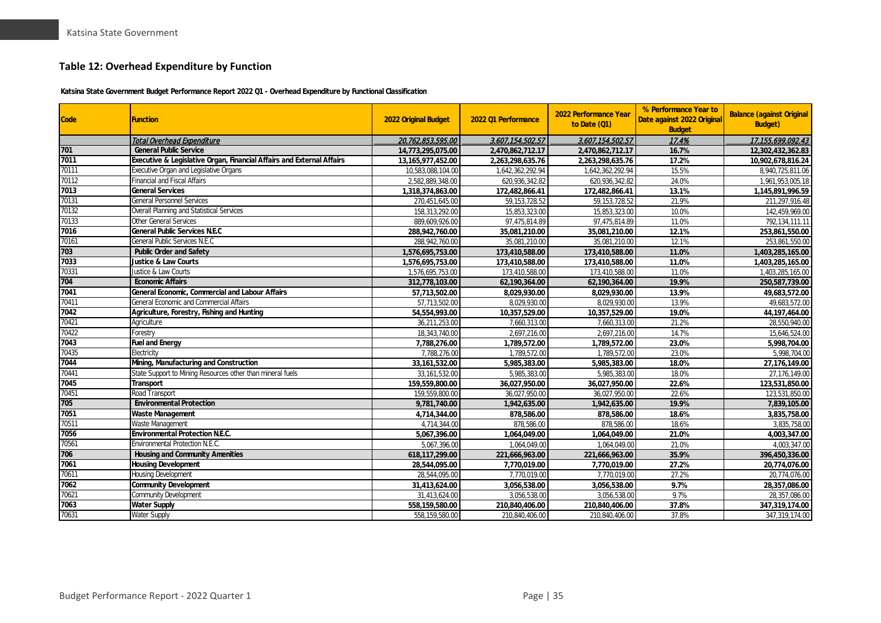## Table 12: Overhead Expenditure by Function

**Katsina State Government Budget Performance Report 2022 Q1 - Overhead Expenditure by Functional Classification**

| Code | Function | 2022 Original Budget | 2022 Q1 Performance | 2022 Performance Year to Date (Q1) | % Performance Year to Date against 2022 Original Budget | Balance (against Original Budget) |
|---|---|---|---|---|---|---|
| | *Total Overhead Expenditure* | *20,762,853,595.00* | *3,607,154,502.57* | *3,607,154,502.57* | *17.4%* | *17,155,699,092.43* |
| **701** | **General Public Service** | **14,773,295,075.00** | **2,470,862,712.17** | **2,470,862,712.17** | **16.7%** | **12,302,432,362.83** |
| **7011** | **Executive & Legislative Organ, Financial Affairs and External Affairs** | **13,165,977,452.00** | **2,263,298,635.76** | **2,263,298,635.76** | **17.2%** | **10,902,678,816.24** |
| 70111 | Executive Organ and Legislative Organs | 10,583,088,104.00 | 1,642,362,292.94 | 1,642,362,292.94 | 15.5% | 8,940,725,811.06 |
| 70112 | Financial and Fiscal Affairs | 2,582,889,348.00 | 620,936,342.82 | 620,936,342.82 | 24.0% | 1,961,953,005.18 |
| **7013** | **General Services** | **1,318,374,863.00** | **172,482,866.41** | **172,482,866.41** | **13.1%** | **1,145,891,996.59** |
| 70131 | General Personnel Services | 270,451,645.00 | 59,153,728.52 | 59,153,728.52 | 21.9% | 211,297,916.48 |
| 70132 | Overall Planning and Statistical Services | 158,313,292.00 | 15,853,323.00 | 15,853,323.00 | 10.0% | 142,459,969.00 |
| 70133 | Other General Services | 889,609,926.00 | 97,475,814.89 | 97,475,814.89 | 11.0% | 792,134,111.11 |
| **7016** | **General Public Services N.E.C** | **288,942,760.00** | **35,081,210.00** | **35,081,210.00** | **12.1%** | **253,861,550.00** |
| 70161 | General Public Services N.E.C | 288,942,760.00 | 35,081,210.00 | 35,081,210.00 | 12.1% | 253,861,550.00 |
| **703** | **Public Order and Safety** | **1,576,695,753.00** | **173,410,588.00** | **173,410,588.00** | **11.0%** | **1,403,285,165.00** |
| **7033** | **Justice & Law Courts** | **1,576,695,753.00** | **173,410,588.00** | **173,410,588.00** | **11.0%** | **1,403,285,165.00** |
| 70331 | Justice & Law Courts | 1,576,695,753.00 | 173,410,588.00 | 173,410,588.00 | 11.0% | 1,403,285,165.00 |
| **704** | **Economic Affairs** | **312,778,103.00** | **62,190,364.00** | **62,190,364.00** | **19.9%** | **250,587,739.00** |
| **7041** | **General Economic, Commercial and Labour Affairs** | **57,713,502.00** | **8,029,930.00** | **8,029,930.00** | **13.9%** | **49,683,572.00** |
| 70411 | General Economic and Commercial Affairs | 57,713,502.00 | 8,029,930.00 | 8,029,930.00 | 13.9% | 49,683,572.00 |
| **7042** | **Agriculture, Forestry, Fishing and Hunting** | **54,554,993.00** | **10,357,529.00** | **10,357,529.00** | **19.0%** | **44,197,464.00** |
| 70421 | Agriculture | 36,211,253.00 | 7,660,313.00 | 7,660,313.00 | 21.2% | 28,550,940.00 |
| 70422 | Forestry | 18,343,740.00 | 2,697,216.00 | 2,697,216.00 | 14.7% | 15,646,524.00 |
| **7043** | **Fuel and Energy** | **7,788,276.00** | **1,789,572.00** | **1,789,572.00** | **23.0%** | **5,998,704.00** |
| 70435 | Electricity | 7,788,276.00 | 1,789,572.00 | 1,789,572.00 | 23.0% | 5,998,704.00 |
| **7044** | **Mining, Manufacturing and Construction** | **33,161,532.00** | **5,985,383.00** | **5,985,383.00** | **18.0%** | **27,176,149.00** |
| 70441 | State Support to Mining Resources other than mineral fuels | 33,161,532.00 | 5,985,383.00 | 5,985,383.00 | 18.0% | 27,176,149.00 |
| **7045** | **Transport** | **159,559,800.00** | **36,027,950.00** | **36,027,950.00** | **22.6%** | **123,531,850.00** |
| 70451 | Road Transport | 159,559,800.00 | 36,027,950.00 | 36,027,950.00 | 22.6% | 123,531,850.00 |
| **705** | **Environmental Protection** | **9,781,740.00** | **1,942,635.00** | **1,942,635.00** | **19.9%** | **7,839,105.00** |
| **7051** | **Waste Management** | **4,714,344.00** | **878,586.00** | **878,586.00** | **18.6%** | **3,835,758.00** |
| 70511 | Waste Management | 4,714,344.00 | 878,586.00 | 878,586.00 | 18.6% | 3,835,758.00 |
| **7056** | **Environmental Protection N.E.C.** | **5,067,396.00** | **1,064,049.00** | **1,064,049.00** | **21.0%** | **4,003,347.00** |
| 70561 | Environmental Protection N.E.C. | 5,067,396.00 | 1,064,049.00 | 1,064,049.00 | 21.0% | 4,003,347.00 |
| **706** | **Housing and Community Amenities** | **618,117,299.00** | **221,666,963.00** | **221,666,963.00** | **35.9%** | **396,450,336.00** |
| **7061** | **Housing Development** | **28,544,095.00** | **7,770,019.00** | **7,770,019.00** | **27.2%** | **20,774,076.00** |
| 70611 | Housing Development | 28,544,095.00 | 7,770,019.00 | 7,770,019.00 | 27.2% | 20,774,076.00 |
| **7062** | **Community Development** | **31,413,624.00** | **3,056,538.00** | **3,056,538.00** | **9.7%** | **28,357,086.00** |
| 70621 | Community Development | 31,413,624.00 | 3,056,538.00 | 3,056,538.00 | 9.7% | 28,357,086.00 |
| **7063** | **Water Supply** | **558,159,580.00** | **210,840,406.00** | **210,840,406.00** | **37.8%** | **347,319,174.00** |
| 70631 | Water Supply | 558,159,580.00 | 210,840,406.00 | 210,840,406.00 | 37.8% | 347,319,174.00 |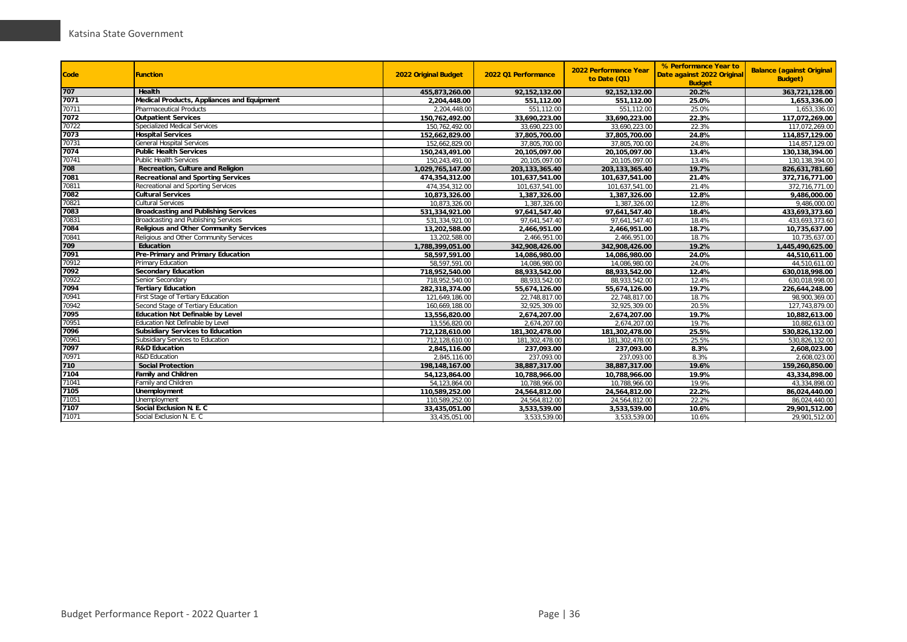| Code | Function | 2022 Original Budget | 2022 Q1 Performance | 2022 Performance Year to Date (Q1) | % Performance Year to Date against 2022 Original Budget | Balance (against Original Budget) |
|---|---|---|---|---|---|---|
| **707** | **Health** | **455,873,260.00** | **92,152,132.00** | **92,152,132.00** | **20.2%** | **363,721,128.00** |
| **7071** | **Medical Products, Appliances and Equipment** | **2,204,448.00** | **551,112.00** | **551,112.00** | **25.0%** | **1,653,336.00** |
| 70711 | Pharmaceutical Products | 2,204,448.00 | 551,112.00 | 551,112.00 | 25.0% | 1,653,336.00 |
| **7072** | **Outpatient Services** | **150,762,492.00** | **33,690,223.00** | **33,690,223.00** | **22.3%** | **117,072,269.00** |
| 70722 | Specialized Medical Services | 150,762,492.00 | 33,690,223.00 | 33,690,223.00 | 22.3% | 117,072,269.00 |
| **7073** | **Hospital Services** | **152,662,829.00** | **37,805,700.00** | **37,805,700.00** | **24.8%** | **114,857,129.00** |
| 70731 | General Hospital Services | 152,662,829.00 | 37,805,700.00 | 37,805,700.00 | 24.8% | 114,857,129.00 |
| **7074** | **Public Health Services** | **150,243,491.00** | **20,105,097.00** | **20,105,097.00** | **13.4%** | **130,138,394.00** |
| 70741 | Public Health Services | 150,243,491.00 | 20,105,097.00 | 20,105,097.00 | 13.4% | 130,138,394.00 |
| **708** | **Recreation, Culture and Religion** | **1,029,765,147.00** | **203,133,365.40** | **203,133,365.40** | **19.7%** | **826,631,781.60** |
| **7081** | **Recreational and Sporting Services** | **474,354,312.00** | **101,637,541.00** | **101,637,541.00** | **21.4%** | **372,716,771.00** |
| 70811 | Recreational and Sporting Services | 474,354,312.00 | 101,637,541.00 | 101,637,541.00 | 21.4% | 372,716,771.00 |
| **7082** | **Cultural Services** | **10,873,326.00** | **1,387,326.00** | **1,387,326.00** | **12.8%** | **9,486,000.00** |
| 70821 | Cultural Services | 10,873,326.00 | 1,387,326.00 | 1,387,326.00 | 12.8% | 9,486,000.00 |
| **7083** | **Broadcasting and Publishing Services** | **531,334,921.00** | **97,641,547.40** | **97,641,547.40** | **18.4%** | **433,693,373.60** |
| 70831 | Broadcasting and Publishing Services | 531,334,921.00 | 97,641,547.40 | 97,641,547.40 | 18.4% | 433,693,373.60 |
| **7084** | **Religious and Other Community Services** | **13,202,588.00** | **2,466,951.00** | **2,466,951.00** | **18.7%** | **10,735,637.00** |
| 70841 | Religious and Other Community Services | 13,202,588.00 | 2,466,951.00 | 2,466,951.00 | 18.7% | 10,735,637.00 |
| **709** | **Education** | **1,788,399,051.00** | **342,908,426.00** | **342,908,426.00** | **19.2%** | **1,445,490,625.00** |
| **7091** | **Pre-Primary and Primary Education** | **58,597,591.00** | **14,086,980.00** | **14,086,980.00** | **24.0%** | **44,510,611.00** |
| 70912 | Primary Education | 58,597,591.00 | 14,086,980.00 | 14,086,980.00 | 24.0% | 44,510,611.00 |
| **7092** | **Secondary Education** | **718,952,540.00** | **88,933,542.00** | **88,933,542.00** | **12.4%** | **630,018,998.00** |
| 70922 | Senior Secondary | 718,952,540.00 | 88,933,542.00 | 88,933,542.00 | 12.4% | 630,018,998.00 |
| **7094** | **Tertiary Education** | **282,318,374.00** | **55,674,126.00** | **55,674,126.00** | **19.7%** | **226,644,248.00** |
| 70941 | First Stage of Tertiary Education | 121,649,186.00 | 22,748,817.00 | 22,748,817.00 | 18.7% | 98,900,369.00 |
| 70942 | Second Stage of Tertiary Education | 160,669,188.00 | 32,925,309.00 | 32,925,309.00 | 20.5% | 127,743,879.00 |
| **7095** | **Education Not Definable by Level** | **13,556,820.00** | **2,674,207.00** | **2,674,207.00** | **19.7%** | **10,882,613.00** |
| 70951 | Education Not Definable by Level | 13,556,820.00 | 2,674,207.00 | 2,674,207.00 | 19.7% | 10,882,613.00 |
| **7096** | **Subsidiary Services to Education** | **712,128,610.00** | **181,302,478.00** | **181,302,478.00** | **25.5%** | **530,826,132.00** |
| 70961 | Subsidiary Services to Education | 712,128,610.00 | 181,302,478.00 | 181,302,478.00 | 25.5% | 530,826,132.00 |
| **7097** | **R&D Education** | **2,845,116.00** | **237,093.00** | **237,093.00** | **8.3%** | **2,608,023.00** |
| 70971 | R&D Education | 2,845,116.00 | 237,093.00 | 237,093.00 | 8.3% | 2,608,023.00 |
| **710** | **Social Protection** | **198,148,167.00** | **38,887,317.00** | **38,887,317.00** | **19.6%** | **159,260,850.00** |
| **7104** | **Family and Children** | **54,123,864.00** | **10,788,966.00** | **10,788,966.00** | **19.9%** | **43,334,898.00** |
| 71041 | Family and Children | 54,123,864.00 | 10,788,966.00 | 10,788,966.00 | 19.9% | 43,334,898.00 |
| **7105** | **Unemployment** | **110,589,252.00** | **24,564,812.00** | **24,564,812.00** | **22.2%** | **86,024,440.00** |
| 71051 | Unemployment | 110,589,252.00 | 24,564,812.00 | 24,564,812.00 | 22.2% | 86,024,440.00 |
| **7107** | **Social Exclusion N. E. C** | **33,435,051.00** | **3,533,539.00** | **3,533,539.00** | **10.6%** | **29,901,512.00** |
| 71071 | Social Exclusion N. E. C | 33,435,051.00 | 3,533,539.00 | 3,533,539.00 | 10.6% | 29,901,512.00 |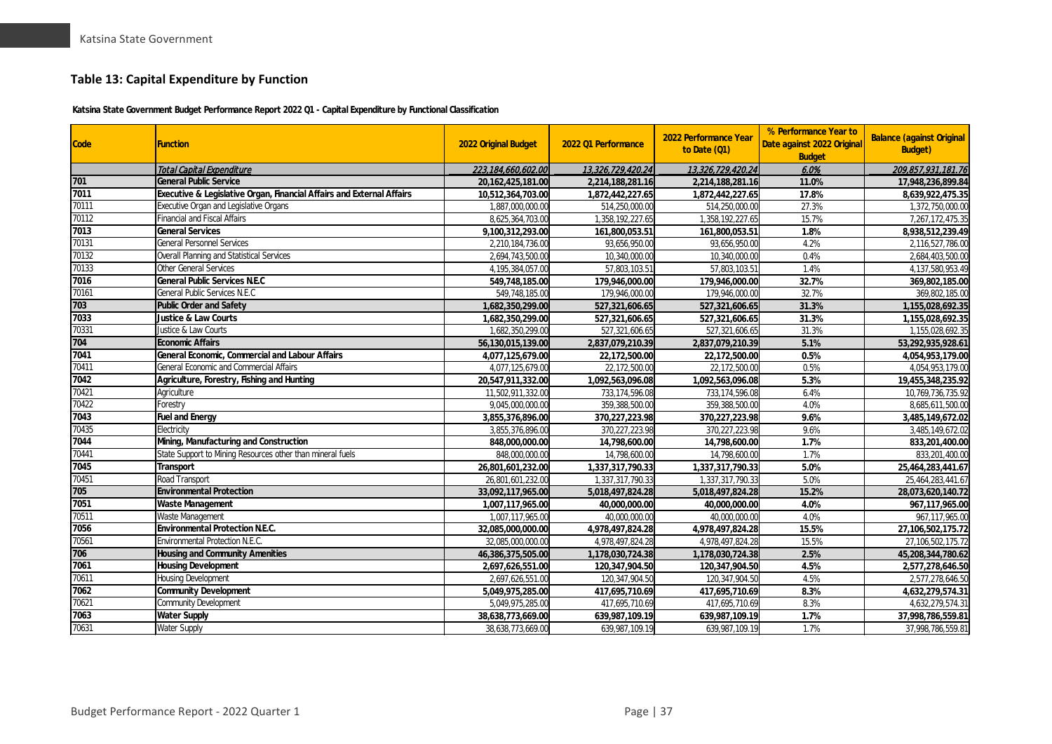## Table 13: Capital Expenditure by Function

**Katsina State Government Budget Performance Report 2022 Q1 - Capital Expenditure by Functional Classification**

| Code | Function | 2022 Original Budget | 2022 Q1 Performance | 2022 Performance Year to Date (Q1) | % Performance Year to Date against 2022 Original Budget | Balance (against Original Budget) |
|---|---|---|---|---|---|---|
| | *Total Capital Expenditure* | *223,184,660,602.00* | *13,326,729,420.24* | *13,326,729,420.24* | *6.0%* | *209,857,931,181.76* |
| **701** | **General Public Service** | **20,162,425,181.00** | **2,214,188,281.16** | **2,214,188,281.16** | **11.0%** | **17,948,236,899.84** |
| **7011** | **Executive & Legislative Organ, Financial Affairs and External Affairs** | **10,512,364,703.00** | **1,872,442,227.65** | **1,872,442,227.65** | **17.8%** | **8,639,922,475.35** |
| 70111 | Executive Organ and Legislative Organs | 1,887,000,000.00 | 514,250,000.00 | 514,250,000.00 | 27.3% | 1,372,750,000.00 |
| 70112 | Financial and Fiscal Affairs | 8,625,364,703.00 | 1,358,192,227.65 | 1,358,192,227.65 | 15.7% | 7,267,172,475.35 |
| **7013** | **General Services** | **9,100,312,293.00** | **161,800,053.51** | **161,800,053.51** | **1.8%** | **8,938,512,239.49** |
| 70131 | General Personnel Services | 2,210,184,736.00 | 93,656,950.00 | 93,656,950.00 | 4.2% | 2,116,527,786.00 |
| 70132 | Overall Planning and Statistical Services | 2,694,743,500.00 | 10,340,000.00 | 10,340,000.00 | 0.4% | 2,684,403,500.00 |
| 70133 | Other General Services | 4,195,384,057.00 | 57,803,103.51 | 57,803,103.51 | 1.4% | 4,137,580,953.49 |
| **7016** | **General Public Services N.E.C** | **549,748,185.00** | **179,946,000.00** | **179,946,000.00** | **32.7%** | **369,802,185.00** |
| 70161 | General Public Services N.E.C | 549,748,185.00 | 179,946,000.00 | 179,946,000.00 | 32.7% | 369,802,185.00 |
| **703** | **Public Order and Safety** | **1,682,350,299.00** | **527,321,606.65** | **527,321,606.65** | **31.3%** | **1,155,028,692.35** |
| **7033** | **Justice & Law Courts** | **1,682,350,299.00** | **527,321,606.65** | **527,321,606.65** | **31.3%** | **1,155,028,692.35** |
| 70331 | Justice & Law Courts | 1,682,350,299.00 | 527,321,606.65 | 527,321,606.65 | 31.3% | 1,155,028,692.35 |
| **704** | **Economic Affairs** | **56,130,015,139.00** | **2,837,079,210.39** | **2,837,079,210.39** | **5.1%** | **53,292,935,928.61** |
| **7041** | **General Economic, Commercial and Labour Affairs** | **4,077,125,679.00** | **22,172,500.00** | **22,172,500.00** | **0.5%** | **4,054,953,179.00** |
| 70411 | General Economic and Commercial Affairs | 4,077,125,679.00 | 22,172,500.00 | 22,172,500.00 | 0.5% | 4,054,953,179.00 |
| **7042** | **Agriculture, Forestry, Fishing and Hunting** | **20,547,911,332.00** | **1,092,563,096.08** | **1,092,563,096.08** | **5.3%** | **19,455,348,235.92** |
| 70421 | Agriculture | 11,502,911,332.00 | 733,174,596.08 | 733,174,596.08 | 6.4% | 10,769,736,735.92 |
| 70422 | Forestry | 9,045,000,000.00 | 359,388,500.00 | 359,388,500.00 | 4.0% | 8,685,611,500.00 |
| **7043** | **Fuel and Energy** | **3,855,376,896.00** | **370,227,223.98** | **370,227,223.98** | **9.6%** | **3,485,149,672.02** |
| 70435 | Electricity | 3,855,376,896.00 | 370,227,223.98 | 370,227,223.98 | 9.6% | 3,485,149,672.02 |
| **7044** | **Mining, Manufacturing and Construction** | **848,000,000.00** | **14,798,600.00** | **14,798,600.00** | **1.7%** | **833,201,400.00** |
| 70441 | State Support to Mining Resources other than mineral fuels | 848,000,000.00 | 14,798,600.00 | 14,798,600.00 | 1.7% | 833,201,400.00 |
| **7045** | **Transport** | **26,801,601,232.00** | **1,337,317,790.33** | **1,337,317,790.33** | **5.0%** | **25,464,283,441.67** |
| 70451 | Road Transport | 26,801,601,232.00 | 1,337,317,790.33 | 1,337,317,790.33 | 5.0% | 25,464,283,441.67 |
| **705** | **Environmental Protection** | **33,092,117,965.00** | **5,018,497,824.28** | **5,018,497,824.28** | **15.2%** | **28,073,620,140.72** |
| **7051** | **Waste Management** | **1,007,117,965.00** | **40,000,000.00** | **40,000,000.00** | **4.0%** | **967,117,965.00** |
| 70511 | Waste Management | 1,007,117,965.00 | 40,000,000.00 | 40,000,000.00 | 4.0% | 967,117,965.00 |
| **7056** | **Environmental Protection N.E.C.** | **32,085,000,000.00** | **4,978,497,824.28** | **4,978,497,824.28** | **15.5%** | **27,106,502,175.72** |
| 70561 | Environmental Protection N.E.C. | 32,085,000,000.00 | 4,978,497,824.28 | 4,978,497,824.28 | 15.5% | 27,106,502,175.72 |
| **706** | **Housing and Community Amenities** | **46,386,375,505.00** | **1,178,030,724.38** | **1,178,030,724.38** | **2.5%** | **45,208,344,780.62** |
| **7061** | **Housing Development** | **2,697,626,551.00** | **120,347,904.50** | **120,347,904.50** | **4.5%** | **2,577,278,646.50** |
| 70611 | Housing Development | 2,697,626,551.00 | 120,347,904.50 | 120,347,904.50 | 4.5% | 2,577,278,646.50 |
| **7062** | **Community Development** | **5,049,975,285.00** | **417,695,710.69** | **417,695,710.69** | **8.3%** | **4,632,279,574.31** |
| 70621 | Community Development | 5,049,975,285.00 | 417,695,710.69 | 417,695,710.69 | 8.3% | 4,632,279,574.31 |
| **7063** | **Water Supply** | **38,638,773,669.00** | **639,987,109.19** | **639,987,109.19** | **1.7%** | **37,998,786,559.81** |
| 70631 | Water Supply | 38,638,773,669.00 | 639,987,109.19 | 639,987,109.19 | 1.7% | 37,998,786,559.81 |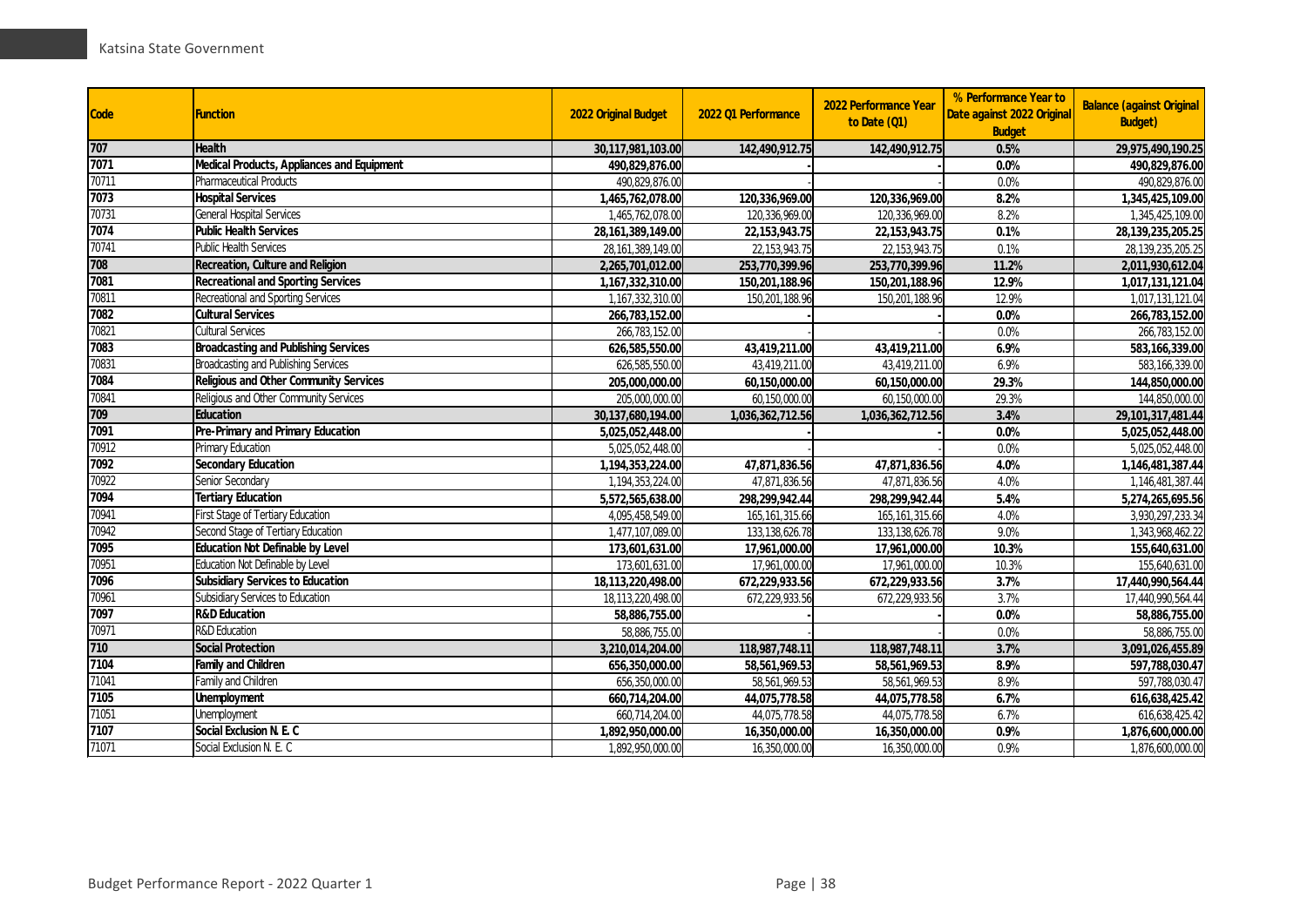| Code | Function | 2022 Original Budget | 2022 Q1 Performance | 2022 Performance Year to Date (Q1) | % Performance Year to Date against 2022 Original Budget | Balance (against Original Budget) |
|---|---|---|---|---|---|---|
| **707** | **Health** | **30,117,981,103.00** | **142,490,912.75** | **142,490,912.75** | **0.5%** | **29,975,490,190.25** |
| **7071** | **Medical Products, Appliances and Equipment** | **490,829,876.00** | **-** | **-** | **0.0%** | **490,829,876.00** |
| 70711 | Pharmaceutical Products | 490,829,876.00 | - | - | 0.0% | 490,829,876.00 |
| **7073** | **Hospital Services** | **1,465,762,078.00** | **120,336,969.00** | **120,336,969.00** | **8.2%** | **1,345,425,109.00** |
| 70731 | General Hospital Services | 1,465,762,078.00 | 120,336,969.00 | 120,336,969.00 | 8.2% | 1,345,425,109.00 |
| **7074** | **Public Health Services** | **28,161,389,149.00** | **22,153,943.75** | **22,153,943.75** | **0.1%** | **28,139,235,205.25** |
| 70741 | Public Health Services | 28,161,389,149.00 | 22,153,943.75 | 22,153,943.75 | 0.1% | 28,139,235,205.25 |
| **708** | **Recreation, Culture and Religion** | **2,265,701,012.00** | **253,770,399.96** | **253,770,399.96** | **11.2%** | **2,011,930,612.04** |
| **7081** | **Recreational and Sporting Services** | **1,167,332,310.00** | **150,201,188.96** | **150,201,188.96** | **12.9%** | **1,017,131,121.04** |
| 70811 | Recreational and Sporting Services | 1,167,332,310.00 | 150,201,188.96 | 150,201,188.96 | 12.9% | 1,017,131,121.04 |
| **7082** | **Cultural Services** | **266,783,152.00** | **-** | **-** | **0.0%** | **266,783,152.00** |
| 70821 | Cultural Services | 266,783,152.00 | - | - | 0.0% | 266,783,152.00 |
| **7083** | **Broadcasting and Publishing Services** | **626,585,550.00** | **43,419,211.00** | **43,419,211.00** | **6.9%** | **583,166,339.00** |
| 70831 | Broadcasting and Publishing Services | 626,585,550.00 | 43,419,211.00 | 43,419,211.00 | 6.9% | 583,166,339.00 |
| **7084** | **Religious and Other Community Services** | **205,000,000.00** | **60,150,000.00** | **60,150,000.00** | **29.3%** | **144,850,000.00** |
| 70841 | Religious and Other Community Services | 205,000,000.00 | 60,150,000.00 | 60,150,000.00 | 29.3% | 144,850,000.00 |
| **709** | **Education** | **30,137,680,194.00** | **1,036,362,712.56** | **1,036,362,712.56** | **3.4%** | **29,101,317,481.44** |
| **7091** | **Pre-Primary and Primary Education** | **5,025,052,448.00** | **-** | **-** | **0.0%** | **5,025,052,448.00** |
| 70912 | Primary Education | 5,025,052,448.00 | - | - | 0.0% | 5,025,052,448.00 |
| **7092** | **Secondary Education** | **1,194,353,224.00** | **47,871,836.56** | **47,871,836.56** | **4.0%** | **1,146,481,387.44** |
| 70922 | Senior Secondary | 1,194,353,224.00 | 47,871,836.56 | 47,871,836.56 | 4.0% | 1,146,481,387.44 |
| **7094** | **Tertiary Education** | **5,572,565,638.00** | **298,299,942.44** | **298,299,942.44** | **5.4%** | **5,274,265,695.56** |
| 70941 | First Stage of Tertiary Education | 4,095,458,549.00 | 165,161,315.66 | 165,161,315.66 | 4.0% | 3,930,297,233.34 |
| 70942 | Second Stage of Tertiary Education | 1,477,107,089.00 | 133,138,626.78 | 133,138,626.78 | 9.0% | 1,343,968,462.22 |
| **7095** | **Education Not Definable by Level** | **173,601,631.00** | **17,961,000.00** | **17,961,000.00** | **10.3%** | **155,640,631.00** |
| 70951 | Education Not Definable by Level | 173,601,631.00 | 17,961,000.00 | 17,961,000.00 | 10.3% | 155,640,631.00 |
| **7096** | **Subsidiary Services to Education** | **18,113,220,498.00** | **672,229,933.56** | **672,229,933.56** | **3.7%** | **17,440,990,564.44** |
| 70961 | Subsidiary Services to Education | 18,113,220,498.00 | 672,229,933.56 | 672,229,933.56 | 3.7% | 17,440,990,564.44 |
| **7097** | **R&D Education** | **58,886,755.00** | **-** | **-** | **0.0%** | **58,886,755.00** |
| 70971 | R&D Education | 58,886,755.00 | - | - | 0.0% | 58,886,755.00 |
| **710** | **Social Protection** | **3,210,014,204.00** | **118,987,748.11** | **118,987,748.11** | **3.7%** | **3,091,026,455.89** |
| **7104** | **Family and Children** | **656,350,000.00** | **58,561,969.53** | **58,561,969.53** | **8.9%** | **597,788,030.47** |
| 71041 | Family and Children | 656,350,000.00 | 58,561,969.53 | 58,561,969.53 | 8.9% | 597,788,030.47 |
| **7105** | **Unemployment** | **660,714,204.00** | **44,075,778.58** | **44,075,778.58** | **6.7%** | **616,638,425.42** |
| 71051 | Unemployment | 660,714,204.00 | 44,075,778.58 | 44,075,778.58 | 6.7% | 616,638,425.42 |
| **7107** | **Social Exclusion N. E. C** | **1,892,950,000.00** | **16,350,000.00** | **16,350,000.00** | **0.9%** | **1,876,600,000.00** |
| 71071 | Social Exclusion N. E. C | 1,892,950,000.00 | 16,350,000.00 | 16,350,000.00 | 0.9% | 1,876,600,000.00 |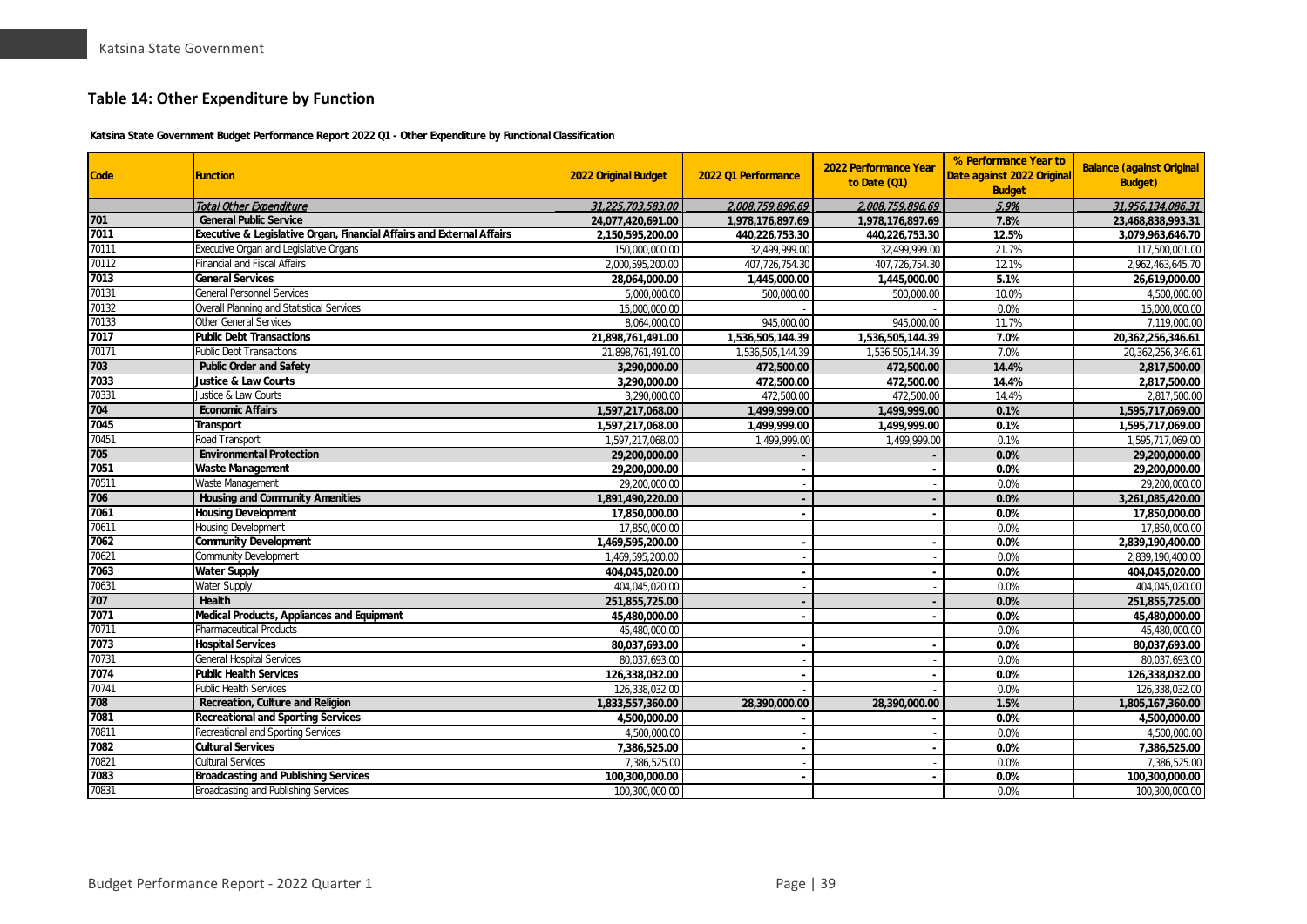## Table 14: Other Expenditure by Function

**Katsina State Government Budget Performance Report 2022 Q1 - Other Expenditure by Functional Classification**

| Code | Function | 2022 Original Budget | 2022 Q1 Performance | 2022 Performance Year to Date (Q1) | % Performance Year to Date against 2022 Original Budget | Balance (against Original Budget) |
|---|---|---|---|---|---|---|
| | *Total Other Expenditure* | *31,225,703,583.00* | *2,008,759,896.69* | *2,008,759,896.69* | *5.9%* | *31,956,134,086.31* |
| **701** | **General Public Service** | **24,077,420,691.00** | **1,978,176,897.69** | **1,978,176,897.69** | **7.8%** | **23,468,838,993.31** |
| **7011** | **Executive & Legislative Organ, Financial Affairs and External Affairs** | **2,150,595,200.00** | **440,226,753.30** | **440,226,753.30** | **12.5%** | **3,079,963,646.70** |
| 70111 | Executive Organ and Legislative Organs | 150,000,000.00 | 32,499,999.00 | 32,499,999.00 | 21.7% | 117,500,001.00 |
| 70112 | Financial and Fiscal Affairs | 2,000,595,200.00 | 407,726,754.30 | 407,726,754.30 | 12.1% | 2,962,463,645.70 |
| **7013** | **General Services** | **28,064,000.00** | **1,445,000.00** | **1,445,000.00** | **5.1%** | **26,619,000.00** |
| 70131 | General Personnel Services | 5,000,000.00 | 500,000.00 | 500,000.00 | 10.0% | 4,500,000.00 |
| 70132 | Overall Planning and Statistical Services | 15,000,000.00 | - | - | 0.0% | 15,000,000.00 |
| 70133 | Other General Services | 8,064,000.00 | 945,000.00 | 945,000.00 | 11.7% | 7,119,000.00 |
| **7017** | **Public Debt Transactions** | **21,898,761,491.00** | **1,536,505,144.39** | **1,536,505,144.39** | **7.0%** | **20,362,256,346.61** |
| 70171 | Public Debt Transactions | 21,898,761,491.00 | 1,536,505,144.39 | 1,536,505,144.39 | 7.0% | 20,362,256,346.61 |
| **703** | **Public Order and Safety** | **3,290,000.00** | **472,500.00** | **472,500.00** | **14.4%** | **2,817,500.00** |
| **7033** | **Justice & Law Courts** | **3,290,000.00** | **472,500.00** | **472,500.00** | **14.4%** | **2,817,500.00** |
| 70331 | Justice & Law Courts | 3,290,000.00 | 472,500.00 | 472,500.00 | 14.4% | 2,817,500.00 |
| **704** | **Economic Affairs** | **1,597,217,068.00** | **1,499,999.00** | **1,499,999.00** | **0.1%** | **1,595,717,069.00** |
| **7045** | **Transport** | **1,597,217,068.00** | **1,499,999.00** | **1,499,999.00** | **0.1%** | **1,595,717,069.00** |
| 70451 | Road Transport | 1,597,217,068.00 | 1,499,999.00 | 1,499,999.00 | 0.1% | 1,595,717,069.00 |
| **705** | **Environmental Protection** | **29,200,000.00** | **-** | **-** | **0.0%** | **29,200,000.00** |
| **7051** | **Waste Management** | **29,200,000.00** | **-** | **-** | **0.0%** | **29,200,000.00** |
| 70511 | Waste Management | 29,200,000.00 | - | - | 0.0% | 29,200,000.00 |
| **706** | **Housing and Community Amenities** | **1,891,490,220.00** | **-** | **-** | **0.0%** | **3,261,085,420.00** |
| **7061** | **Housing Development** | **17,850,000.00** | **-** | **-** | **0.0%** | **17,850,000.00** |
| 70611 | Housing Development | 17,850,000.00 | - | - | 0.0% | 17,850,000.00 |
| **7062** | **Community Development** | **1,469,595,200.00** | **-** | **-** | **0.0%** | **2,839,190,400.00** |
| 70621 | Community Development | 1,469,595,200.00 | - | - | 0.0% | 2,839,190,400.00 |
| **7063** | **Water Supply** | **404,045,020.00** | **-** | **-** | **0.0%** | **404,045,020.00** |
| 70631 | Water Supply | 404,045,020.00 | - | - | 0.0% | 404,045,020.00 |
| **707** | **Health** | **251,855,725.00** | **-** | **-** | **0.0%** | **251,855,725.00** |
| **7071** | **Medical Products, Appliances and Equipment** | **45,480,000.00** | **-** | **-** | **0.0%** | **45,480,000.00** |
| 70711 | Pharmaceutical Products | 45,480,000.00 | - | - | 0.0% | 45,480,000.00 |
| **7073** | **Hospital Services** | **80,037,693.00** | **-** | **-** | **0.0%** | **80,037,693.00** |
| 70731 | General Hospital Services | 80,037,693.00 | - | - | 0.0% | 80,037,693.00 |
| **7074** | **Public Health Services** | **126,338,032.00** | **-** | **-** | **0.0%** | **126,338,032.00** |
| 70741 | Public Health Services | 126,338,032.00 | - | - | 0.0% | 126,338,032.00 |
| **708** | **Recreation, Culture and Religion** | **1,833,557,360.00** | **28,390,000.00** | **28,390,000.00** | **1.5%** | **1,805,167,360.00** |
| **7081** | **Recreational and Sporting Services** | **4,500,000.00** | **-** | **-** | **0.0%** | **4,500,000.00** |
| 70811 | Recreational and Sporting Services | 4,500,000.00 | - | - | 0.0% | 4,500,000.00 |
| **7082** | **Cultural Services** | **7,386,525.00** | **-** | **-** | **0.0%** | **7,386,525.00** |
| 70821 | Cultural Services | 7,386,525.00 | - | - | 0.0% | 7,386,525.00 |
| **7083** | **Broadcasting and Publishing Services** | **100,300,000.00** | **-** | **-** | **0.0%** | **100,300,000.00** |
| 70831 | Broadcasting and Publishing Services | 100,300,000.00 | - | - | 0.0% | 100,300,000.00 |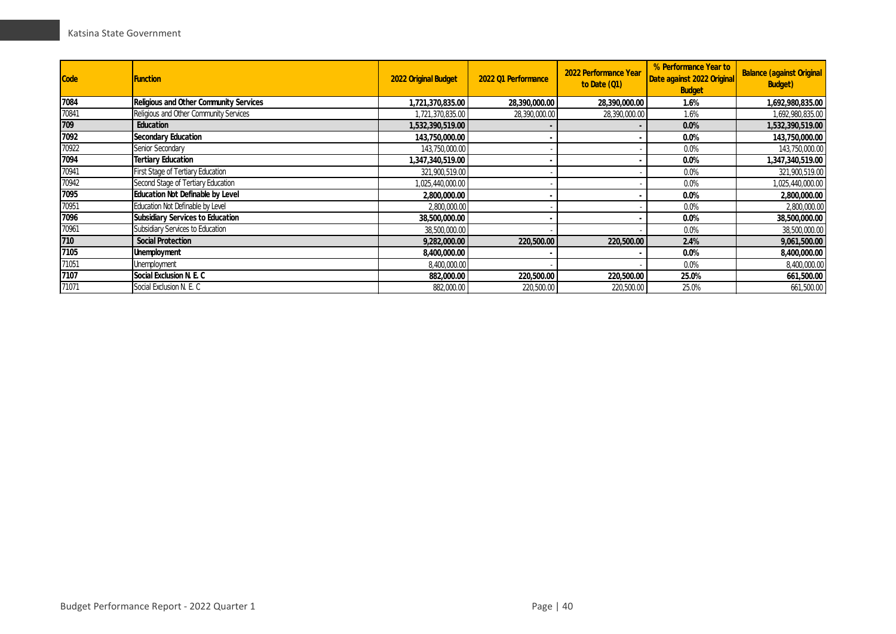| Code | Function | 2022 Original Budget | 2022 Q1 Performance | 2022 Performance Year to Date (Q1) | % Performance Year to Date against 2022 Original Budget | Balance (against Original Budget) |
|---|---|---|---|---|---|---|
| **7084** | **Religious and Other Community Services** | **1,721,370,835.00** | **28,390,000.00** | **28,390,000.00** | **1.6%** | **1,692,980,835.00** |
| 70841 | Religious and Other Community Services | 1,721,370,835.00 | 28,390,000.00 | 28,390,000.00 | 1.6% | 1,692,980,835.00 |
| **709** | **Education** | **1,532,390,519.00** | **-** | **-** | **0.0%** | **1,532,390,519.00** |
| **7092** | **Secondary Education** | **143,750,000.00** | **-** | **-** | **0.0%** | **143,750,000.00** |
| 70922 | Senior Secondary | 143,750,000.00 | - | - | 0.0% | 143,750,000.00 |
| **7094** | **Tertiary Education** | **1,347,340,519.00** | **-** | **-** | **0.0%** | **1,347,340,519.00** |
| 70941 | First Stage of Tertiary Education | 321,900,519.00 | - | - | 0.0% | 321,900,519.00 |
| 70942 | Second Stage of Tertiary Education | 1,025,440,000.00 | - | - | 0.0% | 1,025,440,000.00 |
| **7095** | **Education Not Definable by Level** | **2,800,000.00** | **-** | **-** | **0.0%** | **2,800,000.00** |
| 70951 | Education Not Definable by Level | 2,800,000.00 | - | - | 0.0% | 2,800,000.00 |
| **7096** | **Subsidiary Services to Education** | **38,500,000.00** | **-** | **-** | **0.0%** | **38,500,000.00** |
| 70961 | Subsidiary Services to Education | 38,500,000.00 | - | - | 0.0% | 38,500,000.00 |
| **710** | **Social Protection** | **9,282,000.00** | **220,500.00** | **220,500.00** | **2.4%** | **9,061,500.00** |
| **7105** | **Unemployment** | **8,400,000.00** | **-** | **-** | **0.0%** | **8,400,000.00** |
| 71051 | Unemployment | 8,400,000.00 | - | - | 0.0% | 8,400,000.00 |
| **7107** | **Social Exclusion N. E. C** | **882,000.00** | **220,500.00** | **220,500.00** | **25.0%** | **661,500.00** |
| 71071 | Social Exclusion N. E. C | 882,000.00 | 220,500.00 | 220,500.00 | 25.0% | 661,500.00 |